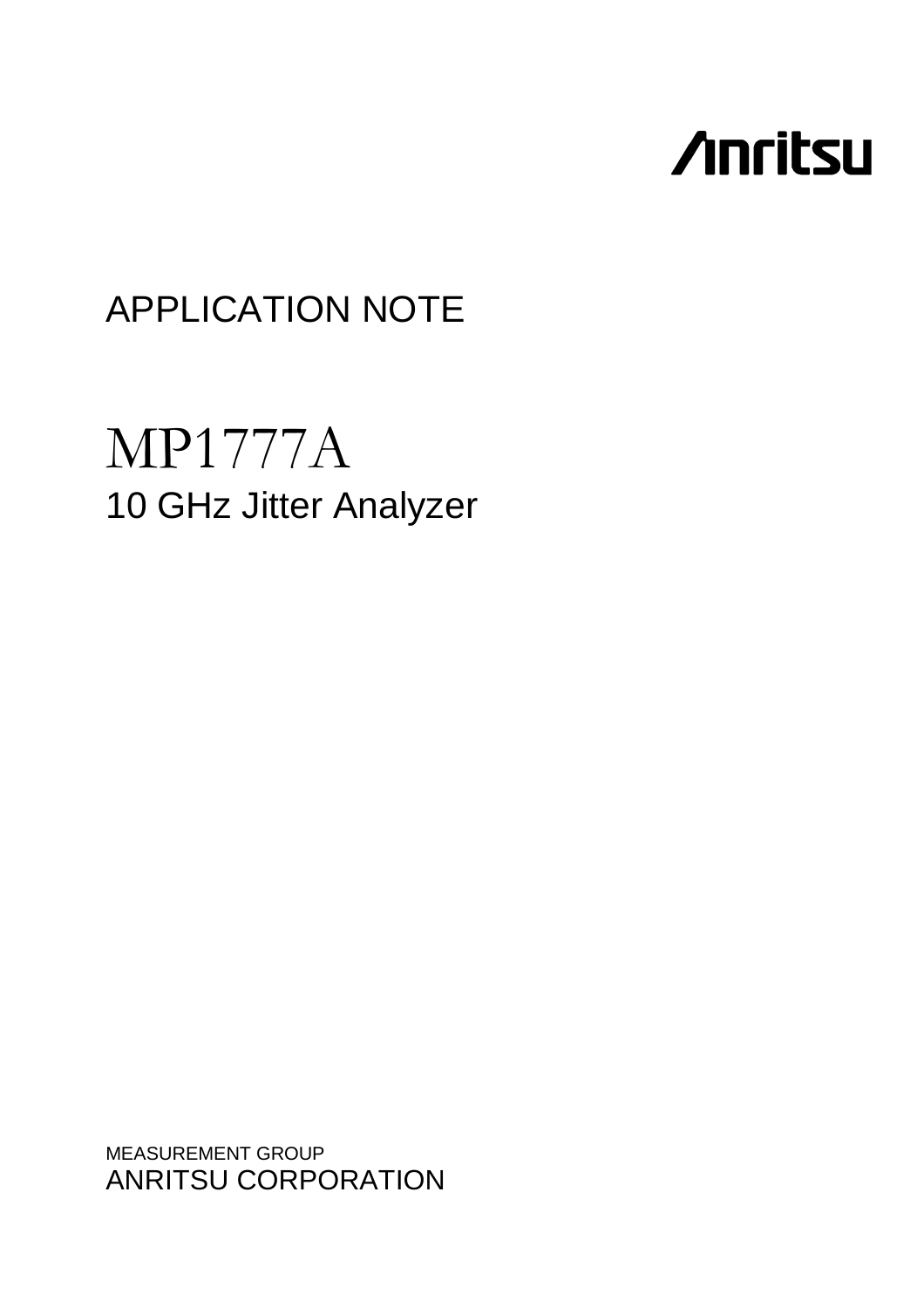Anritsu

APPLICATION NOTE

# MP1777A

## 10 GHz Jitter Analyzer

MEASUREMENT GROUP

ANRITSU CORPORATION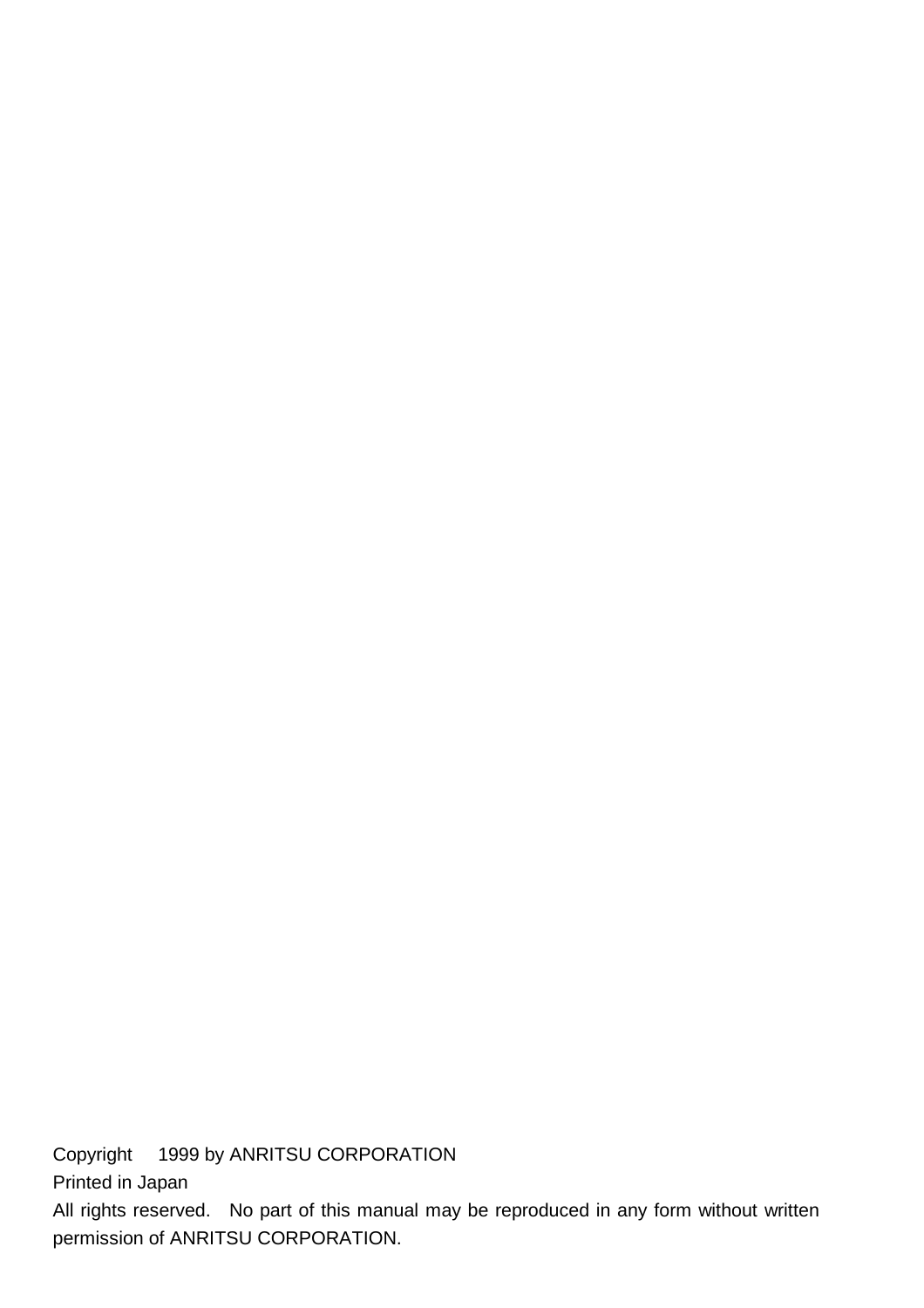Copyright 1999 by ANRITSU CORPORATION

Printed in Japan

All rights reserved. No part of this manual may be reproduced in any form without written permission of ANRITSU CORPORATION.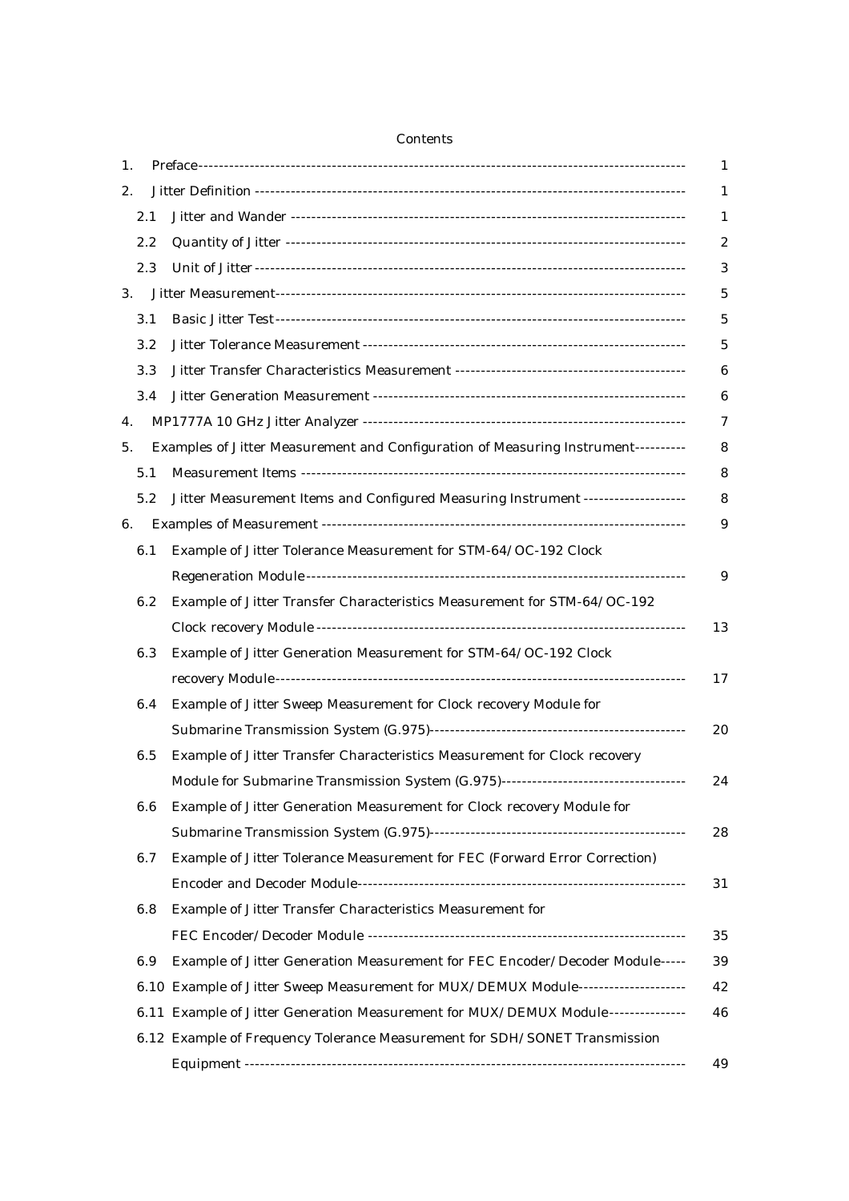# Contents

1. Preface ------------------------------------------------------------------------------------------- 1
2. Jitter Definition ----------------------------------------------------------------------------------- 1
   - 2.1 Jitter and Wander ---------------------------------------------------------------------------- 1
   - 2.2 Quantity of Jitter ----------------------------------------------------------------------------- 2
   - 2.3 Unit of Jitter ---------------------------------------------------------------------------------- 3
3. Jitter Measurement ------------------------------------------------------------------------------- 5
   - 3.1 Basic Jitter Test ------------------------------------------------------------------------------ 5
   - 3.2 Jitter Tolerance Measurement --------------------------------------------------------------- 5
   - 3.3 Jitter Transfer Characteristics Measurement ---------------------------------------------- 6
   - 3.4 Jitter Generation Measurement ------------------------------------------------------------- 6
4. MP1777A 10 GHz Jitter Analyzer -------------------------------------------------------------- 7
5. Examples of Jitter Measurement and Configuration of Measuring Instrument ---------- 8
   - 5.1 Measurement Items ---------------------------------------------------------------------------- 8
   - 5.2 Jitter Measurement Items and Configured Measuring Instrument -------------------- 8
6. Examples of Measurement ----------------------------------------------------------------------- 9
   - 6.1 Example of Jitter Tolerance Measurement for STM-64/OC-192 Clock Regeneration Module ---------------------------------------------------------------------------- 9
   - 6.2 Example of Jitter Transfer Characteristics Measurement for STM-64/OC-192 Clock recovery Module ------------------------------------------------------------------------ 13
   - 6.3 Example of Jitter Generation Measurement for STM-64/OC-192 Clock recovery Module ---------------------------------------------------------------------------------- 17
   - 6.4 Example of Jitter Sweep Measurement for Clock recovery Module for Submarine Transmission System (G.975) ------------------------------------------------- 20
   - 6.5 Example of Jitter Transfer Characteristics Measurement for Clock recovery Module for Submarine Transmission System (G.975) ------------------------------------ 24
   - 6.6 Example of Jitter Generation Measurement for Clock recovery Module for Submarine Transmission System (G.975) ------------------------------------------------- 28
   - 6.7 Example of Jitter Tolerance Measurement for FEC (Forward Error Correction) Encoder and Decoder Module -------------------------------------------------------------- 31
   - 6.8 Example of Jitter Transfer Characteristics Measurement for FEC Encoder/Decoder Module -------------------------------------------------------------- 35
   - 6.9 Example of Jitter Generation Measurement for FEC Encoder/Decoder Module ----- 39
   - 6.10 Example of Jitter Sweep Measurement for MUX/DEMUX Module --------------------- 42
   - 6.11 Example of Jitter Generation Measurement for MUX/DEMUX Module --------------- 46
   - 6.12 Example of Frequency Tolerance Measurement for SDH/SONET Transmission Equipment ---------------------------------------------------------------------------------- 49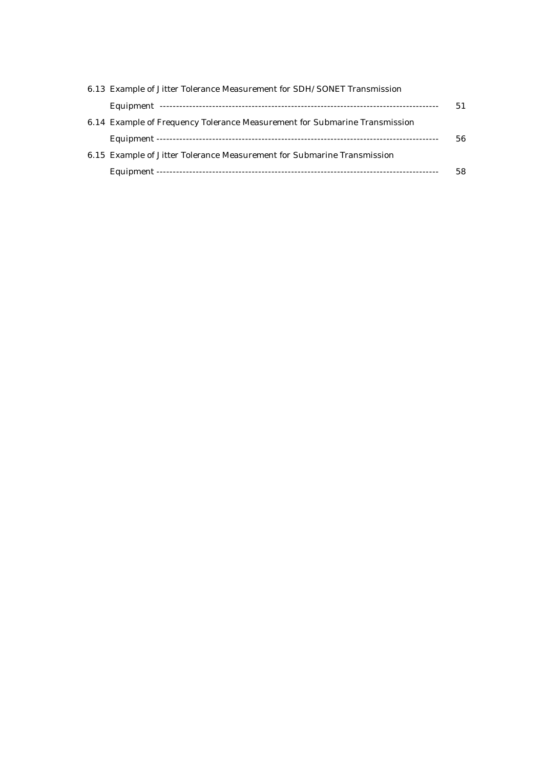6.13 Example of Jitter Tolerance Measurement for SDH/SONET Transmission Equipment ---------------------------------------------------------------------------------- 51

6.14 Example of Frequency Tolerance Measurement for Submarine Transmission Equipment ----------------------------------------------------------------------------------- 56

6.15 Example of Jitter Tolerance Measurement for Submarine Transmission Equipment ----------------------------------------------------------------------------------- 58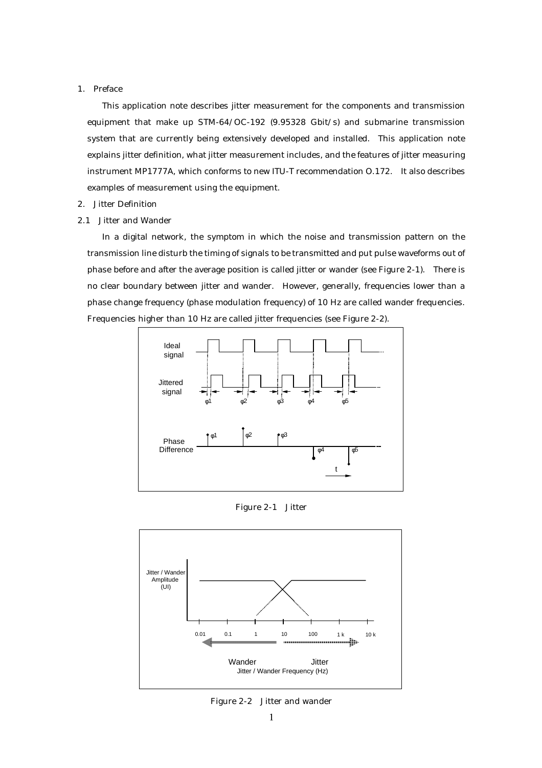## 1. Preface

This application note describes jitter measurement for the components and transmission equipment that make up STM-64/OC-192 (9.95328 Gbit/s) and submarine transmission system that are currently being extensively developed and installed. This application note explains jitter definition, what jitter measurement includes, and the features of jitter measuring instrument MP1777A, which conforms to new ITU-T recommendation O.172. It also describes examples of measurement using the equipment.

## 2. Jitter Definition

### 2.1 Jitter and Wander

In a digital network, the symptom in which the noise and transmission pattern on the transmission line disturb the timing of signals to be transmitted and put pulse waveforms out of phase before and after the average position is called jitter or wander (see Figure 2-1). There is no clear boundary between jitter and wander. However, generally, frequencies lower than a phase change frequency (phase modulation frequency) of 10 Hz are called wander frequencies. Frequencies higher than 10 Hz are called jitter frequencies (see Figure 2-2).

Figure 2-1 Jitter

Figure 2-2 Jitter and wander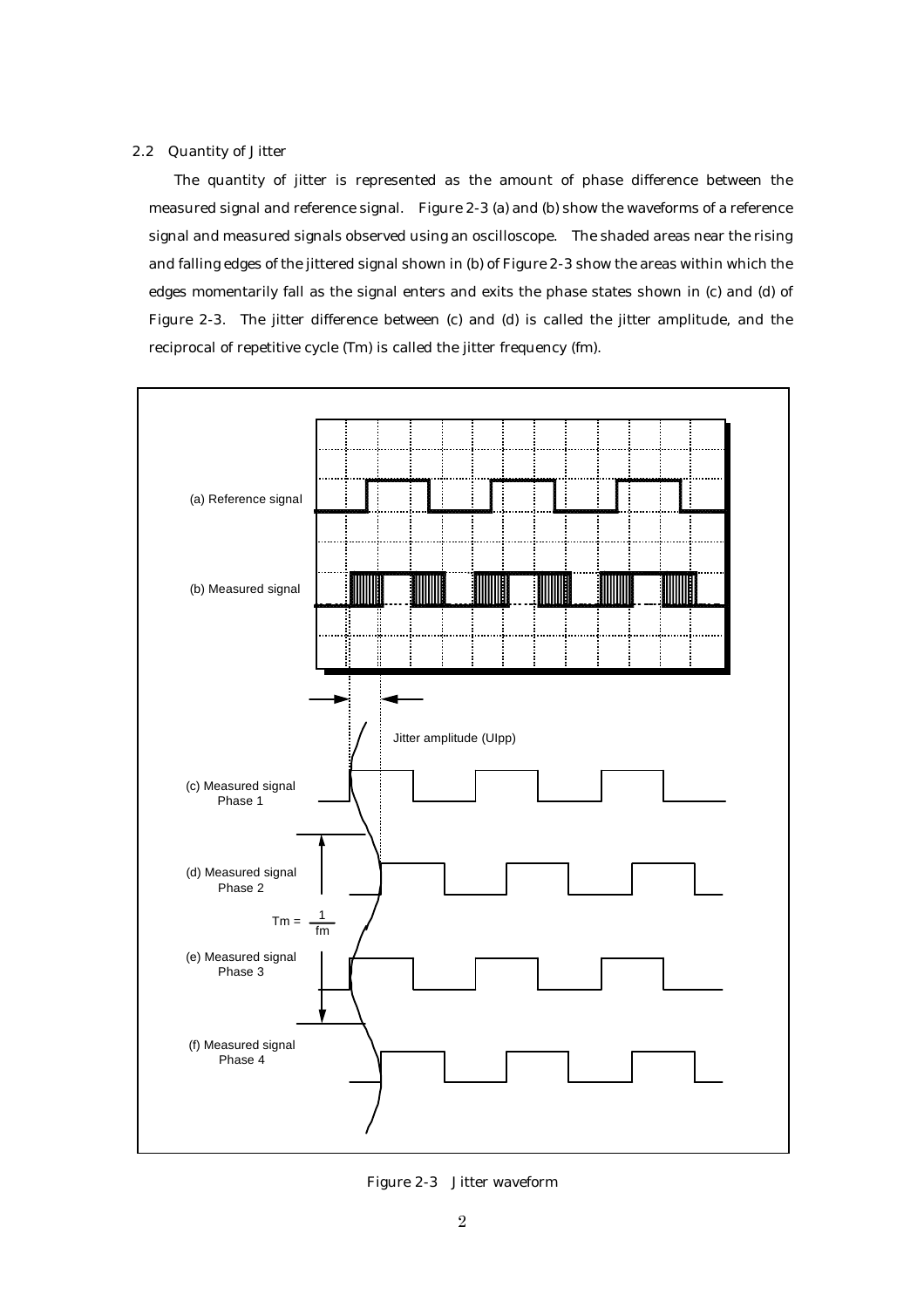## 2.2 Quantity of Jitter

The quantity of jitter is represented as the amount of phase difference between the measured signal and reference signal. Figure 2-3 (a) and (b) show the waveforms of a reference signal and measured signals observed using an oscilloscope. The shaded areas near the rising and falling edges of the jittered signal shown in (b) of Figure 2-3 show the areas within which the edges momentarily fall as the signal enters and exits the phase states shown in (c) and (d) of Figure 2-3. The jitter difference between (c) and (d) is called the jitter amplitude, and the reciprocal of repetitive cycle (Tm) is called the jitter frequency (fm).

Figure 2-3 Jitter waveform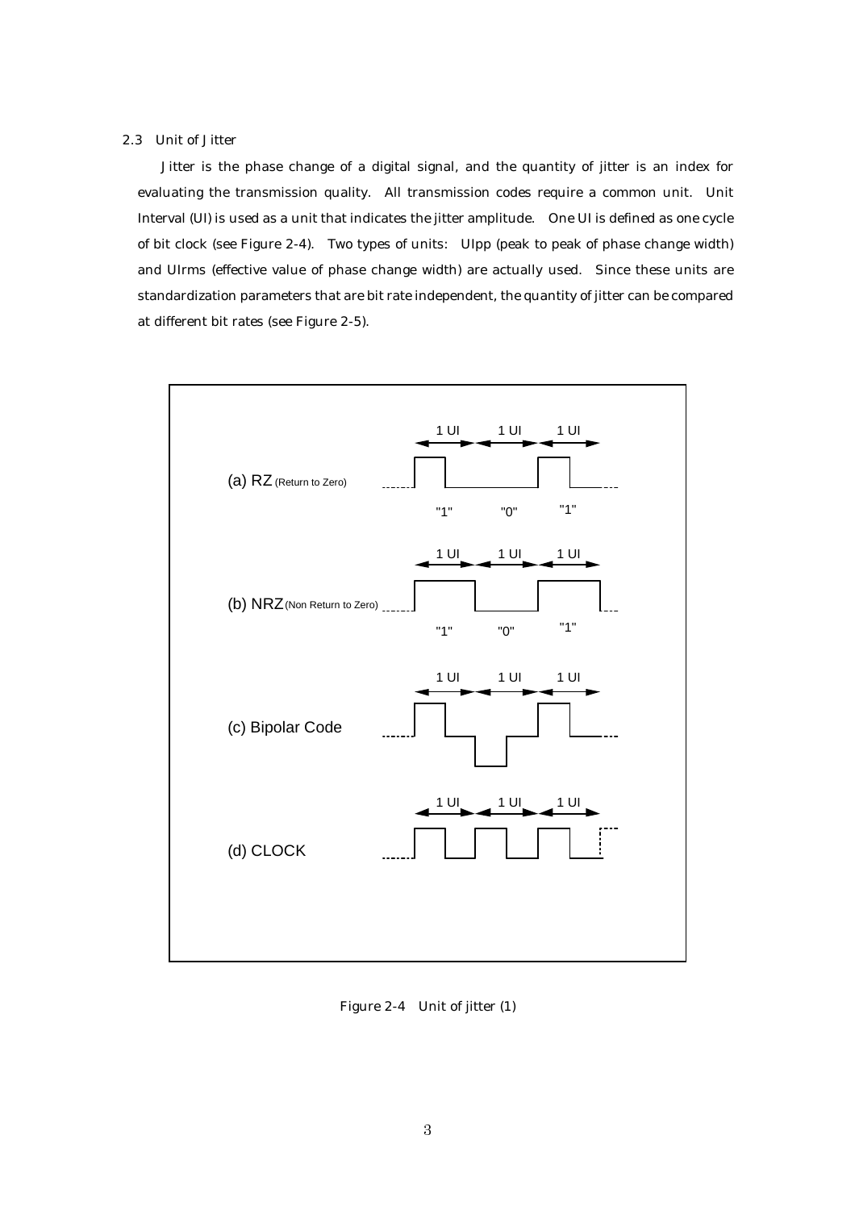## 2.3 Unit of Jitter

Jitter is the phase change of a digital signal, and the quantity of jitter is an index for evaluating the transmission quality. All transmission codes require a common unit. Unit Interval (UI) is used as a unit that indicates the jitter amplitude. One UI is defined as one cycle of bit clock (see Figure 2-4). Two types of units: UIpp (peak to peak of phase change width) and UIrms (effective value of phase change width) are actually used. Since these units are standardization parameters that are bit rate independent, the quantity of jitter can be compared at different bit rates (see Figure 2-5).

Figure 2-4 Unit of jitter (1)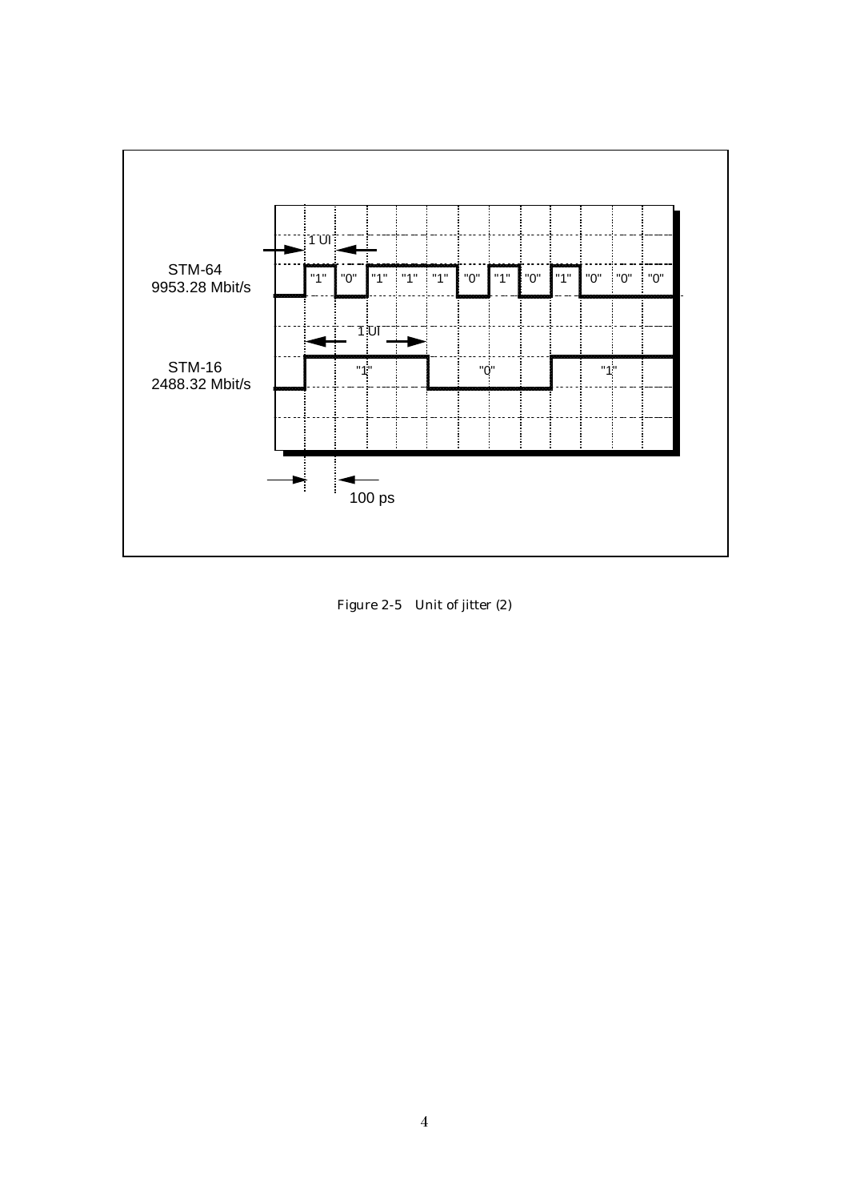STM-64
9953.28 Mbit/s

STM-16
2488.32 Mbit/s

1 UI

"1" "0" "1" "1" "1" "0" "1" "0" "1" "0" "0" "0"

1 UI

"1" "0" "1"

100 ps

Figure 2-5 Unit of jitter (2)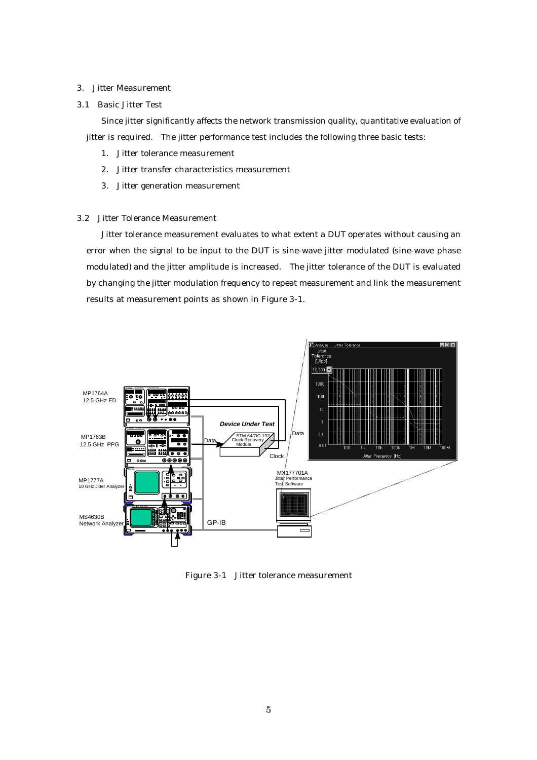## 3. Jitter Measurement

### 3.1 Basic Jitter Test

Since jitter significantly affects the network transmission quality, quantitative evaluation of jitter is required. The jitter performance test includes the following three basic tests:

1. Jitter tolerance measurement
2. Jitter transfer characteristics measurement
3. Jitter generation measurement

### 3.2 Jitter Tolerance Measurement

Jitter tolerance measurement evaluates to what extent a DUT operates without causing an error when the signal to be input to the DUT is sine-wave jitter modulated (sine-wave phase modulated) and the jitter amplitude is increased. The jitter tolerance of the DUT is evaluated by changing the jitter modulation frequency to repeat measurement and link the measurement results at measurement points as shown in Figure 3-1.

Figure 3-1 Jitter tolerance measurement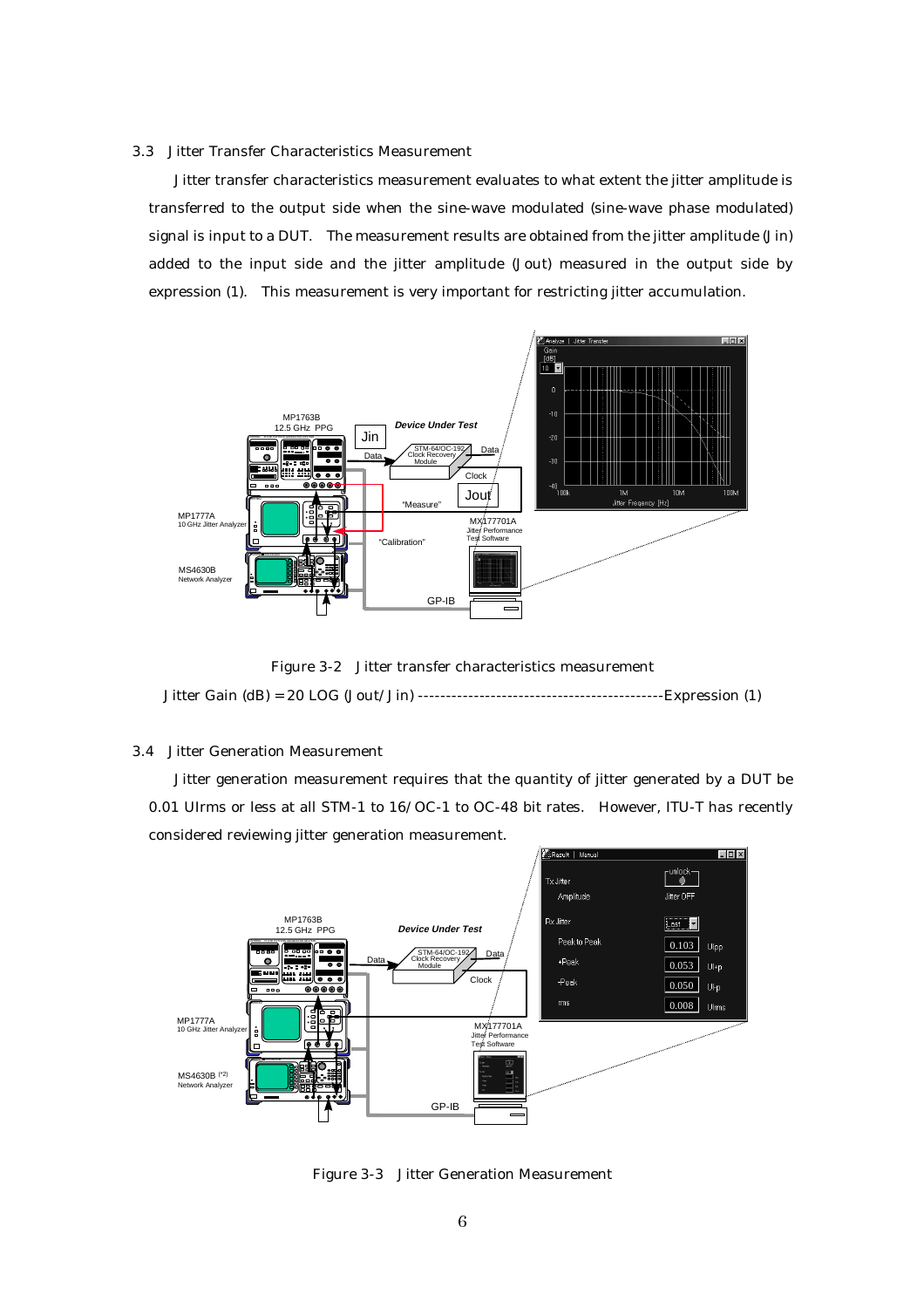### 3.3 Jitter Transfer Characteristics Measurement

Jitter transfer characteristics measurement evaluates to what extent the jitter amplitude is transferred to the output side when the sine-wave modulated (sine-wave phase modulated) signal is input to a DUT. The measurement results are obtained from the jitter amplitude (Jin) added to the input side and the jitter amplitude (Jout) measured in the output side by expression (1). This measurement is very important for restricting jitter accumulation.

Figure 3-2 Jitter transfer characteristics measurement

Jitter Gain (dB) = 20 LOG (Jout/Jin) --------------------------------------------Expression (1)

### 3.4 Jitter Generation Measurement

Jitter generation measurement requires that the quantity of jitter generated by a DUT be 0.01 UIrms or less at all STM-1 to 16/OC-1 to OC-48 bit rates. However, ITU-T has recently considered reviewing jitter generation measurement.

Figure 3-3 Jitter Generation Measurement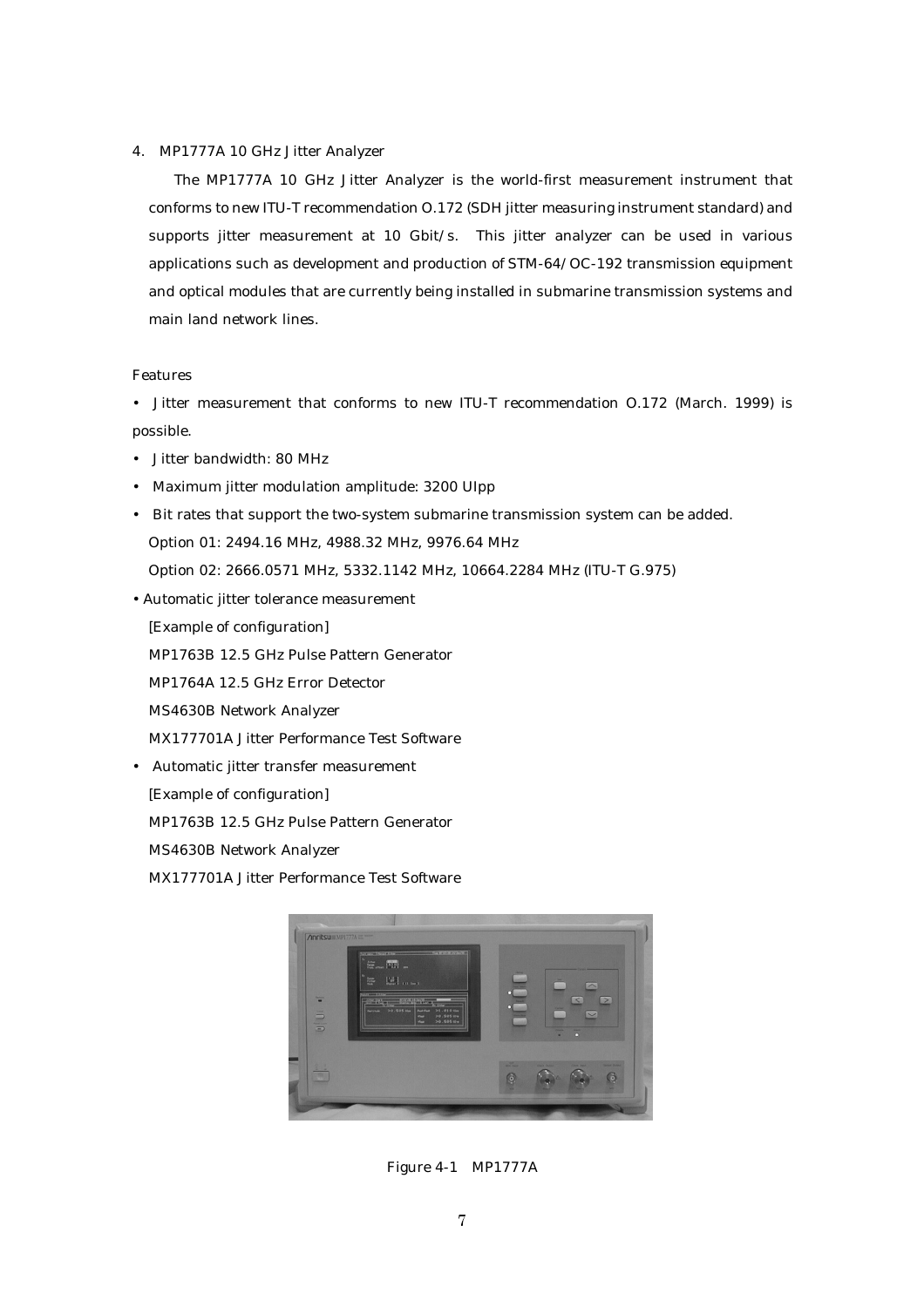## 4. MP1777A 10 GHz Jitter Analyzer

The MP1777A 10 GHz Jitter Analyzer is the world-first measurement instrument that conforms to new ITU-T recommendation O.172 (SDH jitter measuring instrument standard) and supports jitter measurement at 10 Gbit/s. This jitter analyzer can be used in various applications such as development and production of STM-64/OC-192 transmission equipment and optical modules that are currently being installed in submarine transmission systems and main land network lines.

### Features

- Jitter measurement that conforms to new ITU-T recommendation O.172 (March. 1999) is possible.
- Jitter bandwidth: 80 MHz
- Maximum jitter modulation amplitude: 3200 UIpp
- Bit rates that support the two-system submarine transmission system can be added.
  Option 01: 2494.16 MHz, 4988.32 MHz, 9976.64 MHz
  Option 02: 2666.0571 MHz, 5332.1142 MHz, 10664.2284 MHz (ITU-T G.975)
- Automatic jitter tolerance measurement
  [Example of configuration]
  MP1763B 12.5 GHz Pulse Pattern Generator
  MP1764A 12.5 GHz Error Detector
  MS4630B Network Analyzer
  MX177701A Jitter Performance Test Software
- Automatic jitter transfer measurement
  [Example of configuration]
  MP1763B 12.5 GHz Pulse Pattern Generator
  MS4630B Network Analyzer
  MX177701A Jitter Performance Test Software

Figure 4-1 MP1777A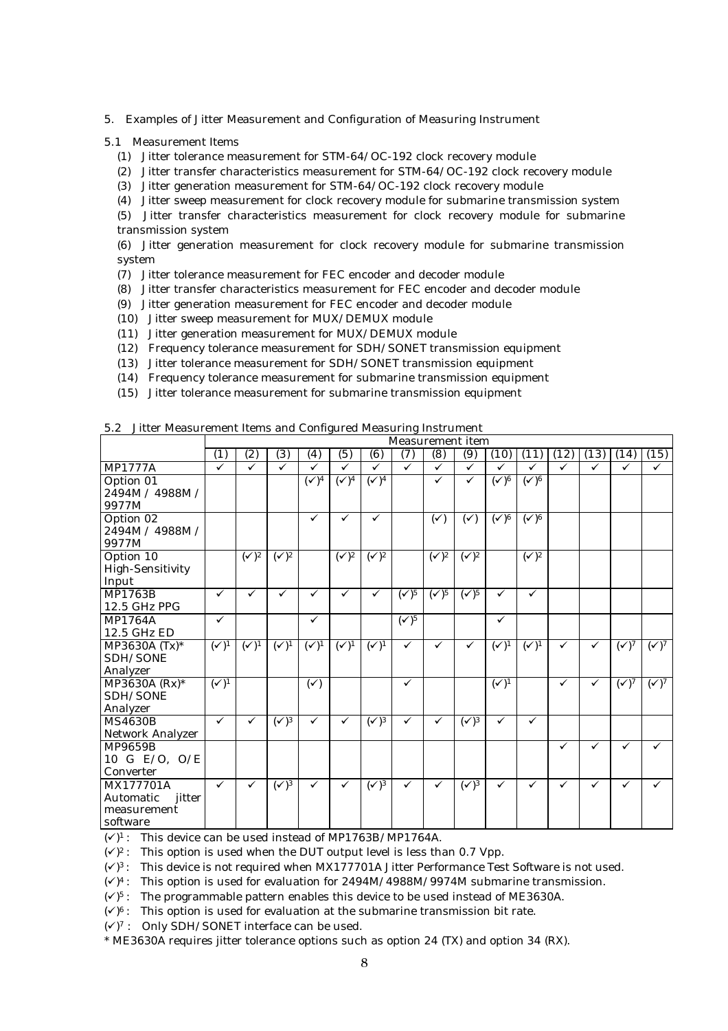## 5. Examples of Jitter Measurement and Configuration of Measuring Instrument

### 5.1 Measurement Items

(1) Jitter tolerance measurement for STM-64/OC-192 clock recovery module
(2) Jitter transfer characteristics measurement for STM-64/OC-192 clock recovery module
(3) Jitter generation measurement for STM-64/OC-192 clock recovery module
(4) Jitter sweep measurement for clock recovery module for submarine transmission system
(5) Jitter transfer characteristics measurement for clock recovery module for submarine transmission system
(6) Jitter generation measurement for clock recovery module for submarine transmission system
(7) Jitter tolerance measurement for FEC encoder and decoder module
(8) Jitter transfer characteristics measurement for FEC encoder and decoder module
(9) Jitter generation measurement for FEC encoder and decoder module
(10) Jitter sweep measurement for MUX/DEMUX module
(11) Jitter generation measurement for MUX/DEMUX module
(12) Frequency tolerance measurement for SDH/SONET transmission equipment
(13) Jitter tolerance measurement for SDH/SONET transmission equipment
(14) Frequency tolerance measurement for submarine transmission equipment
(15) Jitter tolerance measurement for submarine transmission equipment

### 5.2 Jitter Measurement Items and Configured Measuring Instrument

| | Measurement item | | | | | | | | | | | | | | |
|---|---|---|---|---|---|---|---|---|---|---|---|---|---|---|---|
| | (1) | (2) | (3) | (4) | (5) | (6) | (7) | (8) | (9) | (10) | (11) | (12) | (13) | (14) | (15) |
| MP1777A | ✓ | ✓ | ✓ | ✓ | ✓ | ✓ | ✓ | ✓ | ✓ | ✓ | ✓ | ✓ | ✓ | ✓ | ✓ |
| Option 01 2494M / 4988M / 9977M | | | | (✓)4 | (✓)4 | (✓)4 | | ✓ | ✓ | (✓)6 | (✓)6 | | | | |
| Option 02 2494M / 4988M / 9977M | | | | ✓ | ✓ | ✓ | | (✓) | (✓) | (✓)6 | (✓)6 | | | | |
| Option 10 High-Sensitivity Input | | (✓)2 | (✓)2 | | (✓)2 | (✓)2 | | (✓)2 | (✓)2 | | (✓)2 | | | | |
| MP1763B 12.5 GHz PPG | ✓ | ✓ | ✓ | ✓ | ✓ | ✓ | (✓)5 | (✓)5 | (✓)5 | ✓ | ✓ | | | | |
| MP1764A 12.5 GHz ED | ✓ | | | ✓ | | | (✓)5 | | | ✓ | | | | | |
| MP3630A (Tx)* SDH/SONE Analyzer | (✓)1 | (✓)1 | (✓)1 | (✓)1 | (✓)1 | (✓)1 | ✓ | ✓ | ✓ | (✓)1 | (✓)1 | ✓ | ✓ | (✓)7 | (✓)7 |
| MP3630A (Rx)* SDH/SONE Analyzer | (✓)1 | | | (✓) | | | ✓ | | | (✓)1 | | ✓ | ✓ | (✓)7 | (✓)7 |
| MS4630B Network Analyzer | ✓ | ✓ | (✓)3 | ✓ | ✓ | (✓)3 | ✓ | ✓ | (✓)3 | ✓ | ✓ | | | | |
| MP9659B 10 G E/O, O/E Converter | | | | | | | | | | | | ✓ | ✓ | ✓ | ✓ |
| MX177701A Automatic jitter measurement software | ✓ | ✓ | (✓)3 | ✓ | ✓ | (✓)3 | ✓ | ✓ | (✓)3 | ✓ | ✓ | ✓ | ✓ | ✓ | ✓ |

(✓)1 : This device can be used instead of MP1763B/MP1764A.
(✓)2 : This option is used when the DUT output level is less than 0.7 Vpp.
(✓)3 : This device is not required when MX177701A Jitter Performance Test Software is not used.
(✓)4 : This option is used for evaluation for 2494M/4988M/9974M submarine transmission.
(✓)5 : The programmable pattern enables this device to be used instead of ME3630A.
(✓)6 : This option is used for evaluation at the submarine transmission bit rate.
(✓)7 : Only SDH/SONET interface can be used.
* ME3630A requires jitter tolerance options such as option 24 (TX) and option 34 (RX).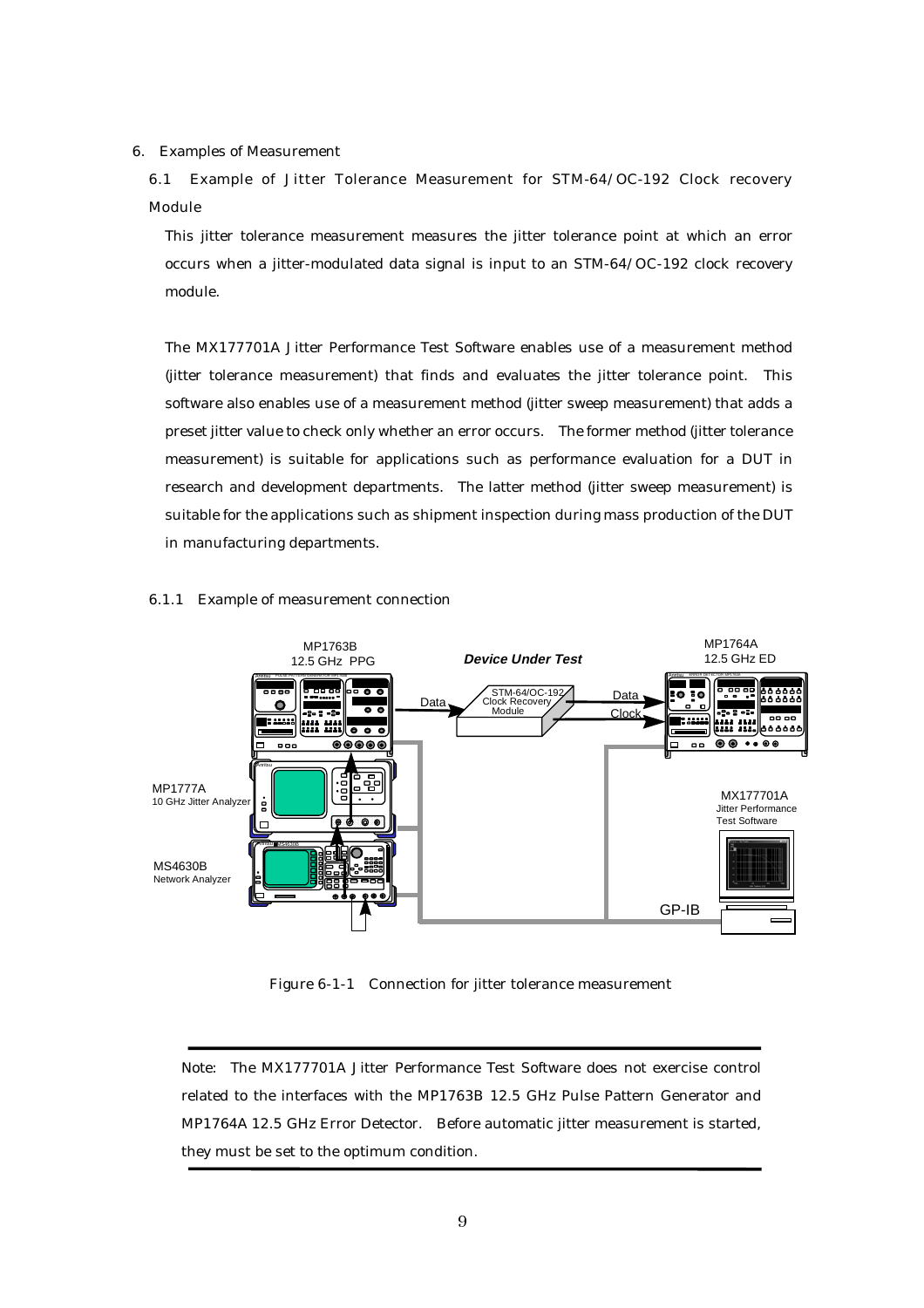# 6. Examples of Measurement

## 6.1 Example of Jitter Tolerance Measurement for STM-64/OC-192 Clock recovery Module

This jitter tolerance measurement measures the jitter tolerance point at which an error occurs when a jitter-modulated data signal is input to an STM-64/OC-192 clock recovery module.

The MX177701A Jitter Performance Test Software enables use of a measurement method (jitter tolerance measurement) that finds and evaluates the jitter tolerance point. This software also enables use of a measurement method (jitter sweep measurement) that adds a preset jitter value to check only whether an error occurs. The former method (jitter tolerance measurement) is suitable for applications such as performance evaluation for a DUT in research and development departments. The latter method (jitter sweep measurement) is suitable for the applications such as shipment inspection during mass production of the DUT in manufacturing departments.

### 6.1.1 Example of measurement connection

MP1763B 12.5 GHz PPG

*Device Under Test*

MP1764A 12.5 GHz ED

Data — STM-64/OC-192 Clock Recovery Module — Data, Clock

MP1777A 10 GHz Jitter Analyzer

MS4630B Network Analyzer

MX177701A Jitter Performance Test Software

GP-IB

Figure 6-1-1 Connection for jitter tolerance measurement

---

Note: The MX177701A Jitter Performance Test Software does not exercise control related to the interfaces with the MP1763B 12.5 GHz Pulse Pattern Generator and MP1764A 12.5 GHz Error Detector. Before automatic jitter measurement is started, they must be set to the optimum condition.

---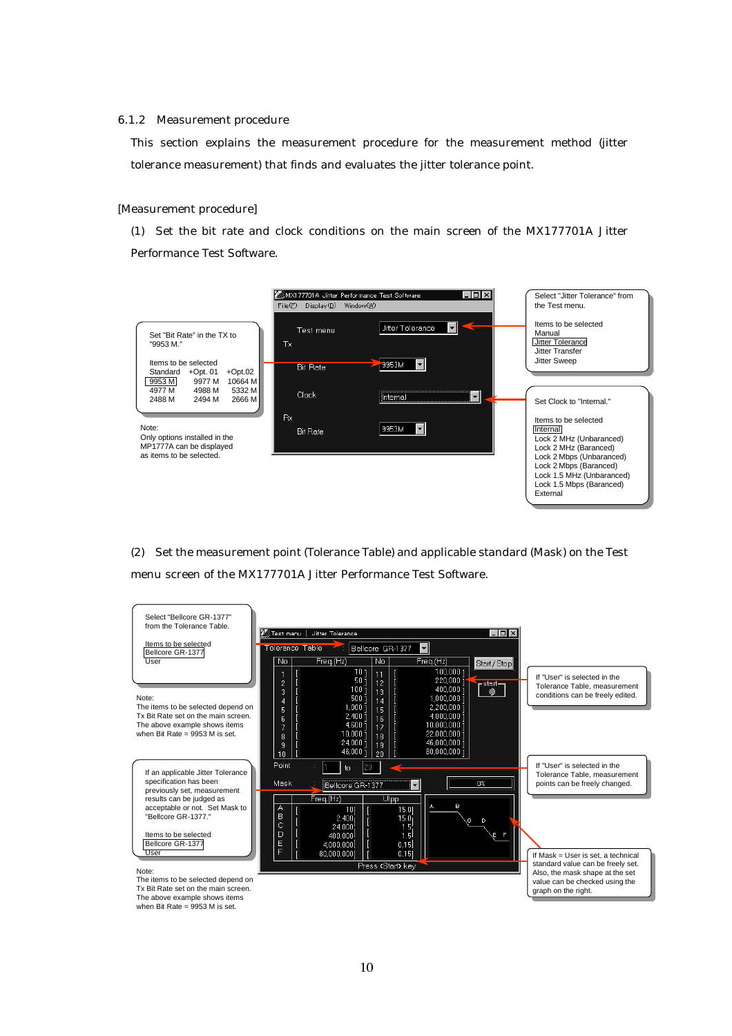### 6.1.2 Measurement procedure

This section explains the measurement procedure for the measurement method (jitter tolerance measurement) that finds and evaluates the jitter tolerance point.

[Measurement procedure]

(1) Set the bit rate and clock conditions on the main screen of the MX177701A Jitter Performance Test Software.

MX177701A Jitter Performance Test Software
File(F) Display(D) Window(W)

Test menu: Jitter Tolerance
Tx
Bit Rate: 9953M
Clock: Internal
Rx
Bit Rate: 9953M

Set "Bit Rate" in the TX to "9953 M."

Items to be selected

| Standard | +Opt. 01 | +Opt.02 |
|---|---|---|
| 9953 M | 9977 M | 10664 M |
| 4977 M | 4988 M | 5332 M |
| 2488 M | 2494 M | 2666 M |

Note:
Only options installed in the MP1777A can be displayed as items to be selected.

Select "Jitter Tolerance" from the Test menu.

Items to be selected
Manual
Jitter Tolerance
Jitter Transfer
Jitter Sweep

Set Clock to "Internal."

Items to be selected
Internal
Lock 2 MHz (Unbaranced)
Lock 2 MHz (Baranced)
Lock 2 Mbps (Unbaranced)
Lock 2 Mbps (Baranced)
Lock 1.5 MHz (Unbaranced)
Lock 1.5 Mbps (Baranced)
External

(2) Set the measurement point (Tolerance Table) and applicable standard (Mask) on the Test menu screen of the MX177701A Jitter Performance Test Software.

Test menu | Jitter Tolerance

Tolerance Table: Bellcore GR-1377

| No | Freq.(Hz) | No | Freq.(Hz) |
|---|---|---|---|
| 1 | 10 | 11 | 100,000 |
| 2 | 50 | 12 | 220,000 |
| 3 | 100 | 13 | 400,000 |
| 4 | 500 | 14 | 1,000,000 |
| 5 | 1,000 | 15 | 2,200,000 |
| 6 | 2,400 | 16 | 4,000,000 |
| 7 | 4,600 | 17 | 10,000,000 |
| 8 | 10,000 | 18 | 22,000,000 |
| 9 | 24,000 | 19 | 46,000,000 |
| 10 | 46,000 | 20 | 80,000,000 |

Start/Stop
start

Point: 1 to 20

Mask: Bellcore GR-1377 &nbsp; 0%

| | Freq.(Hz) | UIpp |
|---|---|---|
| A | 10 | 15.0 |
| B | 2,400 | 15.0 |
| C | 24,000 | 1.5 |
| D | 400,000 | 1.5 |
| E | 4,000,000 | 0.15 |
| F | 80,000,000 | 0.15 |

Press <Start> key

Select "Bellcore GR-1377" from the Tolerance Table.

Items to be selected
Bellcore GR-1377
User

Note:
The items to be selected depend on Tx Bit Rate set on the main screen. The above example shows items when Bit Rate = 9953 M is set.

If an applicable Jitter Tolerance specification has been previously set, measurement results can be judged as acceptable or not. Set Mask to "Bellcore GR-1377."

Items to be selected
Bellcore GR-1377
User

Note:
The items to be selected depend on Tx Bit Rate set on the main screen. The above example shows items when Bit Rate = 9953 M is set.

If "User" is selected in the Tolerance Table, measurement conditions can be freely edited.

If "User" is selected in the Tolerance Table, measurement points can be freely changed.

If Mask = User is set, a technical standard value can be freely set. Also, the mask shape at the set value can be checked using the graph on the right.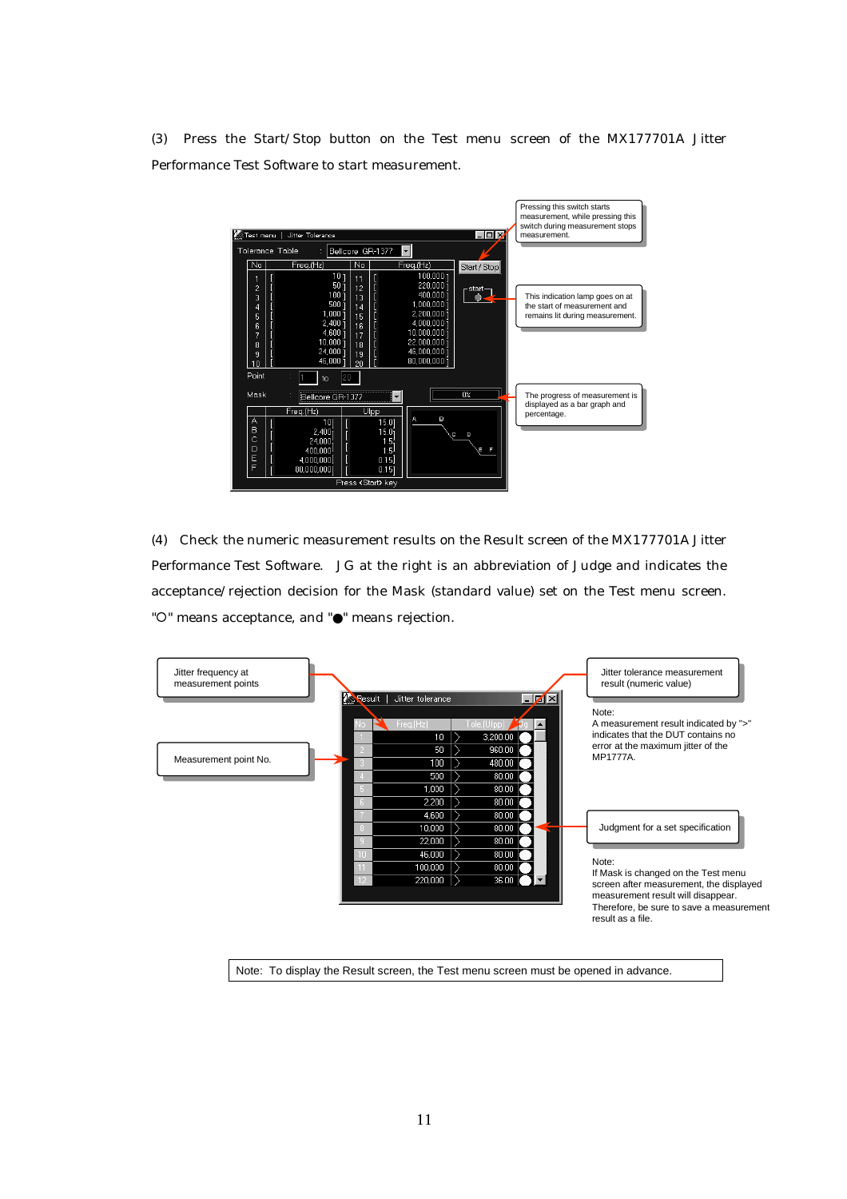(3) Press the Start/Stop button on the Test menu screen of the MX177701A Jitter Performance Test Software to start measurement.

Pressing this switch starts measurement, while pressing this switch during measurement stops measurement.

This indication lamp goes on at the start of measurement and remains lit during measurement.

The progress of measurement is displayed as a bar graph and percentage.

(4) Check the numeric measurement results on the Result screen of the MX177701A Jitter Performance Test Software. JG at the right is an abbreviation of Judge and indicates the acceptance/rejection decision for the Mask (standard value) set on the Test menu screen. "○" means acceptance, and "●" means rejection.

Jitter frequency at measurement points

Measurement point No.

Jitter tolerance measurement result (numeric value)

Note:
A measurement result indicated by ">" indicates that the DUT contains no error at the maximum jitter of the MP1777A.

Judgment for a set specification

Note:
If Mask is changed on the Test menu screen after measurement, the displayed measurement result will disappear. Therefore, be sure to save a measurement result as a file.

Note: To display the Result screen, the Test menu screen must be opened in advance.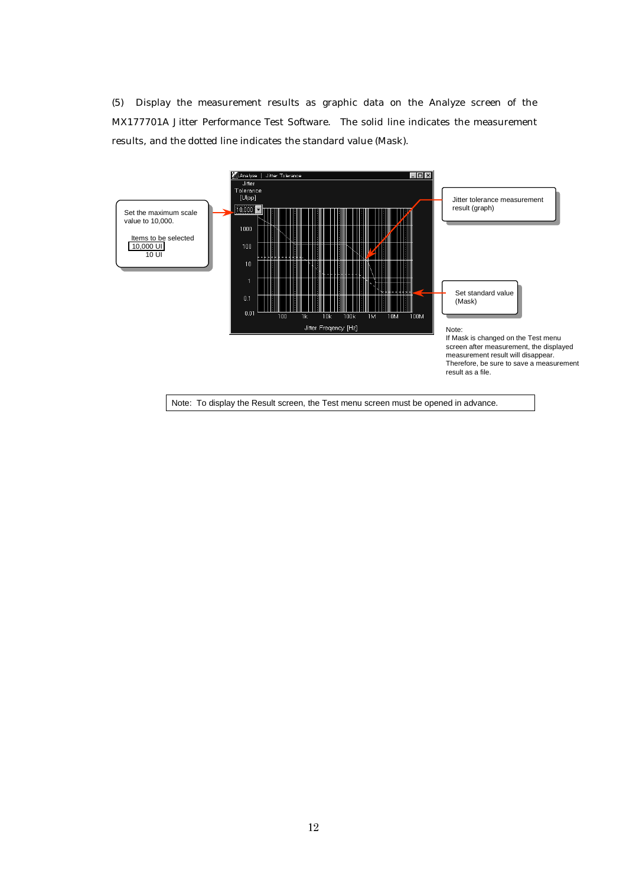(5) Display the measurement results as graphic data on the Analyze screen of the MX177701A Jitter Performance Test Software. The solid line indicates the measurement results, and the dotted line indicates the standard value (Mask).

Set the maximum scale value to 10,000.

Items to be selected
10,000 UI
10 UI

Jitter tolerance measurement result (graph)

Set standard value (Mask)

Note:
If Mask is changed on the Test menu screen after measurement, the displayed measurement result will disappear.
Therefore, be sure to save a measurement result as a file.

| Note: To display the Result screen, the Test menu screen must be opened in advance. |
|---|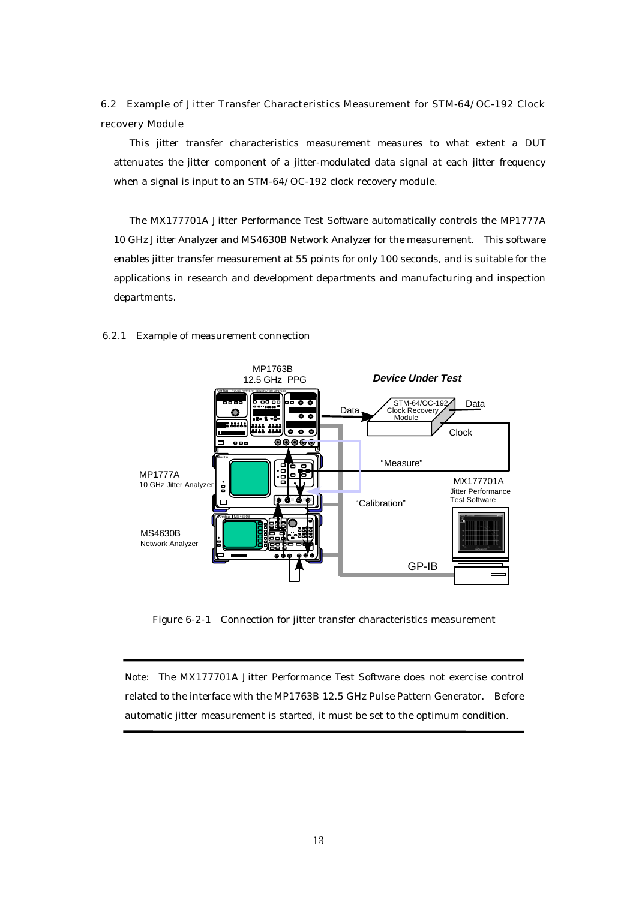### 6.2 Example of Jitter Transfer Characteristics Measurement for STM-64/OC-192 Clock recovery Module

This jitter transfer characteristics measurement measures to what extent a DUT attenuates the jitter component of a jitter-modulated data signal at each jitter frequency when a signal is input to an STM-64/OC-192 clock recovery module.

The MX177701A Jitter Performance Test Software automatically controls the MP1777A 10 GHz Jitter Analyzer and MS4630B Network Analyzer for the measurement. This software enables jitter transfer measurement at 55 points for only 100 seconds, and is suitable for the applications in research and development departments and manufacturing and inspection departments.

#### 6.2.1 Example of measurement connection

Figure 6-2-1 Connection for jitter transfer characteristics measurement

---

Note: The MX177701A Jitter Performance Test Software does not exercise control related to the interface with the MP1763B 12.5 GHz Pulse Pattern Generator. Before automatic jitter measurement is started, it must be set to the optimum condition.

---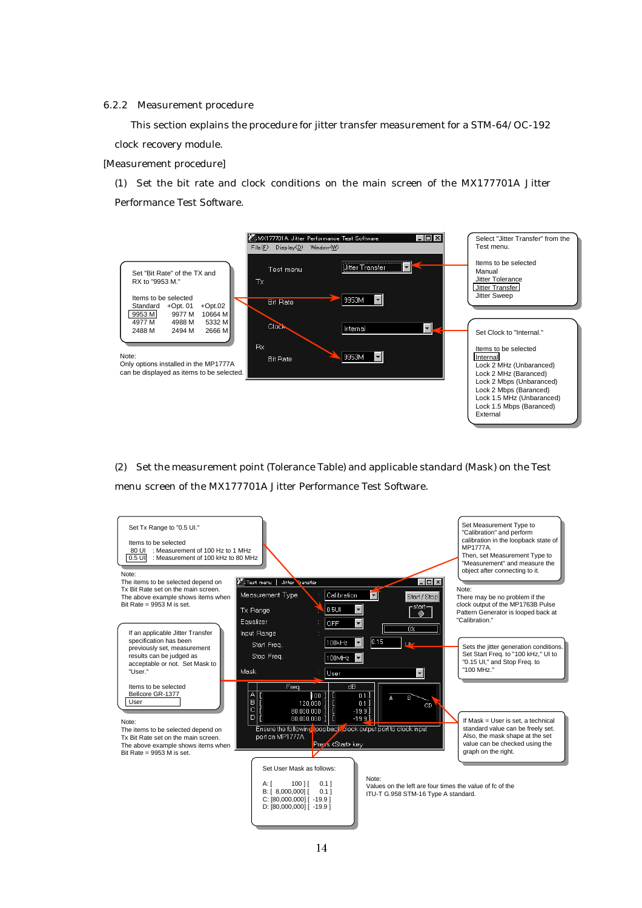### 6.2.2 Measurement procedure

This section explains the procedure for jitter transfer measurement for a STM-64/OC-192 clock recovery module.

[Measurement procedure]

(1) Set the bit rate and clock conditions on the main screen of the MX177701A Jitter Performance Test Software.

MX177701A Jitter Performance Test Software
File(F) Display(D) Window(W)

Test menu: Jitter Transfer
Tx
Bit Rate: 9953M
Clock: Internal
Rx
Bit Rate: 9953M

Set "Bit Rate" of the TX and RX to "9953 M."

Items to be selected

| Standard | +Opt. 01 | +Opt.02 |
|---|---|---|
| 9953 M | 9977 M | 10664 M |
| 4977 M | 4988 M | 5332 M |
| 2488 M | 2494 M | 2666 M |

Note:
Only options installed in the MP1777A can be displayed as items to be selected.

Select "Jitter Transfer" from the Test menu.

Items to be selected
Manual
Jitter Tolerance
Jitter Transfer
Jitter Sweep

Set Clock to "Internal."

Items to be selected
Internal
Lock 2 MHz (Unbaranced)
Lock 2 MHz (Baranced)
Lock 2 Mbps (Unbaranced)
Lock 2 Mbps (Baranced)
Lock 1.5 MHz (Unbaranced)
Lock 1.5 Mbps (Baranced)
External

(2) Set the measurement point (Tolerance Table) and applicable standard (Mask) on the Test menu screen of the MX177701A Jitter Performance Test Software.

Test menu | Jitter Transfer

Measurement Type: Calibration
Tx Range: 0.5UI
Equalizer: OFF
Input Range
Start Freq.: 100kHz, 0.15 UI
Stop Freq.: 100MHz
Mask: User

| | Freq | dB |
|---|---|---|
| A | 100 | 0.1 |
| B | 120,000 | 0.1 |
| C | 80,000,000 | -19.9 |
| D | 80,000,000 | -19.9 |

Ensure the following loopback: Clock output port to clock input port on MP1777A
Press <Start> key

Set Tx Range to "0.5 UI."

Items to be selected
80 UI : Measurement of 100 Hz to 1 MHz
0.5 UI : Measurement of 100 kHz to 80 MHz

Note:
The items to be selected depend on Tx Bit Rate set on the main screen.
The above example shows items when Bit Rate = 9953 M is set.

If an applicable Jitter Transfer specification has been previously set, measurement results can be judged as acceptable or not. Set Mask to "User."

Items to be selected
Bellcore GR-1377
User

Note:
The items to be selected depend on Tx Bit Rate set on the main screen.
The above example shows items when Bit Rate = 9953 M is set.

Set Measurement Type to "Calibration" and perform calibration in the loopback state of MP1777A.
Then, set Measurement Type to "Measurement" and measure the object after connecting to it.

Note:
There may be no problem if the clock output of the MP1763B Pulse Pattern Generator is looped back at "Calibration."

Sets the jitter generation conditions.
Set Start Freq. to "100 kHz," UI to "0.15 UI," and Stop Freq. to "100 MHz."

If Mask = User is set, a technical standard value can be freely set.
Also, the mask shape at the set value can be checked using the graph on the right.

Set User Mask as follows:

A: [ 100 ] [ 0.1 ]
B: [ 8,000,000] [ 0.1 ]
C: [80,000,000] [ -19.9 ]
D: [80,000,000] [ -19.9 ]

Note:
Values on the left are four times the value of fc of the ITU-T G.958 STM-16 Type A standard.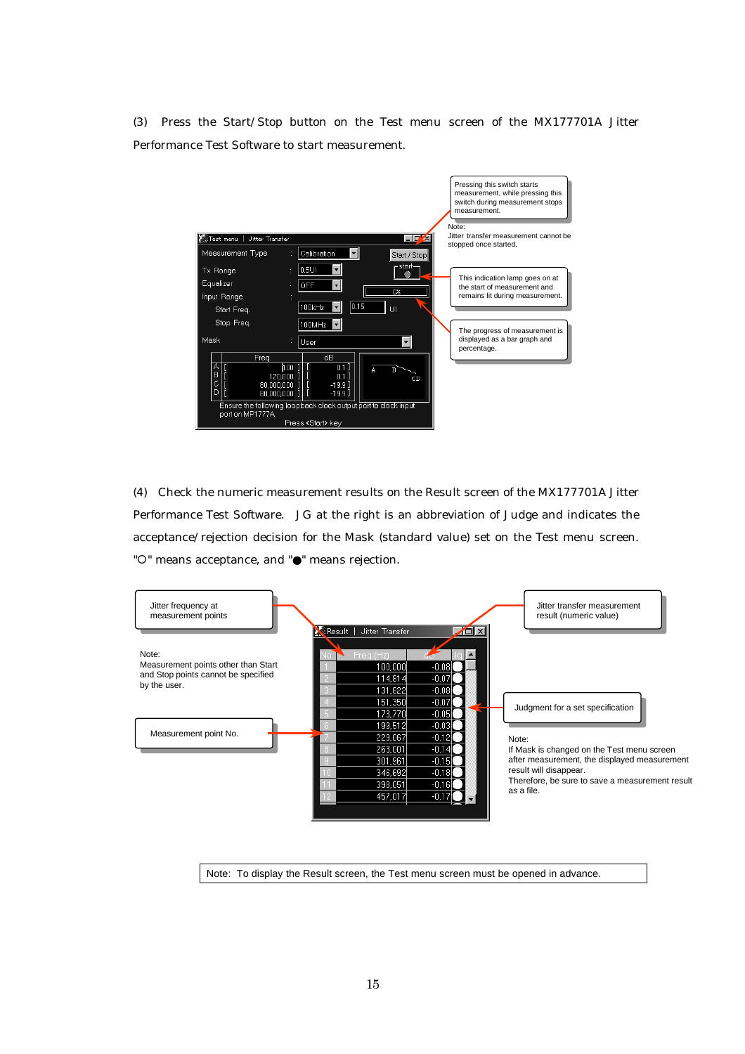(3) Press the Start/Stop button on the Test menu screen of the MX177701A Jitter Performance Test Software to start measurement.

Pressing this switch starts measurement, while pressing this switch during measurement stops measurement.

Note:
Jitter transfer measurement cannot be stopped once started.

This indication lamp goes on at the start of measurement and remains lit during measurement.

The progress of measurement is displayed as a bar graph and percentage.

(4) Check the numeric measurement results on the Result screen of the MX177701A Jitter Performance Test Software. JG at the right is an abbreviation of Judge and indicates the acceptance/rejection decision for the Mask (standard value) set on the Test menu screen. "○" means acceptance, and "●" means rejection.

Jitter frequency at measurement points

Note:
Measurement points other than Start and Stop points cannot be specified by the user.

Measurement point No.

Jitter transfer measurement result (numeric value)

Judgment for a set specification

Note:
If Mask is changed on the Test menu screen after measurement, the displayed measurement result will disappear.
Therefore, be sure to save a measurement result as a file.

Note: To display the Result screen, the Test menu screen must be opened in advance.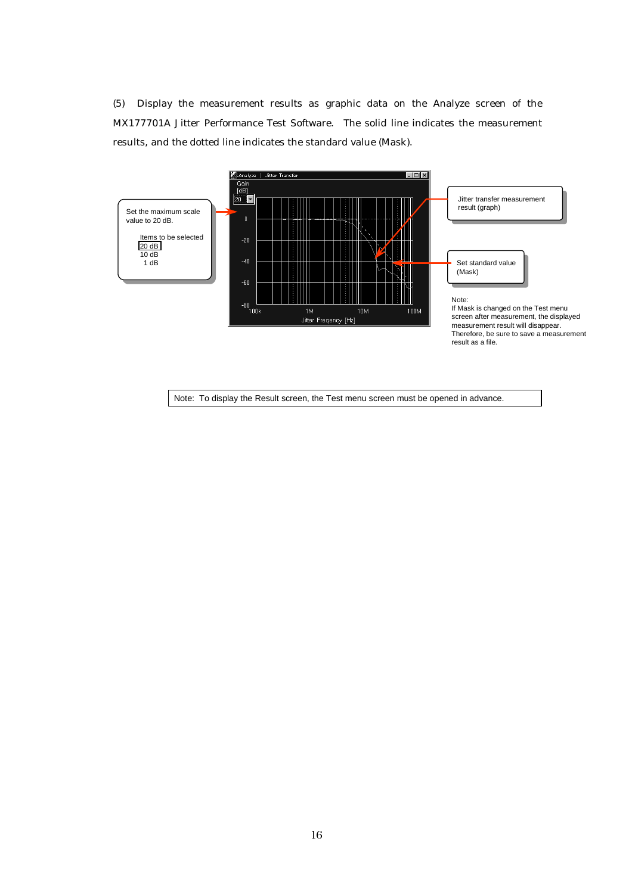(5) Display the measurement results as graphic data on the Analyze screen of the MX177701A Jitter Performance Test Software. The solid line indicates the measurement results, and the dotted line indicates the standard value (Mask).

Set the maximum scale value to 20 dB.

Items to be selected
20 dB
10 dB
1 dB

Jitter transfer measurement result (graph)

Set standard value (Mask)

Note:
If Mask is changed on the Test menu screen after measurement, the displayed measurement result will disappear. Therefore, be sure to save a measurement result as a file.

Note: To display the Result screen, the Test menu screen must be opened in advance.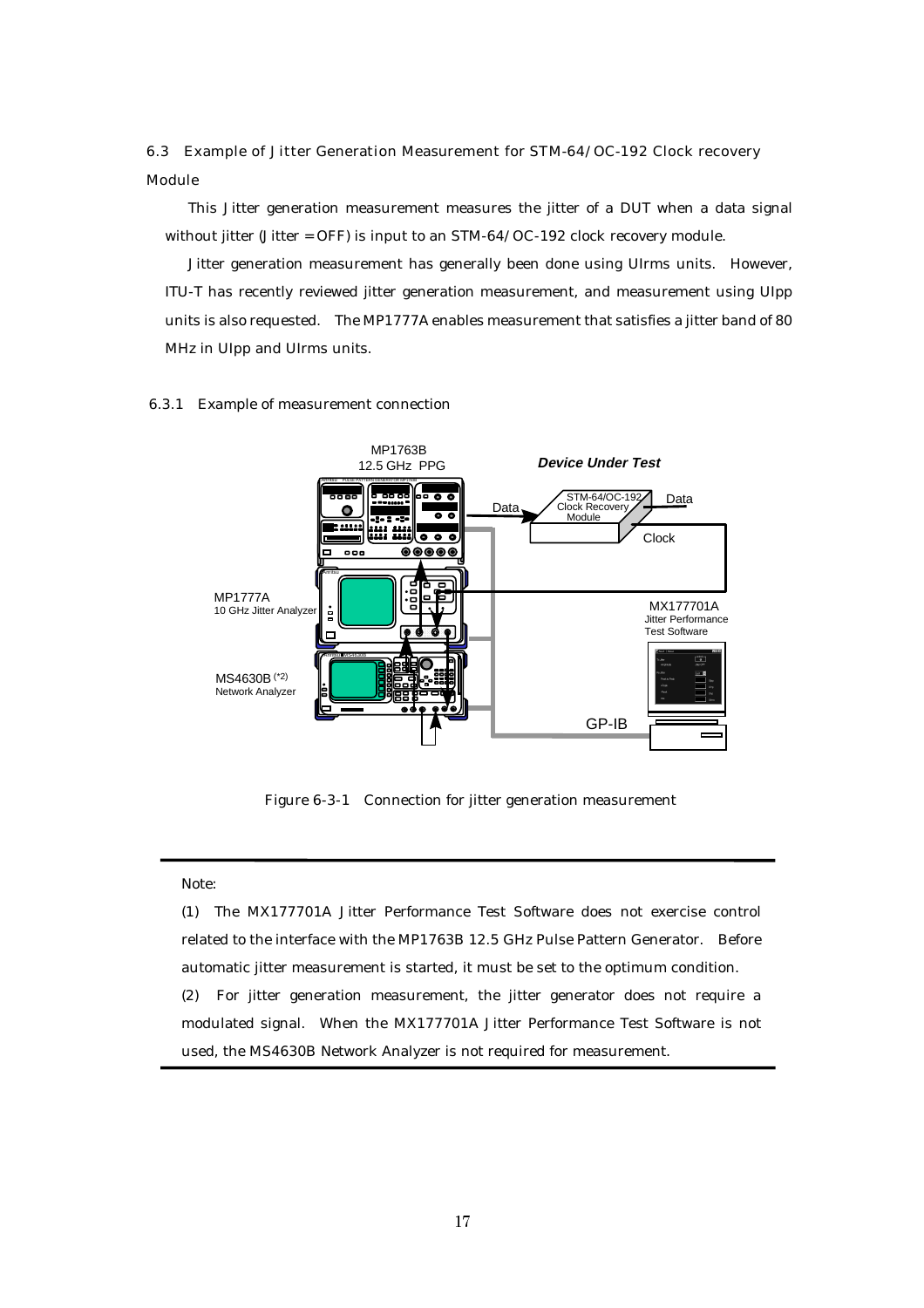### 6.3 Example of Jitter Generation Measurement for STM-64/OC-192 Clock recovery Module

This Jitter generation measurement measures the jitter of a DUT when a data signal without jitter (Jitter = OFF) is input to an STM-64/OC-192 clock recovery module.

Jitter generation measurement has generally been done using UIrms units. However, ITU-T has recently reviewed jitter generation measurement, and measurement using UIpp units is also requested. The MP1777A enables measurement that satisfies a jitter band of 80 MHz in UIpp and UIrms units.

#### 6.3.1 Example of measurement connection

Figure 6-3-1 Connection for jitter generation measurement

---

Note:

(1) The MX177701A Jitter Performance Test Software does not exercise control related to the interface with the MP1763B 12.5 GHz Pulse Pattern Generator. Before automatic jitter measurement is started, it must be set to the optimum condition.

(2) For jitter generation measurement, the jitter generator does not require a modulated signal. When the MX177701A Jitter Performance Test Software is not used, the MS4630B Network Analyzer is not required for measurement.

---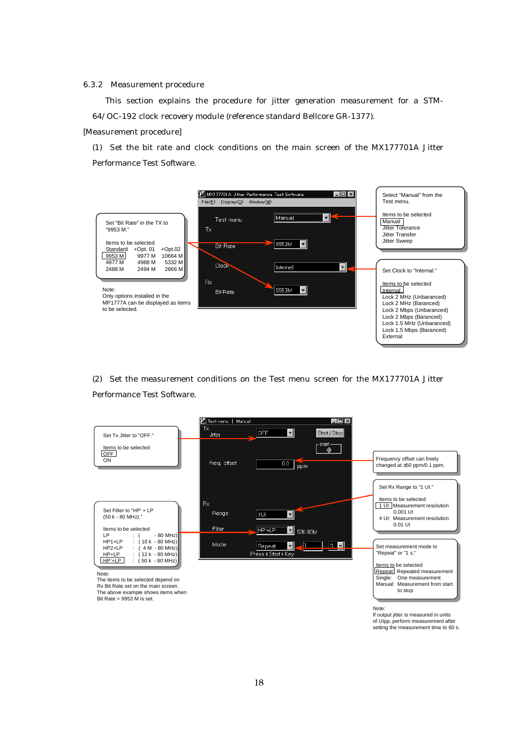### 6.3.2 Measurement procedure

This section explains the procedure for jitter generation measurement for a STM-64/OC-192 clock recovery module (reference standard Bellcore GR-1377).

[Measurement procedure]

(1) Set the bit rate and clock conditions on the main screen of the MX177701A Jitter Performance Test Software.

MX177701A Jitter Performance Test Software
File(F) Display(D) Window(W)

Test menu: Manual
Tx
Bit Rate: 9953M
Clock: Internal
Rx
Bit Rate: 9953M

Set "Bit Rate" in the TX to "9953 M."

Items to be selected

| Standard | +Opt. 01 | +Opt.02 |
|---|---|---|
| 9953 M | 9977 M | 10664 M |
| 4977 M | 4988 M | 5332 M |
| 2488 M | 2494 M | 2666 M |

Note:
Only options installed in the MP1777A can be displayed as items to be selected.

Select "Manual" from the Test menu.

Items to be selected
Manual
Jitter Tolerance
Jitter Transfer
Jitter Sweep

Set Clock to "Internal."

Items to be selected
Internal
Lock 2 MHz (Unbaranced)
Lock 2 MHz (Baranced)
Lock 2 Mbps (Unbaranced)
Lock 2 Mbps (Baranced)
Lock 1.5 MHz (Unbaranced)
Lock 1.5 Mbps (Baranced)
External

(2) Set the measurement conditions on the Test menu screen for the MX177701A Jitter Performance Test Software.

Test menu | Manual
Tx
Jitter: OFF
Start/Stop
start
Freq. offset: 0.0 ppm
Rx
Range: 1UI
Filter: HP'+LP 50K-80M
Mode: Repeat 1 S
Press <Start> Key

Set Tx Jitter to "OFF."

Items to be selected
OFF
ON

Frequency offset can freely changed at ±50 ppm/0.1 ppm.

Set Rx Range to "1 UI."

Items to be selected
1 UI: Measurement resolution 0.001 UI
4 UI: Measurement resolution 0.01 UI

Set Filter to "HP' + LP (50 k - 80 MHz)."

Items to be selected
LP : ( - 80 MHz)
HP1+LP : (10 k - 80 MHz)
HP2+LP : ( 4 M - 80 MHz)
HP+LP : (12 k - 80 MHz)
HP'+LP : (50 k - 80 MHz)

Note:
The items to be selected depend on Rx Bit Rate set on the main screen.
The above example shows items when Bit Rate = 9953 M is set.

Set measurement mode to "Repeat" or "1 s."

Items to be selected
Repeat: Repeated measurement
Single: One measurement
Manual: Measurement from start to stop

Note:
If output jitter is measured in units of UIpp, perform measurement after setting the measurement time to 60 s.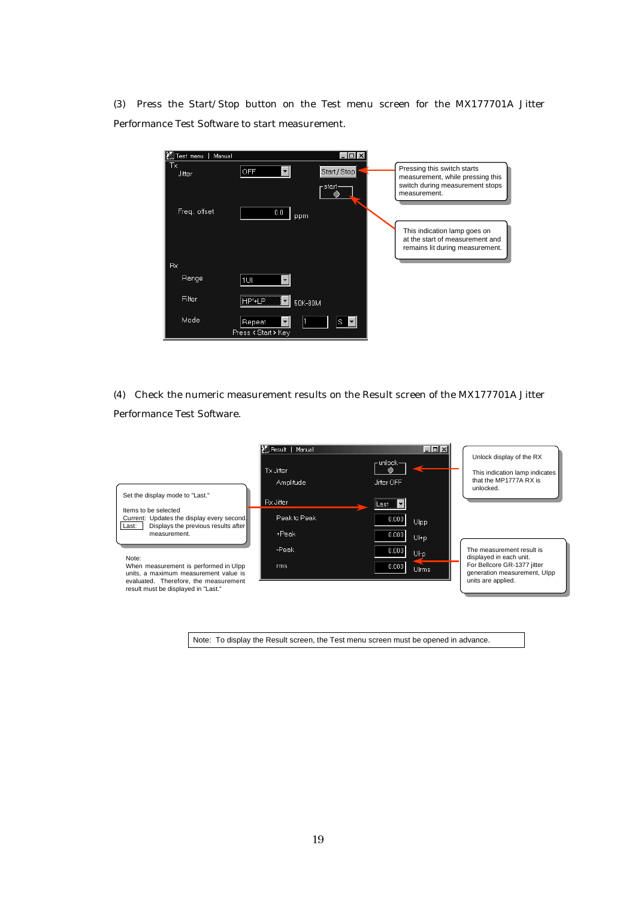(3) Press the Start/Stop button on the Test menu screen for the MX177701A Jitter Performance Test Software to start measurement.

Test menu | Manual

Tx
Jitter OFF Start/Stop
start
Freq. offset 0.0 ppm

Rx
Range 1UI
Filter HP+LP 50K-80M
Mode Repeat 1 S
Press <Start> Key

Pressing this switch starts measurement, while pressing this switch during measurement stops measurement.

This indication lamp goes on at the start of measurement and remains lit during measurement.

(4) Check the numeric measurement results on the Result screen of the MX177701A Jitter Performance Test Software.

Result | Manual

Tx Jitter
Amplitude unlock Jitter OFF
Rx Jitter Last
Peak to Peak 0.000 UIpp
+Peak 0.000 UI+p
-Peak 0.000 UI-p
rms 0.000 UIrms

Unlock display of the RX

This indication lamp indicates that the MP1777A RX is unlocked.

Set the display mode to "Last."

Items to be selected
Current: Updates the display every second.
Last: Displays the previous results after measurement.

Note:
When measurement is performed in UIpp units, a maximum measurement value is evaluated. Therefore, the measurement result must be displayed in "Last."

The measurement result is displayed in each unit.
For Bellcore GR-1377 jitter generation measurement, UIpp units are applied.

Note: To display the Result screen, the Test menu screen must be opened in advance.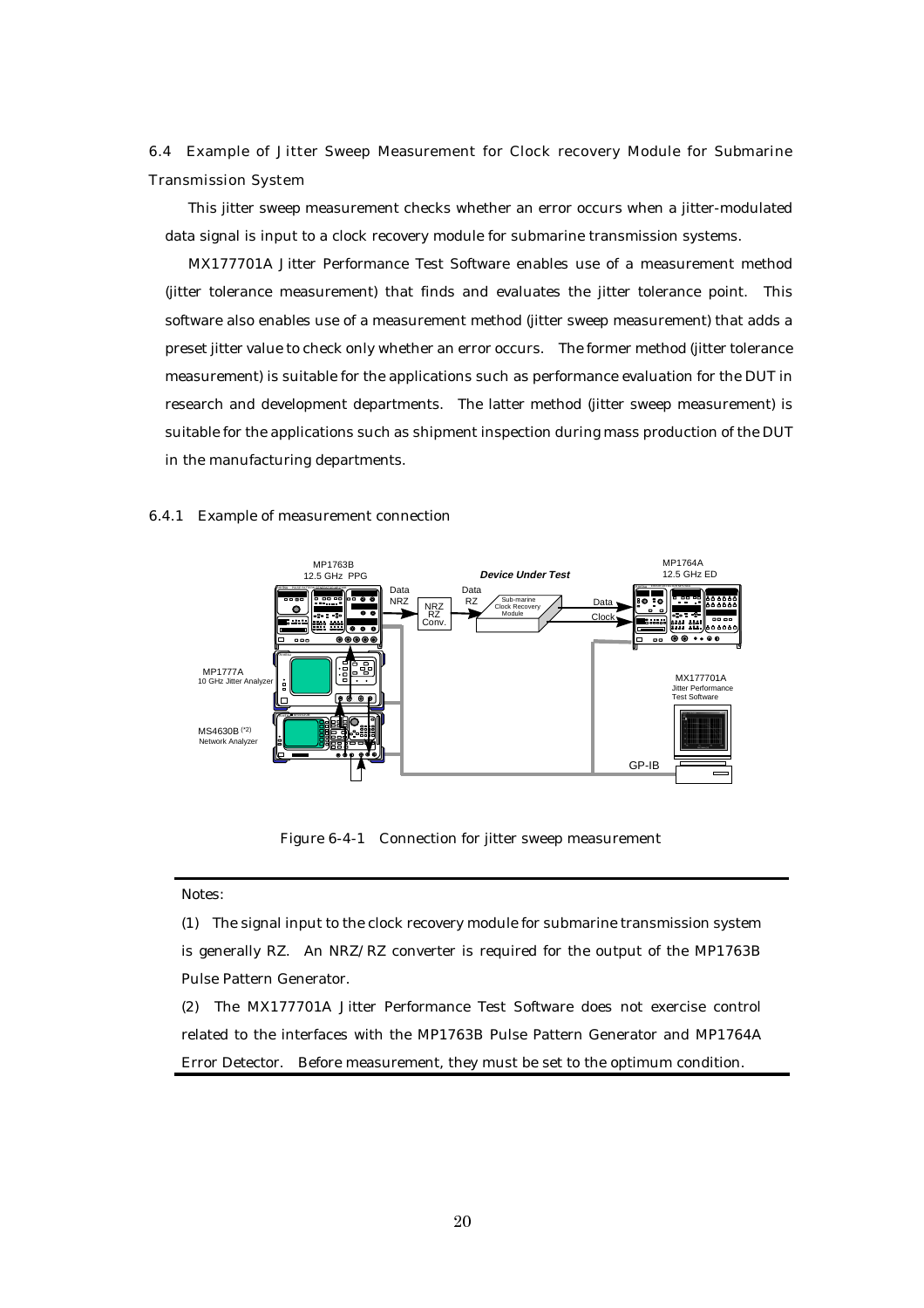### 6.4 Example of Jitter Sweep Measurement for Clock recovery Module for Submarine Transmission System

This jitter sweep measurement checks whether an error occurs when a jitter-modulated data signal is input to a clock recovery module for submarine transmission systems.

MX177701A Jitter Performance Test Software enables use of a measurement method (jitter tolerance measurement) that finds and evaluates the jitter tolerance point. This software also enables use of a measurement method (jitter sweep measurement) that adds a preset jitter value to check only whether an error occurs. The former method (jitter tolerance measurement) is suitable for the applications such as performance evaluation for the DUT in research and development departments. The latter method (jitter sweep measurement) is suitable for the applications such as shipment inspection during mass production of the DUT in the manufacturing departments.

#### 6.4.1 Example of measurement connection

Figure 6-4-1 Connection for jitter sweep measurement

Notes:

(1) The signal input to the clock recovery module for submarine transmission system is generally RZ. An NRZ/RZ converter is required for the output of the MP1763B Pulse Pattern Generator.

(2) The MX177701A Jitter Performance Test Software does not exercise control related to the interfaces with the MP1763B Pulse Pattern Generator and MP1764A Error Detector. Before measurement, they must be set to the optimum condition.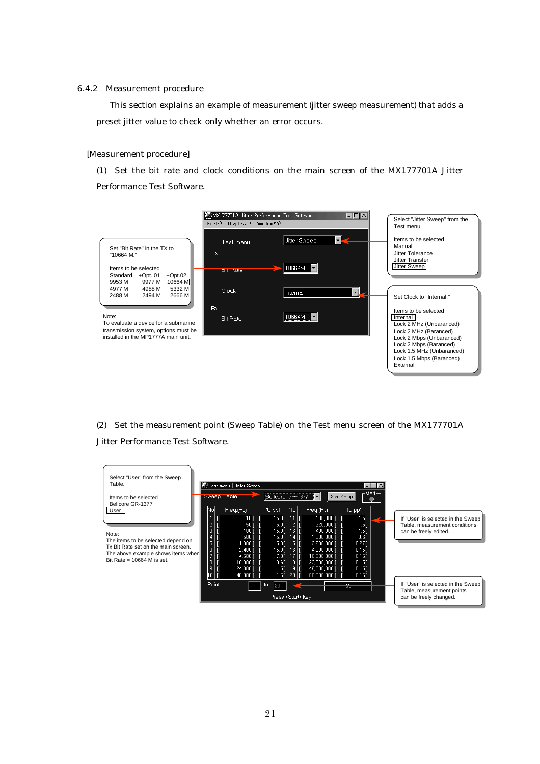### 6.4.2 Measurement procedure

This section explains an example of measurement (jitter sweep measurement) that adds a preset jitter value to check only whether an error occurs.

[Measurement procedure]

(1) Set the bit rate and clock conditions on the main screen of the MX177701A Jitter Performance Test Software.

MX177701A Jitter Performance Test Software

File(F) Display(D) Window(W)

Test menu: Jitter Sweep

Tx

Bit Rate: 10664M

Clock: Internal

Rx

Bit Rate: 10664M

Set "Bit Rate" in the TX to "10664 M."

Items to be selected

| Standard | +Opt. 01 | +Opt.02 |
|---|---|---|
| 9953 M | 9977 M | 10664 M |
| 4977 M | 4988 M | 5332 M |
| 2488 M | 2494 M | 2666 M |

Note:
To evaluate a device for a submarine transmission system, options must be installed in the MP1777A main unit.

Select "Jitter Sweep" from the Test menu.

Items to be selected
- Manual
- Jitter Tolerance
- Jitter Transfer
- Jitter Sweep

Set Clock to "Internal."

Items to be selected
- Internal
- Lock 2 MHz (Unbaranced)
- Lock 2 MHz (Baranced)
- Lock 2 Mbps (Unbaranced)
- Lock 2 Mbps (Baranced)
- Lock 1.5 MHz (Unbaranced)
- Lock 1.5 Mbps (Baranced)
- External

(2) Set the measurement point (Sweep Table) on the Test menu screen of the MX177701A Jitter Performance Test Software.

Test menu | Jitter Sweep

Sweep Table : Bellcore GR-1377 &nbsp;&nbsp; Start / Stop &nbsp;&nbsp; start

| No | Freq.(Hz) | (UIpp) | No | Freq.(Hz) | (UIpp) |
|---|---|---|---|---|---|
| 1 | [ 10] | [ 15.0] | 11 | [ 100,000] | [ 1.5] |
| 2 | [ 50] | [ 15.0] | 12 | [ 220,000] | [ 1.5] |
| 3 | [ 100] | [ 15.0] | 13 | [ 400,000] | [ 1.5] |
| 4 | [ 500] | [ 15.0] | 14 | [ 1,000,000] | [ 0.6] |
| 5 | [ 1,000] | [ 15.0] | 15 | [ 2,200,000] | [ 0.27] |
| 6 | [ 2,400] | [ 15.0] | 16 | [ 4,000,000] | [ 0.15] |
| 7 | [ 4,600] | [ 7.8] | 17 | [ 10,000,000] | [ 0.15] |
| 8 | [ 10,000] | [ 3.6] | 18 | [ 22,000,000] | [ 0.15] |
| 9 | [ 24,000] | [ 1.5] | 19 | [ 46,000,000] | [ 0.15] |
| 10 | [ 46,000] | [ 1.5] | 20 | [ 80,000,000] | [ 0.15] |

Point : 1 to 20 &nbsp;&nbsp; 0%

Press <Start> key

Select "User" from the Sweep Table.

Items to be selected
- Bellcore GR-1377
- User

Note:
The items to be selected depend on Tx Bit Rate set on the main screen.
The above example shows items when Bit Rate = 10664 M is set.

If "User" is selected in the Sweep Table, measurement conditions can be freely edited.

If "User" is selected in the Sweep Table, measurement points can be freely changed.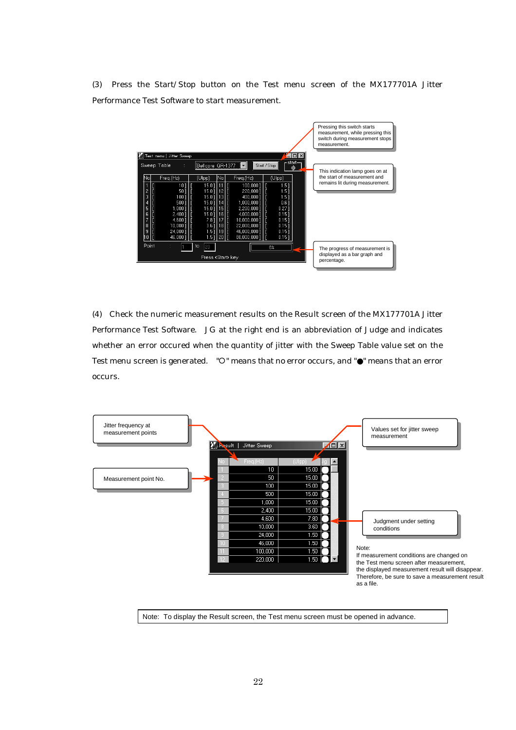(3) Press the Start/Stop button on the Test menu screen of the MX177701A Jitter Performance Test Software to start measurement.

Pressing this switch starts measurement, while pressing this switch during measurement stops measurement.

This indication lamp goes on at the start of measurement and remains lit during measurement.

The progress of measurement is displayed as a bar graph and percentage.

(4) Check the numeric measurement results on the Result screen of the MX177701A Jitter Performance Test Software. JG at the right end is an abbreviation of Judge and indicates whether an error occured when the quantity of jitter with the Sweep Table value set on the Test menu screen is generated. "○" means that no error occurs, and "●" means that an error occurs.

Jitter frequency at measurement points

Measurement point No.

Values set for jitter sweep measurement

Judgment under setting conditions

Note:
If measurement conditions are changed on the Test menu screen after measurement, the displayed measurement result will disappear. Therefore, be sure to save a measurement result as a file.

Note: To display the Result screen, the Test menu screen must be opened in advance.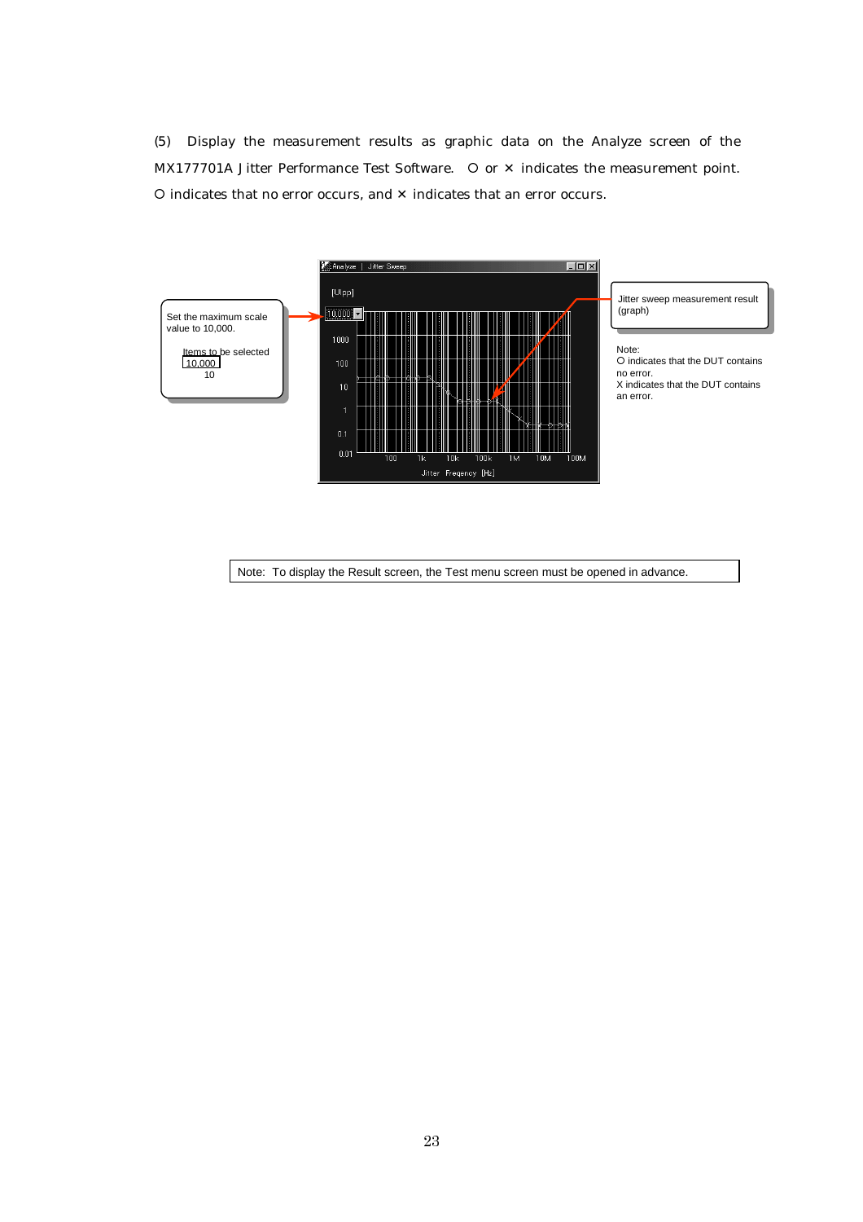(5) Display the measurement results as graphic data on the Analyze screen of the MX177701A Jitter Performance Test Software. O or × indicates the measurement point. O indicates that no error occurs, and × indicates that an error occurs.

Set the maximum scale value to 10,000.

Items to be selected
10,000
10

Jitter sweep measurement result (graph)

Note:
O indicates that the DUT contains no error.
X indicates that the DUT contains an error.

Note: To display the Result screen, the Test menu screen must be opened in advance.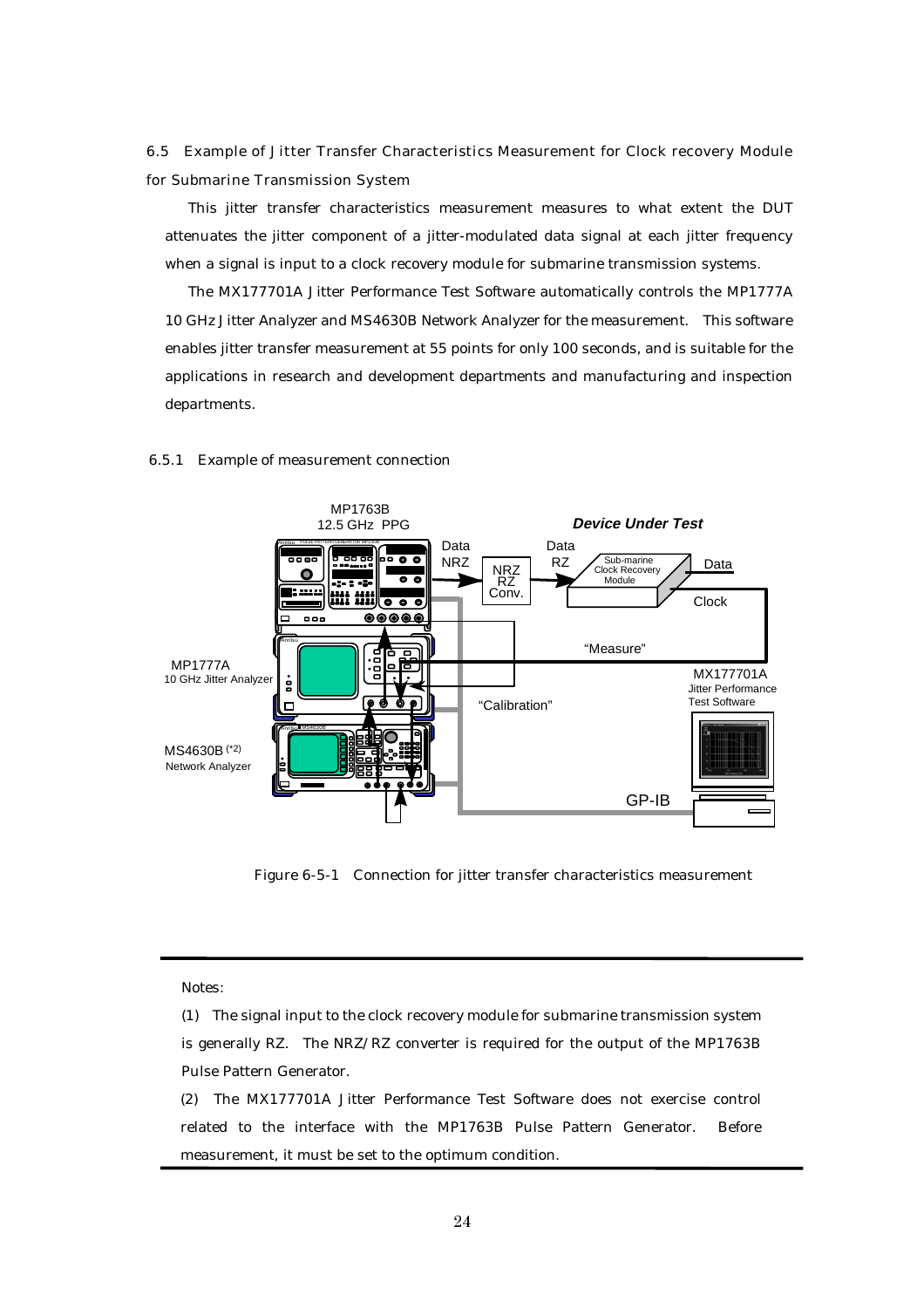## 6.5 Example of Jitter Transfer Characteristics Measurement for Clock recovery Module for Submarine Transmission System

This jitter transfer characteristics measurement measures to what extent the DUT attenuates the jitter component of a jitter-modulated data signal at each jitter frequency when a signal is input to a clock recovery module for submarine transmission systems.

The MX177701A Jitter Performance Test Software automatically controls the MP1777A 10 GHz Jitter Analyzer and MS4630B Network Analyzer for the measurement. This software enables jitter transfer measurement at 55 points for only 100 seconds, and is suitable for the applications in research and development departments and manufacturing and inspection departments.

### 6.5.1 Example of measurement connection

Figure 6-5-1 Connection for jitter transfer characteristics measurement

---

Notes:

(1) The signal input to the clock recovery module for submarine transmission system is generally RZ. The NRZ/RZ converter is required for the output of the MP1763B Pulse Pattern Generator.

(2) The MX177701A Jitter Performance Test Software does not exercise control related to the interface with the MP1763B Pulse Pattern Generator. Before measurement, it must be set to the optimum condition.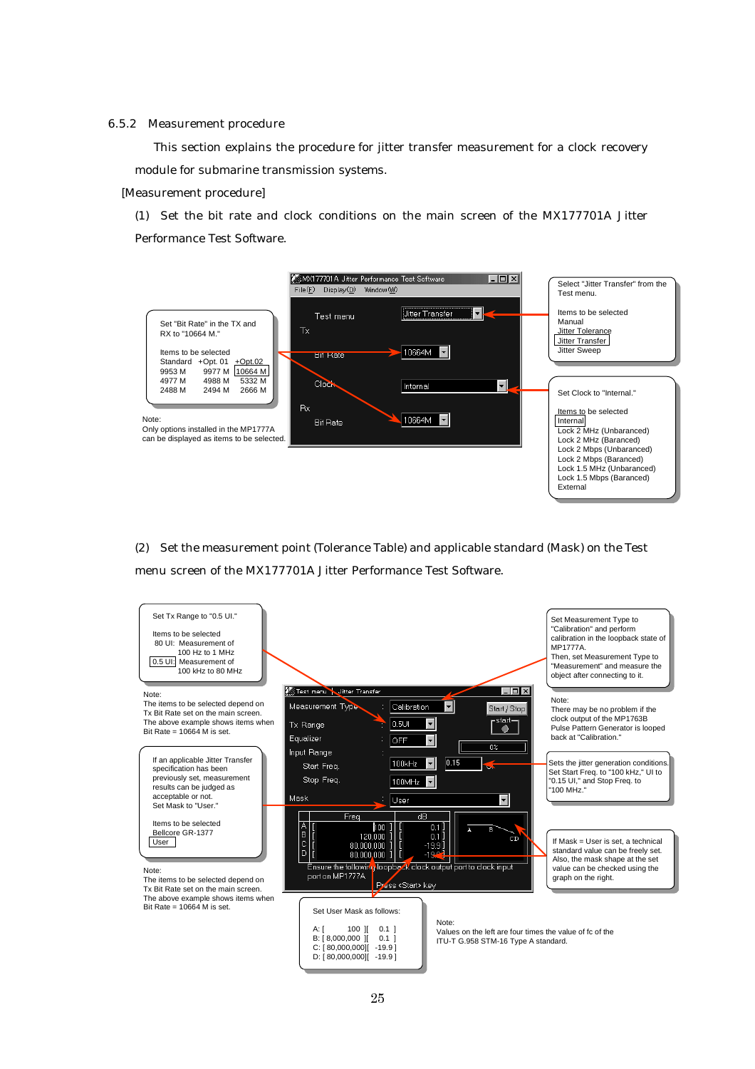### 6.5.2 Measurement procedure

This section explains the procedure for jitter transfer measurement for a clock recovery module for submarine transmission systems.

[Measurement procedure]

(1) Set the bit rate and clock conditions on the main screen of the MX177701A Jitter Performance Test Software.

Set "Bit Rate" in the TX and RX to "10664 M."

Items to be selected

| Standard | +Opt. 01 | +Opt.02 |
|---|---|---|
| 9953 M | 9977 M | 10664 M |
| 4977 M | 4988 M | 5332 M |
| 2488 M | 2494 M | 2666 M |

Note:
Only options installed in the MP1777A can be displayed as items to be selected.

MX177701A Jitter Performance Test Software
File(F) Display(D) Window(W)
Test menu: Jitter Transfer
Tx
Bit Rate: 10664M
Clock: Internal
Rx
Bit Rate: 10664M

Select "Jitter Transfer" from the Test menu.

Items to be selected
Manual
Jitter Tolerance
Jitter Transfer
Jitter Sweep

Set Clock to "Internal."

Items to be selected
Internal
Lock 2 MHz (Unbaranced)
Lock 2 MHz (Baranced)
Lock 2 Mbps (Unbaranced)
Lock 2 Mbps (Baranced)
Lock 1.5 MHz (Unbaranced)
Lock 1.5 Mbps (Baranced)
External

(2) Set the measurement point (Tolerance Table) and applicable standard (Mask) on the Test menu screen of the MX177701A Jitter Performance Test Software.

Set Tx Range to "0.5 UI."

Items to be selected
80 UI: Measurement of 100 Hz to 1 MHz
0.5 UI: Measurement of 100 kHz to 80 MHz

Note:
The items to be selected depend on Tx Bit Rate set on the main screen.
The above example shows items when Bit Rate = 10664 M is set.

If an applicable Jitter Transfer specification has been previously set, measurement results can be judged as acceptable or not.
Set Mask to "User."

Items to be selected
Bellcore GR-1377
User

Note:
The items to be selected depend on Tx Bit Rate set on the main screen.
The above example shows items when Bit Rate = 10664 M is set.

Test menu : Jitter Transfer
Measurement Type : Calibration
Tx Range : 0.5UI
Equalizer : OFF
Input Range :
Start Freq. 100kHz 0.15
Stop Freq. 100MHz
Mask : User
Start / Stop
0%

| | Freq | dB |
|---|---|---|
| A | 100 | 0.1 |
| B | 120,000 | 0.1 |
| C | 80,000,000 | -19.9 |
| D | 80,000,000 | -19.9 |

Ensure the following loopback clock output port to clock input port on MP1777A.
Press <Start> key

Set Measurement Type to "Calibration" and perform calibration in the loopback state of MP1777A.
Then, set Measurement Type to "Measurement" and measure the object after connecting to it.

Note:
There may be no problem if the clock output of the MP1763B Pulse Pattern Generator is looped back at "Calibration."

Sets the jitter generation conditions.
Set Start Freq. to "100 kHz," UI to "0.15 UI," and Stop Freq. to "100 MHz."

If Mask = User is set, a technical standard value can be freely set. Also, the mask shape at the set value can be checked using the graph on the right.

Set User Mask as follows:

A: [ 100 ][ 0.1 ]
B: [ 8,000,000 ][ 0.1 ]
C: [ 80,000,000][ -19.9 ]
D: [ 80,000,000][ -19.9 ]

Note:
Values on the left are four times the value of fc of the ITU-T G.958 STM-16 Type A standard.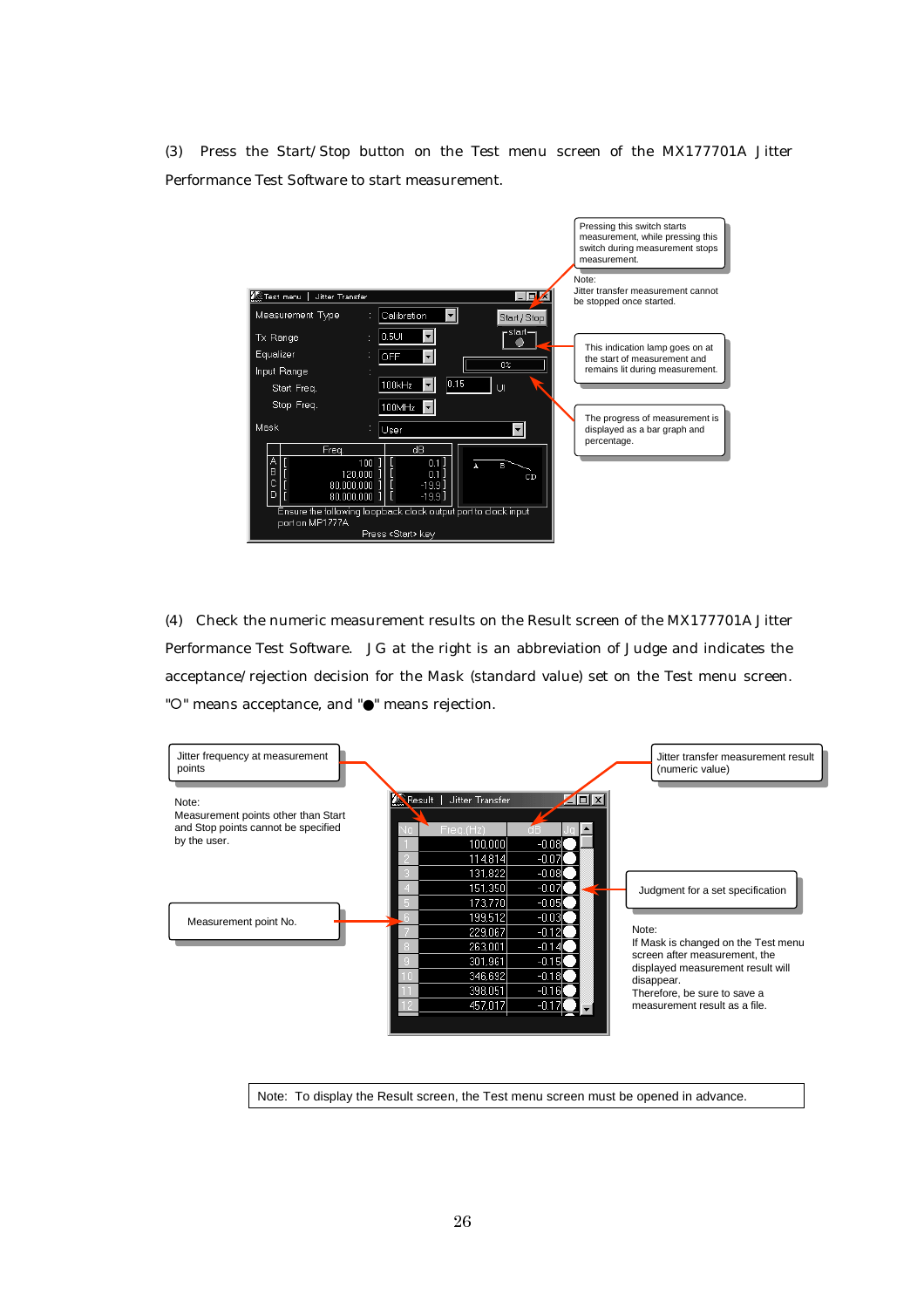(3) Press the Start/Stop button on the Test menu screen of the MX177701A Jitter Performance Test Software to start measurement.

Pressing this switch starts measurement, while pressing this switch during measurement stops measurement.

Note:
Jitter transfer measurement cannot be stopped once started.

This indication lamp goes on at the start of measurement and remains lit during measurement.

The progress of measurement is displayed as a bar graph and percentage.

(4) Check the numeric measurement results on the Result screen of the MX177701A Jitter Performance Test Software. JG at the right is an abbreviation of Judge and indicates the acceptance/rejection decision for the Mask (standard value) set on the Test menu screen. "○" means acceptance, and "●" means rejection.

Jitter frequency at measurement points

Note:
Measurement points other than Start and Stop points cannot be specified by the user.

Measurement point No.

Jitter transfer measurement result (numeric value)

Judgment for a set specification

Note:
If Mask is changed on the Test menu screen after measurement, the displayed measurement result will disappear.
Therefore, be sure to save a measurement result as a file.

Note: To display the Result screen, the Test menu screen must be opened in advance.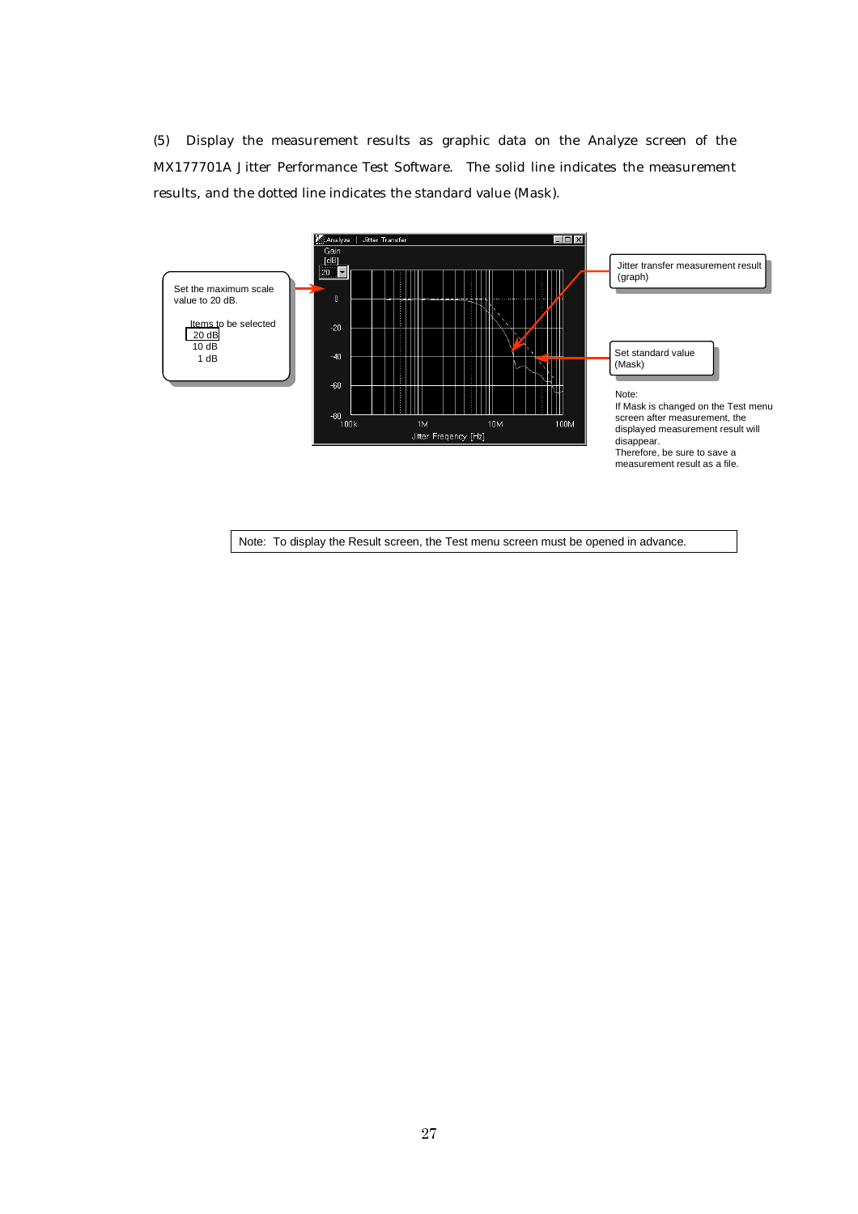(5) Display the measurement results as graphic data on the Analyze screen of the MX177701A Jitter Performance Test Software. The solid line indicates the measurement results, and the dotted line indicates the standard value (Mask).

Set the maximum scale value to 20 dB.

Items to be selected
20 dB
10 dB
1 dB

Jitter transfer measurement result (graph)

Set standard value (Mask)

Note:
If Mask is changed on the Test menu screen after measurement, the displayed measurement result will disappear.
Therefore, be sure to save a measurement result as a file.

Note: To display the Result screen, the Test menu screen must be opened in advance.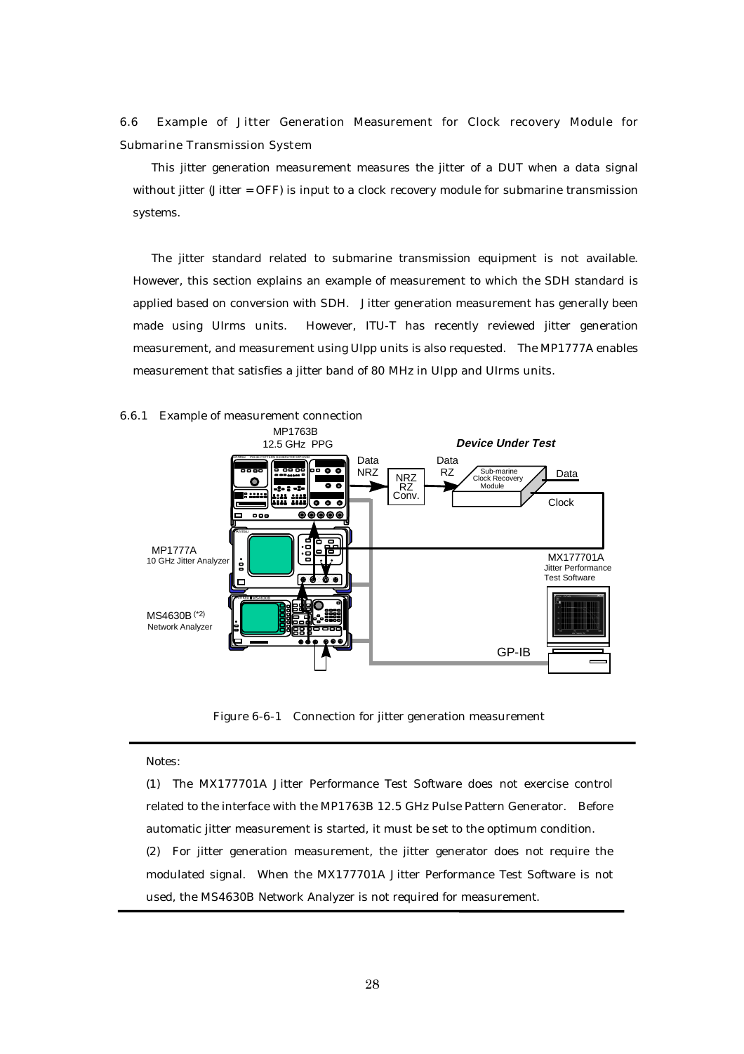### 6.6 Example of Jitter Generation Measurement for Clock recovery Module for Submarine Transmission System

This jitter generation measurement measures the jitter of a DUT when a data signal without jitter (Jitter = OFF) is input to a clock recovery module for submarine transmission systems.

The jitter standard related to submarine transmission equipment is not available. However, this section explains an example of measurement to which the SDH standard is applied based on conversion with SDH. Jitter generation measurement has generally been made using UIrms units. However, ITU-T has recently reviewed jitter generation measurement, and measurement using UIpp units is also requested. The MP1777A enables measurement that satisfies a jitter band of 80 MHz in UIpp and UIrms units.

#### 6.6.1 Example of measurement connection

Figure 6-6-1 Connection for jitter generation measurement

---

Notes:

(1) The MX177701A Jitter Performance Test Software does not exercise control related to the interface with the MP1763B 12.5 GHz Pulse Pattern Generator. Before automatic jitter measurement is started, it must be set to the optimum condition.

(2) For jitter generation measurement, the jitter generator does not require the modulated signal. When the MX177701A Jitter Performance Test Software is not used, the MS4630B Network Analyzer is not required for measurement.

---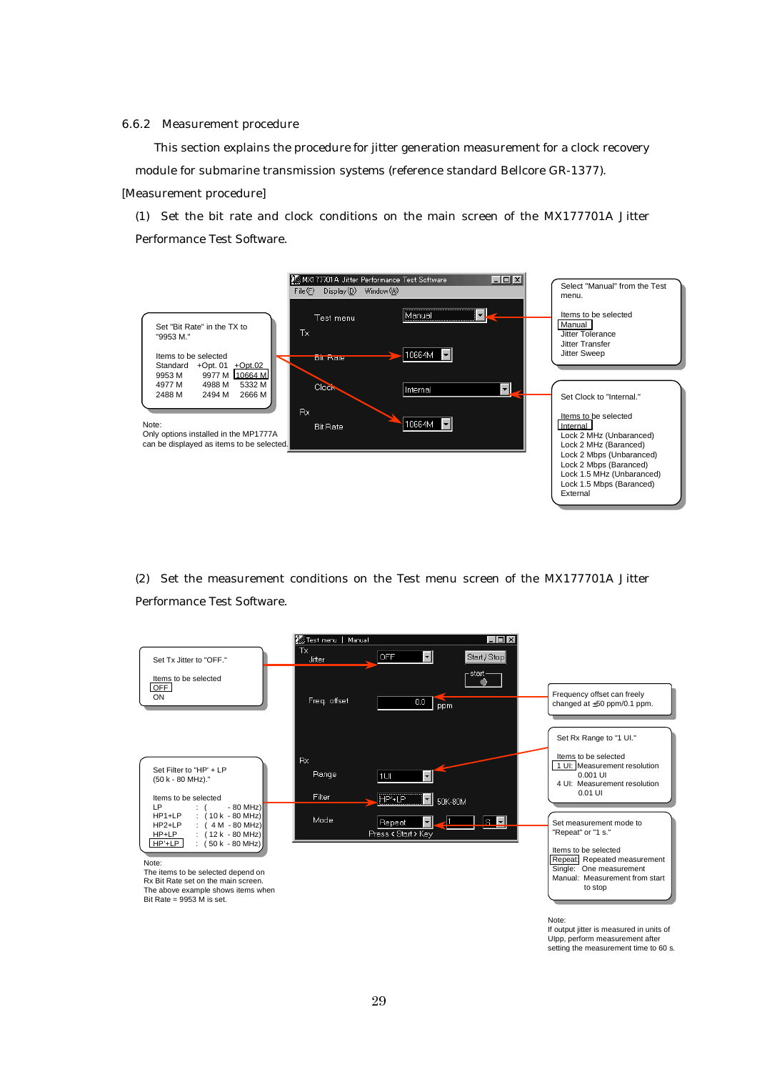### 6.6.2 Measurement procedure

This section explains the procedure for jitter generation measurement for a clock recovery module for submarine transmission systems (reference standard Bellcore GR-1377).

[Measurement procedure]

(1) Set the bit rate and clock conditions on the main screen of the MX177701A Jitter Performance Test Software.

MX177701A Jitter Performance Test Software

File (F) Display (D) Window (W)

Test menu: Manual

Tx

Bit Rate: 10664M

Clock: Internal

Rx

Bit Rate: 10664M

Set "Bit Rate" in the TX to "9953 M."

Items to be selected

| Standard | +Opt. 01 | +Opt.02 |
|---|---|---|
| 9953 M | 9977 M | 10664 M |
| 4977 M | 4988 M | 5332 M |
| 2488 M | 2494 M | 2666 M |

Note:
Only options installed in the MP1777A can be displayed as items to be selected.

Select "Manual" from the Test menu.

Items to be selected
- Manual
- Jitter Tolerance
- Jitter Transfer
- Jitter Sweep

Set Clock to "Internal."

Items to be selected
- Internal
- Lock 2 MHz (Unbaranced)
- Lock 2 MHz (Baranced)
- Lock 2 Mbps (Unbaranced)
- Lock 2 Mbps (Baranced)
- Lock 1.5 MHz (Unbaranced)
- Lock 1.5 Mbps (Baranced)
- External

(2) Set the measurement conditions on the Test menu screen of the MX177701A Jitter Performance Test Software.

Test menu | Manual

Tx

Jitter: OFF &nbsp;&nbsp; Start / Stop &nbsp;&nbsp; start

Freq. offset: 0.0 ppm

Rx

Range: 1UI

Filter: HP'+LP &nbsp; 50K-80M

Mode: Repeat &nbsp; 1 &nbsp; S

Press < Start > Key

Set Tx Jitter to "OFF."

Items to be selected
- OFF
- ON

Set Filter to "HP' + LP (50 k - 80 MHz)."

Items to be selected

| | | |
|---|---|---|
| LP | : | ( - 80 MHz) |
| HP1+LP | : | ( 10 k - 80 MHz) |
| HP2+LP | : | ( 4 M - 80 MHz) |
| HP+LP | : | ( 12 k - 80 MHz) |
| HP'+LP | : | ( 50 k - 80 MHz) |

Note:
The items to be selected depend on Rx Bit Rate set on the main screen.
The above example shows items when Bit Rate = 9953 M is set.

Frequency offset can freely changed at ±50 ppm/0.1 ppm.

Set Rx Range to "1 UI."

Items to be selected
- 1 UI: Measurement resolution 0.001 UI
- 4 UI: Measurement resolution 0.01 UI

Set measurement mode to "Repeat" or "1 s."

Items to be selected
- Repeat: Repeated measurement
- Single: One measurement
- Manual: Measurement from start to stop

Note:
If output jitter is measured in units of UIpp, perform measurement after setting the measurement time to 60 s.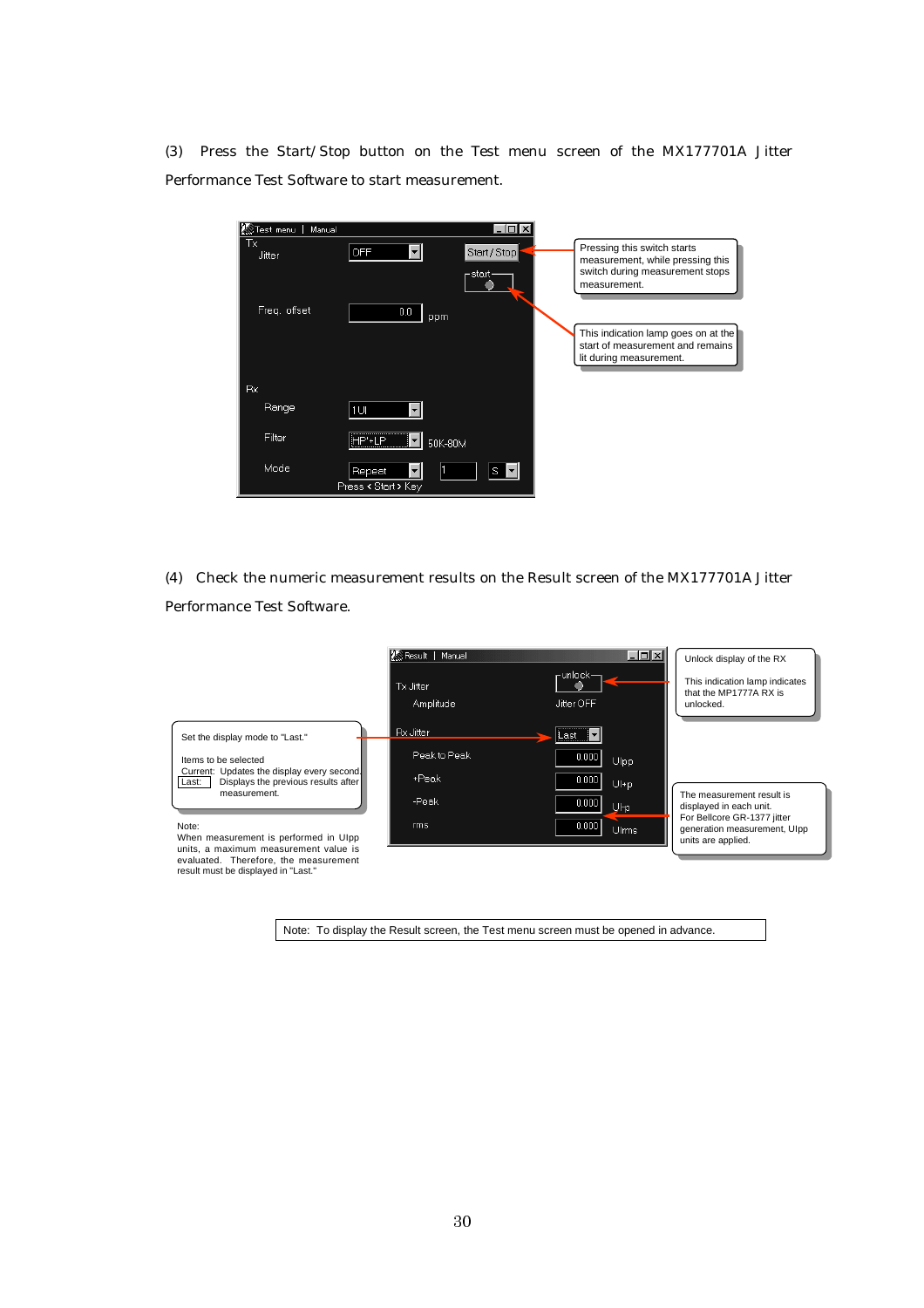(3) Press the Start/Stop button on the Test menu screen of the MX177701A Jitter Performance Test Software to start measurement.

Test menu | Manual

Tx
Jitter OFF Start/Stop
start
Freq. offset 0.0 ppm

Rx
Range 1UI
Filter HP'+LP 50K-80M
Mode Repeat 1 S
Press <Start> Key

Pressing this switch starts measurement, while pressing this switch during measurement stops measurement.

This indication lamp goes on at the start of measurement and remains lit during measurement.

(4) Check the numeric measurement results on the Result screen of the MX177701A Jitter Performance Test Software.

Result | Manual

Tx Jitter unlock
Amplitude Jitter OFF

Rx Jitter Last
Peak to Peak 0.000 UIpp
+Peak 0.000 UI+p
-Peak 0.000 UI-p
rms 0.000 UIrms

Unlock display of the RX

This indication lamp indicates that the MP1777A RX is unlocked.

Set the display mode to "Last."

Items to be selected
Current: Updates the display every second.
Last: Displays the previous results after measurement.

Note:
When measurement is performed in UIpp units, a maximum measurement value is evaluated. Therefore, the measurement result must be displayed in "Last."

The measurement result is displayed in each unit.
For Bellcore GR-1377 jitter generation measurement, UIpp units are applied.

Note: To display the Result screen, the Test menu screen must be opened in advance.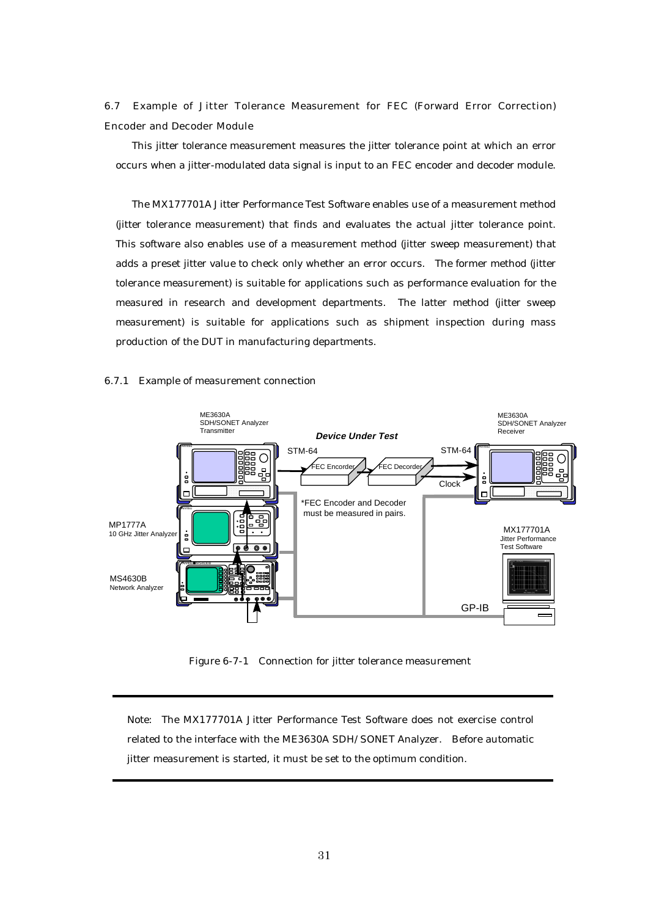## 6.7 Example of Jitter Tolerance Measurement for FEC (Forward Error Correction) Encoder and Decoder Module

This jitter tolerance measurement measures the jitter tolerance point at which an error occurs when a jitter-modulated data signal is input to an FEC encoder and decoder module.

The MX177701A Jitter Performance Test Software enables use of a measurement method (jitter tolerance measurement) that finds and evaluates the actual jitter tolerance point. This software also enables use of a measurement method (jitter sweep measurement) that adds a preset jitter value to check only whether an error occurs. The former method (jitter tolerance measurement) is suitable for applications such as performance evaluation for the measured in research and development departments. The latter method (jitter sweep measurement) is suitable for applications such as shipment inspection during mass production of the DUT in manufacturing departments.

### 6.7.1 Example of measurement connection

ME3630A SDH/SONET Analyzer Transmitter

ME3630A SDH/SONET Analyzer Receiver

***Device Under Test***

STM-64

FEC Encorder

FEC Decorder

STM-64

Clock

*FEC Encoder and Decoder must be measured in pairs.

MP1777A 10 GHz Jitter Analyzer

MS4630B Network Analyzer

MX177701A Jitter Performance Test Software

GP-IB

Figure 6-7-1 Connection for jitter tolerance measurement

---

Note: The MX177701A Jitter Performance Test Software does not exercise control related to the interface with the ME3630A SDH/SONET Analyzer. Before automatic jitter measurement is started, it must be set to the optimum condition.

---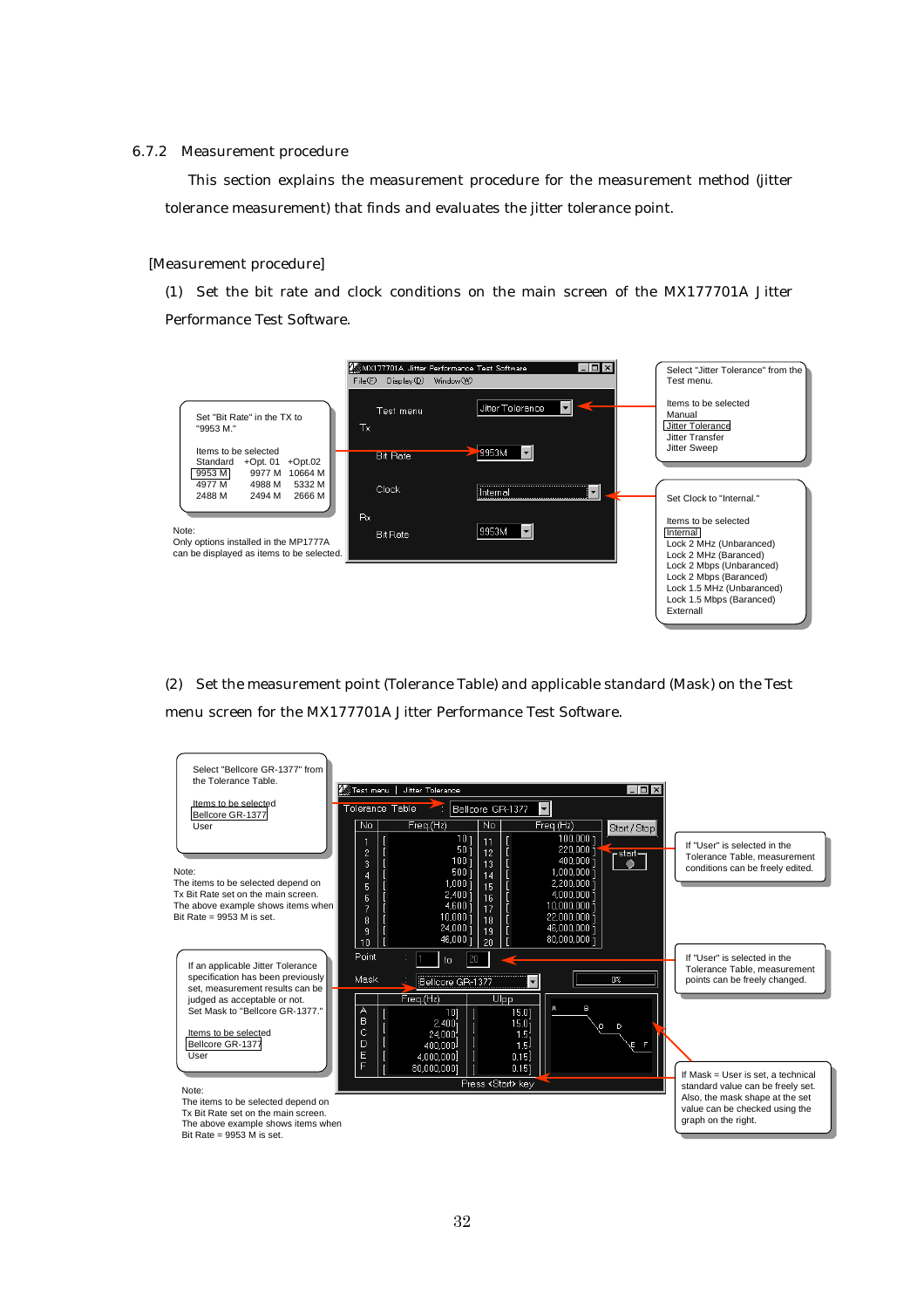### 6.7.2 Measurement procedure

This section explains the measurement procedure for the measurement method (jitter tolerance measurement) that finds and evaluates the jitter tolerance point.

[Measurement procedure]

(1) Set the bit rate and clock conditions on the main screen of the MX177701A Jitter Performance Test Software.

Set "Bit Rate" in the TX to "9953 M."

Items to be selected

| Standard | +Opt. 01 | +Opt.02 |
|---|---|---|
| 9953 M | 9977 M | 10664 M |
| 4977 M | 4988 M | 5332 M |
| 2488 M | 2494 M | 2666 M |

Note:
Only options installed in the MP1777A can be displayed as items to be selected.

MX177701A Jitter Performance Test Software

File(F) Display(D) Window(W)

Test menu: Jitter Tolerance

Tx

Bit Rate: 9953M

Clock: Internal

Rx

Bit Rate: 9953M

Select "Jitter Tolerance" from the Test menu.

Items to be selected
- Manual
- Jitter Tolerance
- Jitter Transfer
- Jitter Sweep

Set Clock to "Internal."

Items to be selected
- Internal
- Lock 2 MHz (Unbaranced)
- Lock 2 MHz (Baranced)
- Lock 2 Mbps (Unbaranced)
- Lock 2 Mbps (Baranced)
- Lock 1.5 MHz (Unbaranced)
- Lock 1.5 Mbps (Baranced)
- Externall

(2) Set the measurement point (Tolerance Table) and applicable standard (Mask) on the Test menu screen for the MX177701A Jitter Performance Test Software.

Select "Bellcore GR-1377" from the Tolerance Table.

Items to be selected
- Bellcore GR-1377
- User

Note:
The items to be selected depend on Tx Bit Rate set on the main screen. The above example shows items when Bit Rate = 9953 M is set.

Test menu | Jitter Tolerance

Tolerance Table: Bellcore GR-1377

| No | Freq.(Hz) | No | Freq.(Hz) |
|---|---|---|---|
| 1 | 10 | 11 | 100,000 |
| 2 | 50 | 12 | 220,000 |
| 3 | 100 | 13 | 400,000 |
| 4 | 500 | 14 | 1,000,000 |
| 5 | 1,000 | 15 | 2,200,000 |
| 6 | 2,400 | 16 | 4,000,000 |
| 7 | 4,600 | 17 | 10,000,000 |
| 8 | 10,000 | 18 | 22,000,000 |
| 9 | 24,000 | 19 | 46,000,000 |
| 10 | 46,000 | 20 | 80,000,000 |

Start/Stop

Point: 1 to 20

Mask: Bellcore GR-1377

| | Freq.(Hz) | UIpp |
|---|---|---|
| A | 10 | 15.0 |
| B | 2,400 | 15.0 |
| C | 24,000 | 1.5 |
| D | 400,000 | 1.5 |
| E | 4,000,000 | 0.15 |
| F | 80,000,000 | 0.15 |

Press <Start> key

If "User" is selected in the Tolerance Table, measurement conditions can be freely edited.

If "User" is selected in the Tolerance Table, measurement points can be freely changed.

If an applicable Jitter Tolerance specification has been previously set, measurement results can be judged as acceptable or not. Set Mask to "Bellcore GR-1377."

Items to be selected
- Bellcore GR-1377
- User

Note:
The items to be selected depend on Tx Bit Rate set on the main screen. The above example shows items when Bit Rate = 9953 M is set.

If Mask = User is set, a technical standard value can be freely set. Also, the mask shape at the set value can be checked using the graph on the right.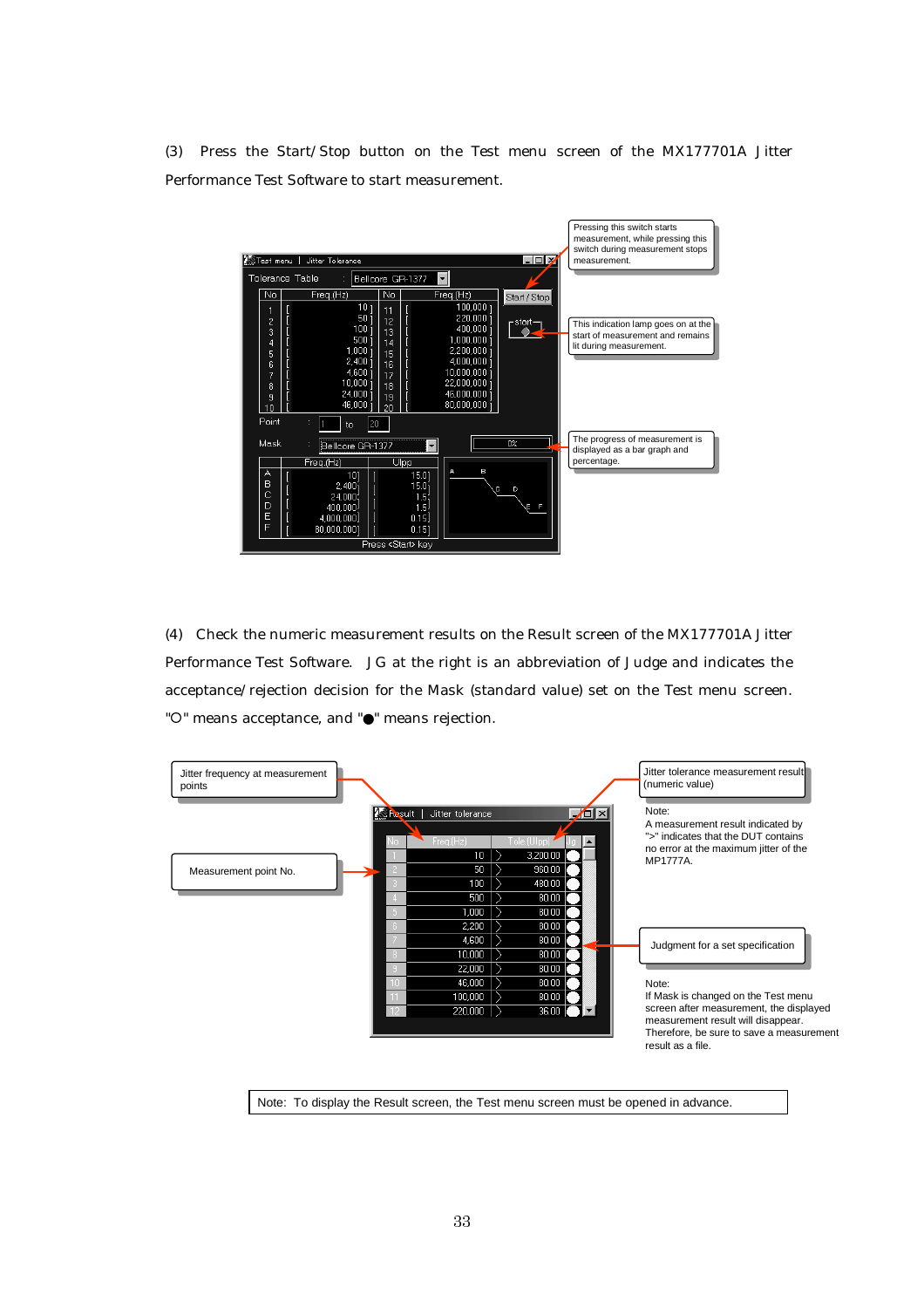(3) Press the Start/Stop button on the Test menu screen of the MX177701A Jitter Performance Test Software to start measurement.

Pressing this switch starts measurement, while pressing this switch during measurement stops measurement.

This indication lamp goes on at the start of measurement and remains lit during measurement.

The progress of measurement is displayed as a bar graph and percentage.

(4) Check the numeric measurement results on the Result screen of the MX177701A Jitter Performance Test Software. JG at the right is an abbreviation of Judge and indicates the acceptance/rejection decision for the Mask (standard value) set on the Test menu screen. "○" means acceptance, and "●" means rejection.

Jitter frequency at measurement points

Measurement point No.

Jitter tolerance measurement result (numeric value)

Note:
A measurement result indicated by ">" indicates that the DUT contains no error at the maximum jitter of the MP1777A.

Judgment for a set specification

Note:
If Mask is changed on the Test menu screen after measurement, the displayed measurement result will disappear. Therefore, be sure to save a measurement result as a file.

Note: To display the Result screen, the Test menu screen must be opened in advance.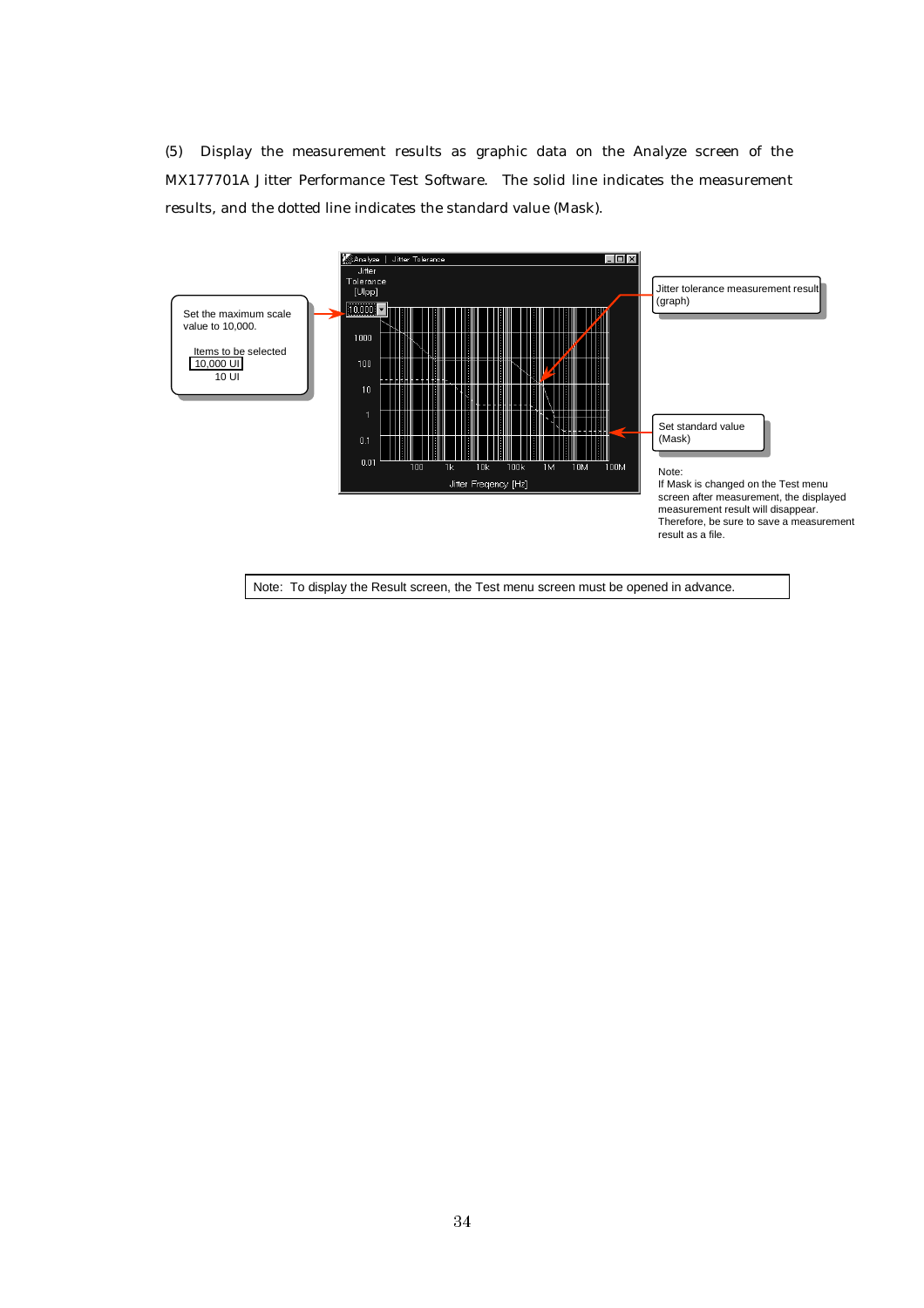(5) Display the measurement results as graphic data on the Analyze screen of the MX177701A Jitter Performance Test Software. The solid line indicates the measurement results, and the dotted line indicates the standard value (Mask).

Set the maximum scale value to 10,000.

Items to be selected
10,000 UI
10 UI

Jitter tolerance measurement result (graph)

Set standard value (Mask)

Note:
If Mask is changed on the Test menu screen after measurement, the displayed measurement result will disappear. Therefore, be sure to save a measurement result as a file.

> Note: To display the Result screen, the Test menu screen must be opened in advance.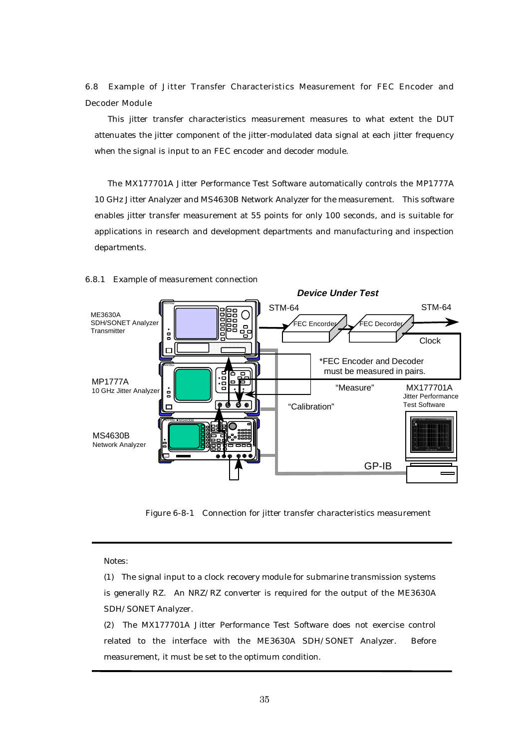## 6.8 Example of Jitter Transfer Characteristics Measurement for FEC Encoder and Decoder Module

This jitter transfer characteristics measurement measures to what extent the DUT attenuates the jitter component of the jitter-modulated data signal at each jitter frequency when the signal is input to an FEC encoder and decoder module.

The MX177701A Jitter Performance Test Software automatically controls the MP1777A 10 GHz Jitter Analyzer and MS4630B Network Analyzer for the measurement. This software enables jitter transfer measurement at 55 points for only 100 seconds, and is suitable for applications in research and development departments and manufacturing and inspection departments.

### 6.8.1 Example of measurement connection

Figure 6-8-1 Connection for jitter transfer characteristics measurement

---

Notes:

(1) The signal input to a clock recovery module for submarine transmission systems is generally RZ. An NRZ/RZ converter is required for the output of the ME3630A SDH/SONET Analyzer.

(2) The MX177701A Jitter Performance Test Software does not exercise control related to the interface with the ME3630A SDH/SONET Analyzer. Before measurement, it must be set to the optimum condition.

---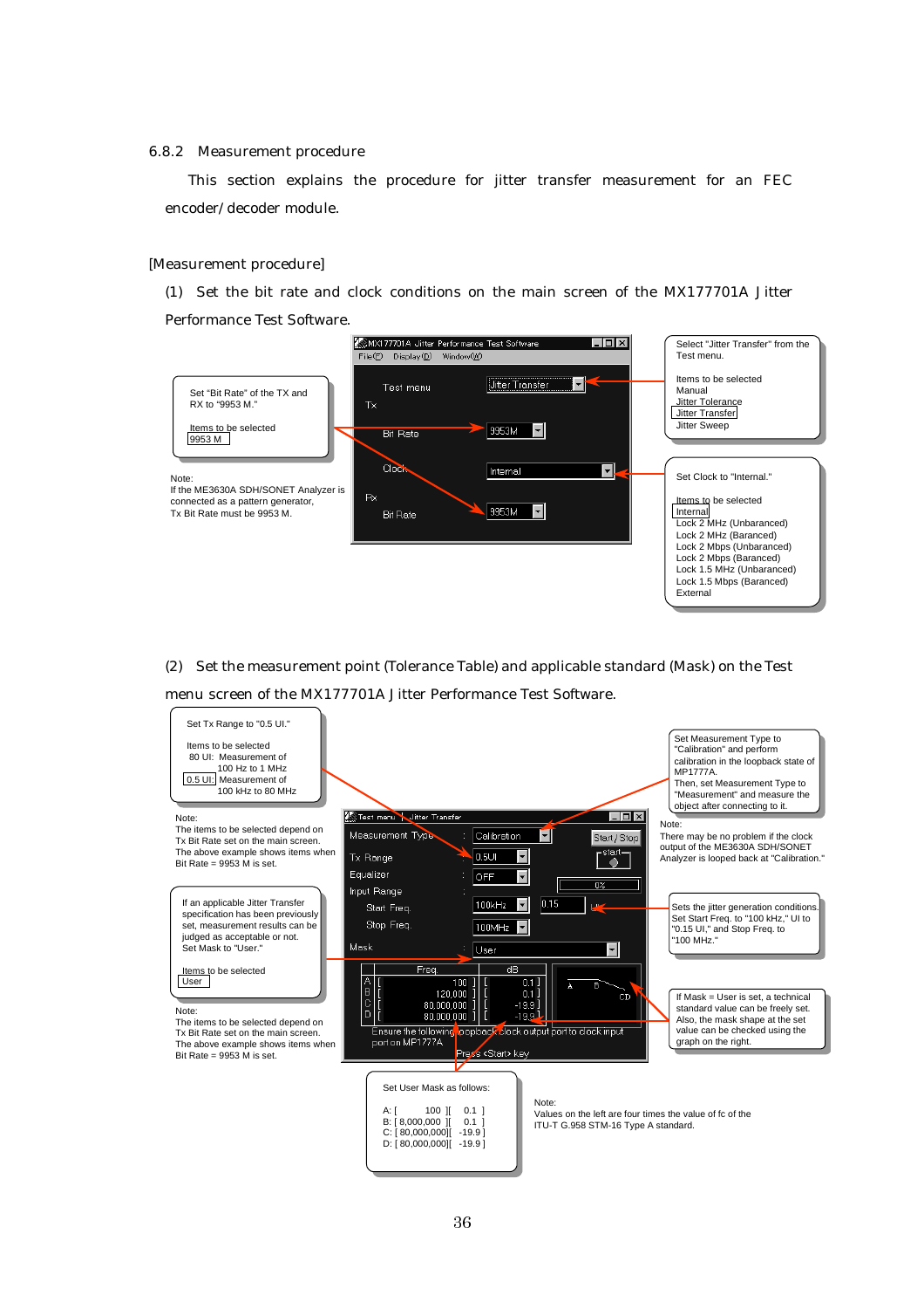### 6.8.2 Measurement procedure

This section explains the procedure for jitter transfer measurement for an FEC encoder/decoder module.

[Measurement procedure]

(1) Set the bit rate and clock conditions on the main screen of the MX177701A Jitter Performance Test Software.

Set "Bit Rate" of the TX and RX to "9953 M."

Items to be selected
9953 M

Note:
If the ME3630A SDH/SONET Analyzer is connected as a pattern generator, Tx Bit Rate must be 9953 M.

MX177701A Jitter Performance Test Software
File(F) Display(D) Window(W)

Test menu: Jitter Transfer
Tx
Bit Rate: 9953M
Clock: Internal
Rx
Bit Rate: 9953M

Select "Jitter Transfer" from the Test menu.

Items to be selected
Manual
Jitter Tolerance
Jitter Transfer
Jitter Sweep

Set Clock to "Internal."

Items to be selected
Internal
Lock 2 MHz (Unbaranced)
Lock 2 MHz (Baranced)
Lock 2 Mbps (Unbaranced)
Lock 2 Mbps (Baranced)
Lock 1.5 MHz (Unbaranced)
Lock 1.5 Mbps (Baranced)
External

(2) Set the measurement point (Tolerance Table) and applicable standard (Mask) on the Test menu screen of the MX177701A Jitter Performance Test Software.

Set Tx Range to "0.5 UI."

Items to be selected
80 UI: Measurement of 100 Hz to 1 MHz
0.5 UI: Measurement of 100 kHz to 80 MHz

Note:
The items to be selected depend on Tx Bit Rate set on the main screen.
The above example shows items when Bit Rate = 9953 M is set.

If an applicable Jitter Transfer specification has been previously set, measurement results can be judged as acceptable or not.
Set Mask to "User."

Items to be selected
User

Note:
The items to be selected depend on Tx Bit Rate set on the main screen.
The above example shows items when Bit Rate = 9953 M is set.

Test menu | Jitter Transfer

Measurement Type : Calibration — Start / Stop
Tx Range : 0.5UI
Equalizer : OFF
Input Range :
Start Freq. 100kHz — 0.15 UI
Stop Freq. 100MHz
Mask : User

| | Freq. | dB |
|---|---|---|
| A | [ 100 ] | [ 0.1 ] |
| B | [ 120,000 ] | [ 0.1 ] |
| C | [ 80,000,000 ] | [ -19.9 ] |
| D | [ 80,000,000 ] | [ -19.9 ] |

Ensure the following loopback clock output port to clock input port on MP1777A.
Press <Start> key

Set Measurement Type to "Calibration" and perform calibration in the loopback state of MP1777A.
Then, set Measurement Type to "Measurement" and measure the object after connecting to it.

Note:
There may be no problem if the clock output of the ME3630A SDH/SONET Analyzer is looped back at "Calibration."

Sets the jitter generation conditions.
Set Start Freq. to "100 kHz," UI to "0.15 UI," and Stop Freq. to "100 MHz."

If Mask = User is set, a technical standard value can be freely set.
Also, the mask shape at the set value can be checked using the graph on the right.

Set User Mask as follows:

A: [ 100 ][ 0.1 ]
B: [ 8,000,000 ][ 0.1 ]
C: [ 80,000,000][ -19.9 ]
D: [ 80,000,000][ -19.9 ]

Note:
Values on the left are four times the value of fc of the ITU-T G.958 STM-16 Type A standard.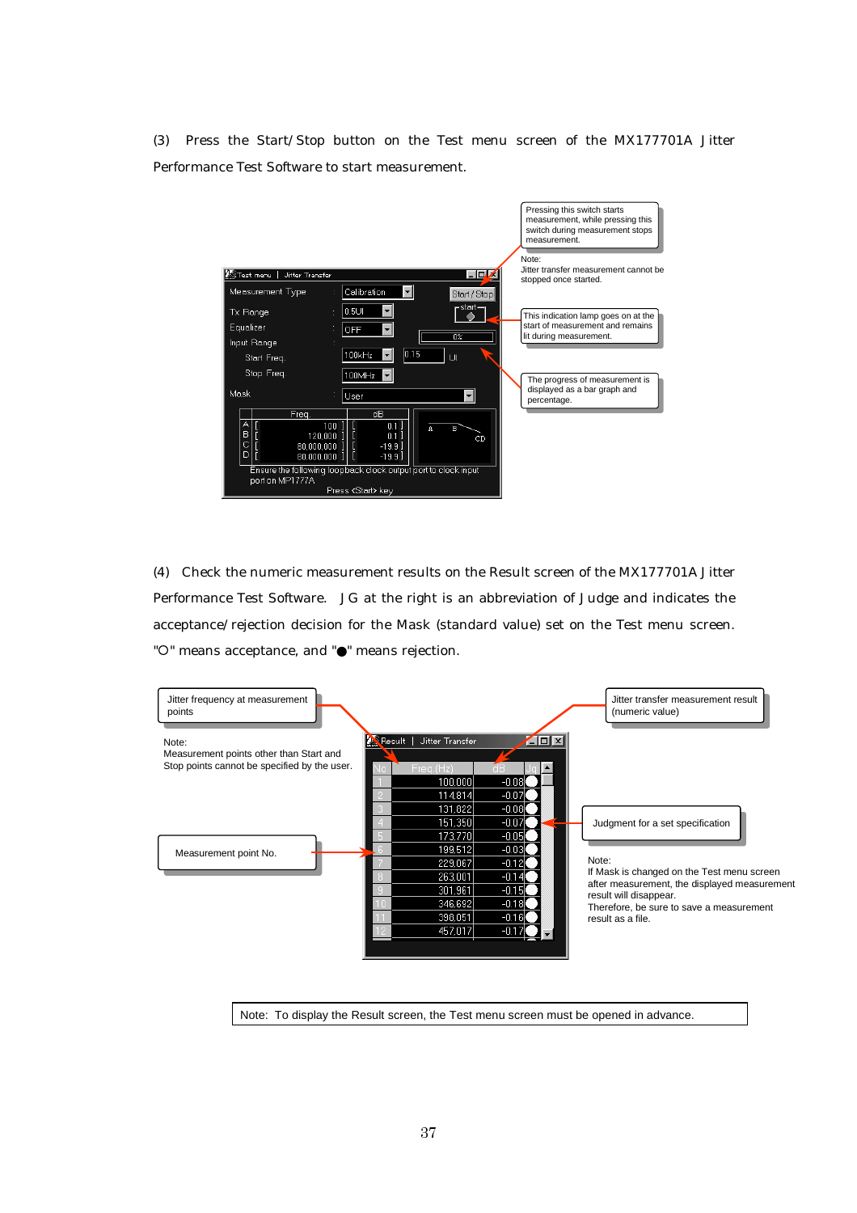(3) Press the Start/Stop button on the Test menu screen of the MX177701A Jitter Performance Test Software to start measurement.

Pressing this switch starts measurement, while pressing this switch during measurement stops measurement.

Note:
Jitter transfer measurement cannot be stopped once started.

This indication lamp goes on at the start of measurement and remains lit during measurement.

The progress of measurement is displayed as a bar graph and percentage.

(4) Check the numeric measurement results on the Result screen of the MX177701A Jitter Performance Test Software. JG at the right is an abbreviation of Judge and indicates the acceptance/rejection decision for the Mask (standard value) set on the Test menu screen. "○" means acceptance, and "●" means rejection.

Jitter frequency at measurement points

Note:
Measurement points other than Start and Stop points cannot be specified by the user.

Measurement point No.

Jitter transfer measurement result (numeric value)

Judgment for a set specification

Note:
If Mask is changed on the Test menu screen after measurement, the displayed measurement result will disappear.
Therefore, be sure to save a measurement result as a file.

| No | Freq (Hz) | dB | Jg |
|---|---|---|---|
| 1 | 100,000 | -0.08 | ○ |
| 2 | 114,814 | -0.07 | ○ |
| 3 | 131,822 | -0.08 | ○ |
| 4 | 151,350 | -0.07 | ○ |
| 5 | 173,770 | -0.05 | ○ |
| 6 | 199,512 | -0.03 | ○ |
| 7 | 229,067 | -0.12 | ○ |
| 8 | 263,001 | -0.14 | ○ |
| 9 | 301,961 | -0.15 | ○ |
| 10 | 346,692 | -0.18 | ○ |
| 11 | 398,051 | -0.16 | ○ |
| 12 | 457,017 | -0.17 | ○ |

Note: To display the Result screen, the Test menu screen must be opened in advance.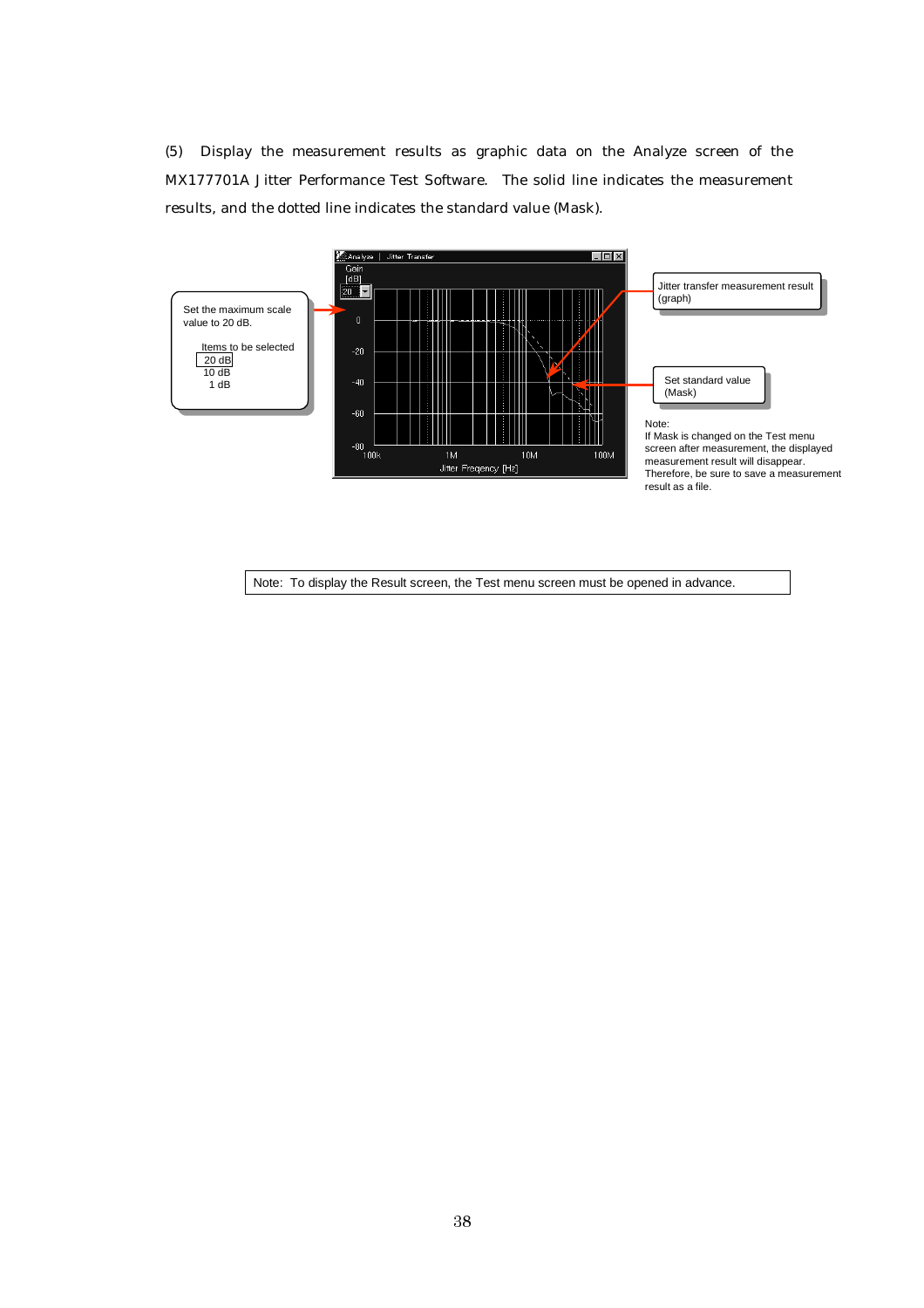(5) Display the measurement results as graphic data on the Analyze screen of the MX177701A Jitter Performance Test Software. The solid line indicates the measurement results, and the dotted line indicates the standard value (Mask).

Set the maximum scale value to 20 dB.

Items to be selected
- 20 dB
- 10 dB
- 1 dB

Jitter transfer measurement result (graph)

Set standard value (Mask)

Note:
If Mask is changed on the Test menu screen after measurement, the displayed measurement result will disappear. Therefore, be sure to save a measurement result as a file.

| Note: To display the Result screen, the Test menu screen must be opened in advance. |
|---|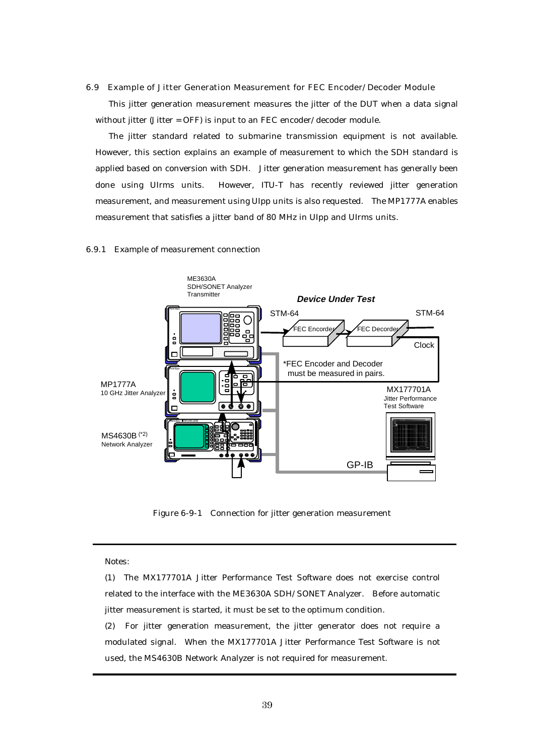## 6.9 Example of Jitter Generation Measurement for FEC Encoder/Decoder Module

This jitter generation measurement measures the jitter of the DUT when a data signal without jitter (Jitter = OFF) is input to an FEC encoder/decoder module.

The jitter standard related to submarine transmission equipment is not available. However, this section explains an example of measurement to which the SDH standard is applied based on conversion with SDH. Jitter generation measurement has generally been done using UIrms units. However, ITU-T has recently reviewed jitter generation measurement, and measurement using UIpp units is also requested. The MP1777A enables measurement that satisfies a jitter band of 80 MHz in UIpp and UIrms units.

### 6.9.1 Example of measurement connection

Figure 6-9-1 Connection for jitter generation measurement

---

Notes:

(1) The MX177701A Jitter Performance Test Software does not exercise control related to the interface with the ME3630A SDH/SONET Analyzer. Before automatic jitter measurement is started, it must be set to the optimum condition.

(2) For jitter generation measurement, the jitter generator does not require a modulated signal. When the MX177701A Jitter Performance Test Software is not used, the MS4630B Network Analyzer is not required for measurement.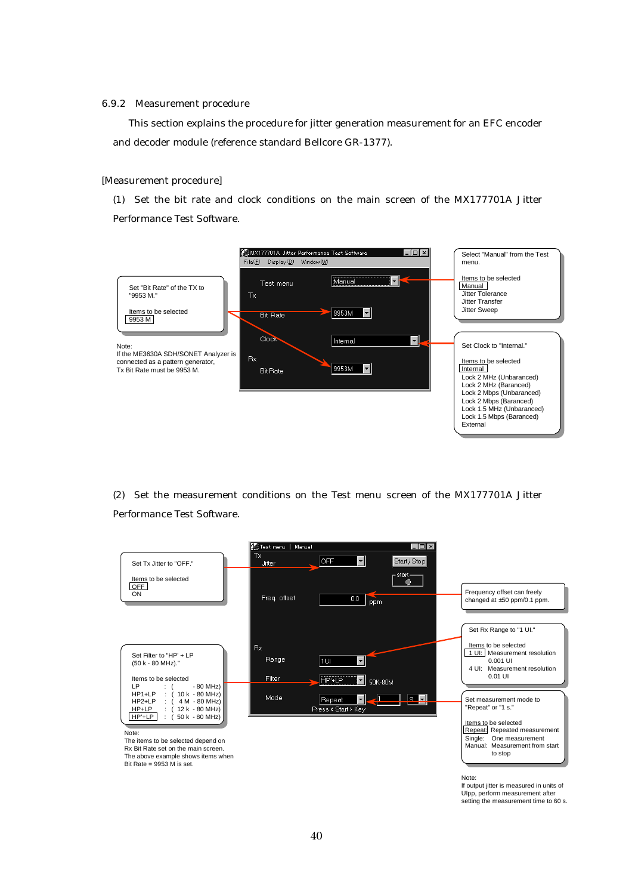### 6.9.2 Measurement procedure

This section explains the procedure for jitter generation measurement for an EFC encoder and decoder module (reference standard Bellcore GR-1377).

[Measurement procedure]

(1) Set the bit rate and clock conditions on the main screen of the MX177701A Jitter Performance Test Software.

Set "Bit Rate" of the TX to "9953 M."

Items to be selected
9953 M

Note:
If the ME3630A SDH/SONET Analyzer is connected as a pattern generator, Tx Bit Rate must be 9953 M.

MX177701A Jitter Performance Test Software
File(F) Display(D) Window(W)
Test menu: Manual
Tx
Bit Rate: 9953M
Clock: Internal
Rx
Bit Rate: 9953M

Select "Manual" from the Test menu.

Items to be selected
Manual
Jitter Tolerance
Jitter Transfer
Jitter Sweep

Set Clock to "Internal."

Items to be selected
Internal
Lock 2 MHz (Unbaranced)
Lock 2 MHz (Baranced)
Lock 2 Mbps (Unbaranced)
Lock 2 Mbps (Baranced)
Lock 1.5 MHz (Unbaranced)
Lock 1.5 Mbps (Baranced)
External

(2) Set the measurement conditions on the Test menu screen of the MX177701A Jitter Performance Test Software.

Set Tx Jitter to "OFF."

Items to be selected
OFF
ON

Test menu | Manual
Tx
Jitter: OFF
Start/Stop
start
Freq. offset: 0.0 ppm
Rx
Range: 1UI
Filter: HP'+LP 50K-80M
Mode: Repeat 1 S
Press <Start> Key

Frequency offset can freely changed at ±50 ppm/0.1 ppm.

Set Rx Range to "1 UI."

Items to be selected
1 UI: Measurement resolution 0.001 UI
4 UI: Measurement resolution 0.01 UI

Set Filter to "HP' + LP (50 k - 80 MHz)."

Items to be selected
LP : ( - 80 MHz)
HP1+LP : ( 10 k - 80 MHz)
HP2+LP : ( 4 M - 80 MHz)
HP+LP : ( 12 k - 80 MHz)
HP'+LP : ( 50 k - 80 MHz)

Note:
The items to be selected depend on Rx Bit Rate set on the main screen. The above example shows items when Bit Rate = 9953 M is set.

Set measurement mode to "Repeat" or "1 s."

Items to be selected
Repeat: Repeated measurement
Single: One measurement
Manual: Measurement from start to stop

Note:
If output jitter is measured in units of UIpp, perform measurement after setting the measurement time to 60 s.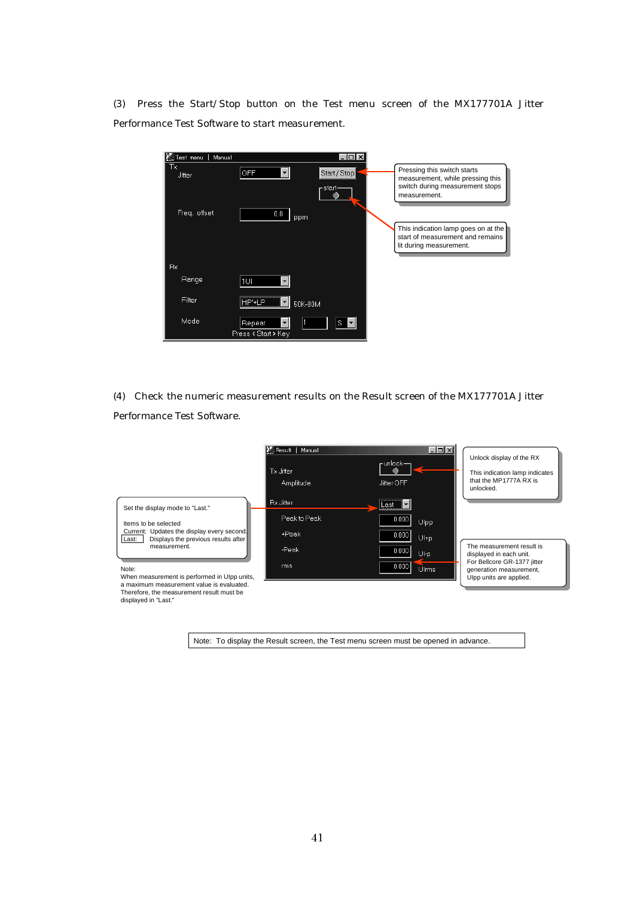(3) Press the Start/Stop button on the Test menu screen of the MX177701A Jitter Performance Test Software to start measurement.

Test menu | Manual

Tx
Jitter OFF Start/Stop
start
Freq. offset 0.0 ppm

Rx
Range 1UI
Filter HP'+LP 50K-80M
Mode Repeat 1 S
Press <Start> Key

Pressing this switch starts measurement, while pressing this switch during measurement stops measurement.

This indication lamp goes on at the start of measurement and remains lit during measurement.

(4) Check the numeric measurement results on the Result screen of the MX177701A Jitter Performance Test Software.

Result | Manual

Tx Jitter unlock
Amplitude Jitter OFF

Rx Jitter Last
Peak to Peak 0.000 UIpp
+Peak 0.000 UI+p
-Peak 0.000 UI-p
rms 0.000 UIrms

Unlock display of the RX

This indication lamp indicates that the MP1777A RX is unlocked.

Set the display mode to "Last."

Items to be selected
Current: Updates the display every second.
Last: Displays the previous results after measurement.

Note:
When measurement is performed in UIpp units, a maximum measurement value is evaluated. Therefore, the measurement result must be displayed in "Last."

The measurement result is displayed in each unit.
For Bellcore GR-1377 jitter generation measurement, UIpp units are applied.

Note: To display the Result screen, the Test menu screen must be opened in advance.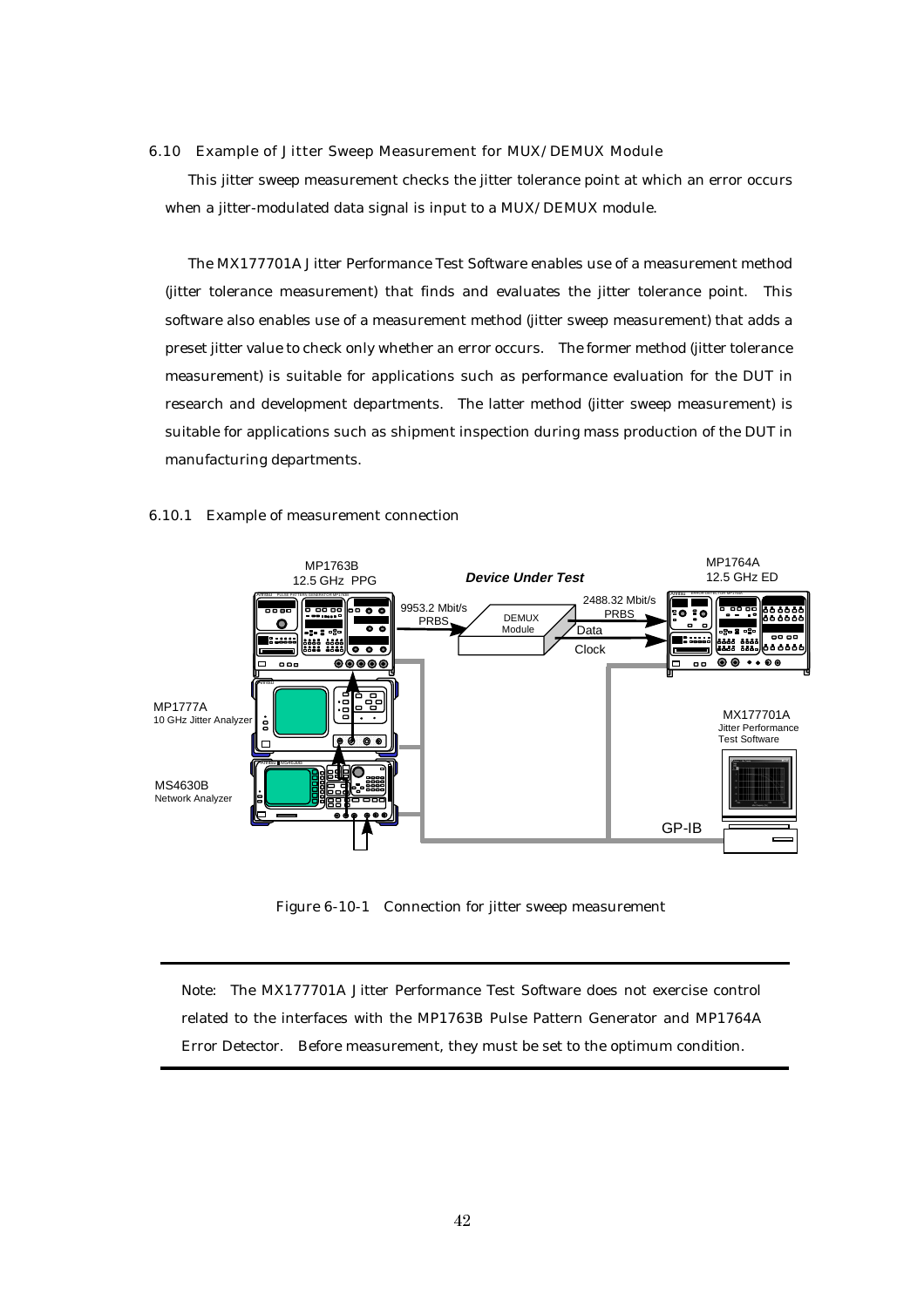## 6.10 Example of Jitter Sweep Measurement for MUX/DEMUX Module

This jitter sweep measurement checks the jitter tolerance point at which an error occurs when a jitter-modulated data signal is input to a MUX/DEMUX module.

The MX177701A Jitter Performance Test Software enables use of a measurement method (jitter tolerance measurement) that finds and evaluates the jitter tolerance point. This software also enables use of a measurement method (jitter sweep measurement) that adds a preset jitter value to check only whether an error occurs. The former method (jitter tolerance measurement) is suitable for applications such as performance evaluation for the DUT in research and development departments. The latter method (jitter sweep measurement) is suitable for applications such as shipment inspection during mass production of the DUT in manufacturing departments.

### 6.10.1 Example of measurement connection

MP1763B 12.5 GHz PPG

*Device Under Test*

MP1764A 12.5 GHz ED

9953.2 Mbit/s PRBS

DEMUX Module

2488.32 Mbit/s PRBS

Data

Clock

MP1777A 10 GHz Jitter Analyzer

MX177701A Jitter Performance Test Software

MS4630B Network Analyzer

GP-IB

Figure 6-10-1 Connection for jitter sweep measurement

---

Note: The MX177701A Jitter Performance Test Software does not exercise control related to the interfaces with the MP1763B Pulse Pattern Generator and MP1764A Error Detector. Before measurement, they must be set to the optimum condition.

---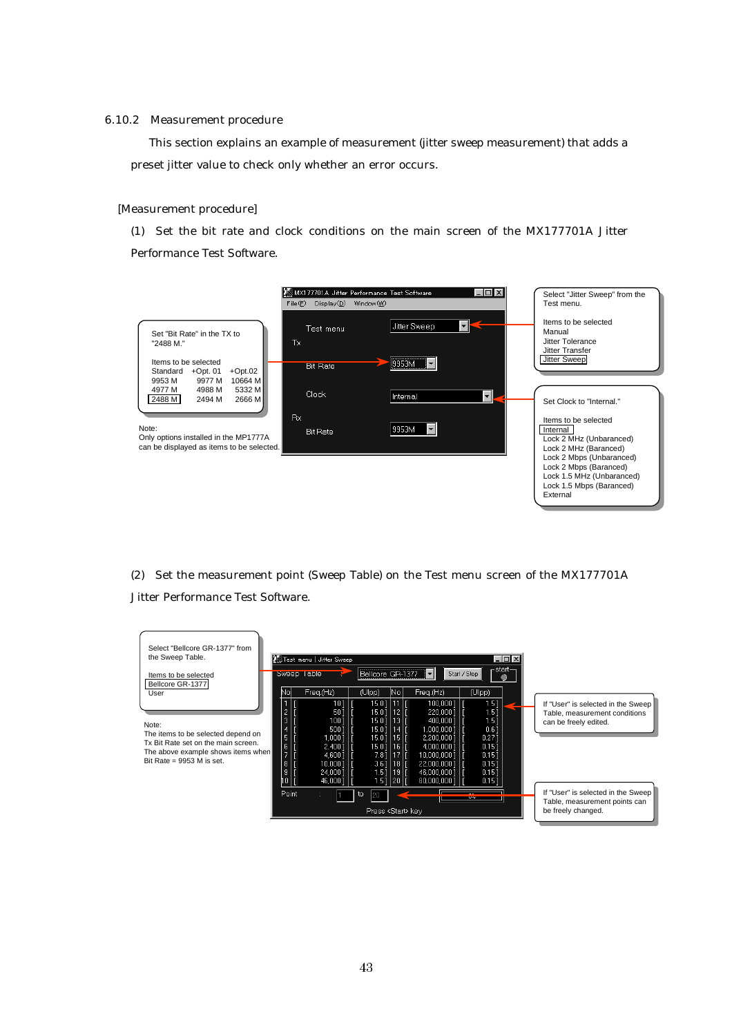### 6.10.2 Measurement procedure

This section explains an example of measurement (jitter sweep measurement) that adds a preset jitter value to check only whether an error occurs.

[Measurement procedure]

(1) Set the bit rate and clock conditions on the main screen of the MX177701A Jitter Performance Test Software.

MX177701A Jitter Performance Test Software
File(F) Display(D) Window(W)

Test menu: Jitter Sweep

Tx
Bit Rate: 9953M
Clock: Internal

Rx
Bit Rate: 9953M

Set "Bit Rate" in the TX to "2488 M."

Items to be selected

| Standard | +Opt. 01 | +Opt.02 |
|---|---|---|
| 9953 M | 9977 M | 10664 M |
| 4977 M | 4988 M | 5332 M |
| 2488 M | 2494 M | 2666 M |

Note:
Only options installed in the MP1777A can be displayed as items to be selected.

Select "Jitter Sweep" from the Test menu.

Items to be selected
Manual
Jitter Tolerance
Jitter Transfer
Jitter Sweep

Set Clock to "Internal."

Items to be selected
Internal
Lock 2 MHz (Unbaranced)
Lock 2 MHz (Baranced)
Lock 2 Mbps (Unbaranced)
Lock 2 Mbps (Baranced)
Lock 1.5 MHz (Unbaranced)
Lock 1.5 Mbps (Baranced)
External

(2) Set the measurement point (Sweep Table) on the Test menu screen of the MX177701A Jitter Performance Test Software.

Test menu | Jitter Sweep

Sweep Table: Bellcore GR-1377 — Start / Stop — start

| No | Freq.(Hz) | (UIpp) | No | Freq.(Hz) | (UIpp) |
|---|---|---|---|---|---|
| 1 | 10 | 15.0 | 11 | 100,000 | 1.5 |
| 2 | 50 | 15.0 | 12 | 220,000 | 1.5 |
| 3 | 100 | 15.0 | 13 | 400,000 | 1.5 |
| 4 | 500 | 15.0 | 14 | 1,000,000 | 0.6 |
| 5 | 1,000 | 15.0 | 15 | 2,200,000 | 0.27 |
| 6 | 2,400 | 15.0 | 16 | 4,000,000 | 0.15 |
| 7 | 4,600 | 7.8 | 17 | 10,000,000 | 0.15 |
| 8 | 10,000 | 3.6 | 18 | 22,000,000 | 0.15 |
| 9 | 24,000 | 1.5 | 19 | 46,000,000 | 0.15 |
| 10 | 46,000 | 1.5 | 20 | 80,000,000 | 0.15 |

Point: 1 to 20

Press <Start> key

Select "Bellcore GR-1377" from the Sweep Table.

Items to be selected
Bellcore GR-1377
User

Note:
The items to be selected depend on Tx Bit Rate set on the main screen.
The above example shows items when Bit Rate = 9953 M is set.

If "User" is selected in the Sweep Table, measurement conditions can be freely edited.

If "User" is selected in the Sweep Table, measurement points can be freely changed.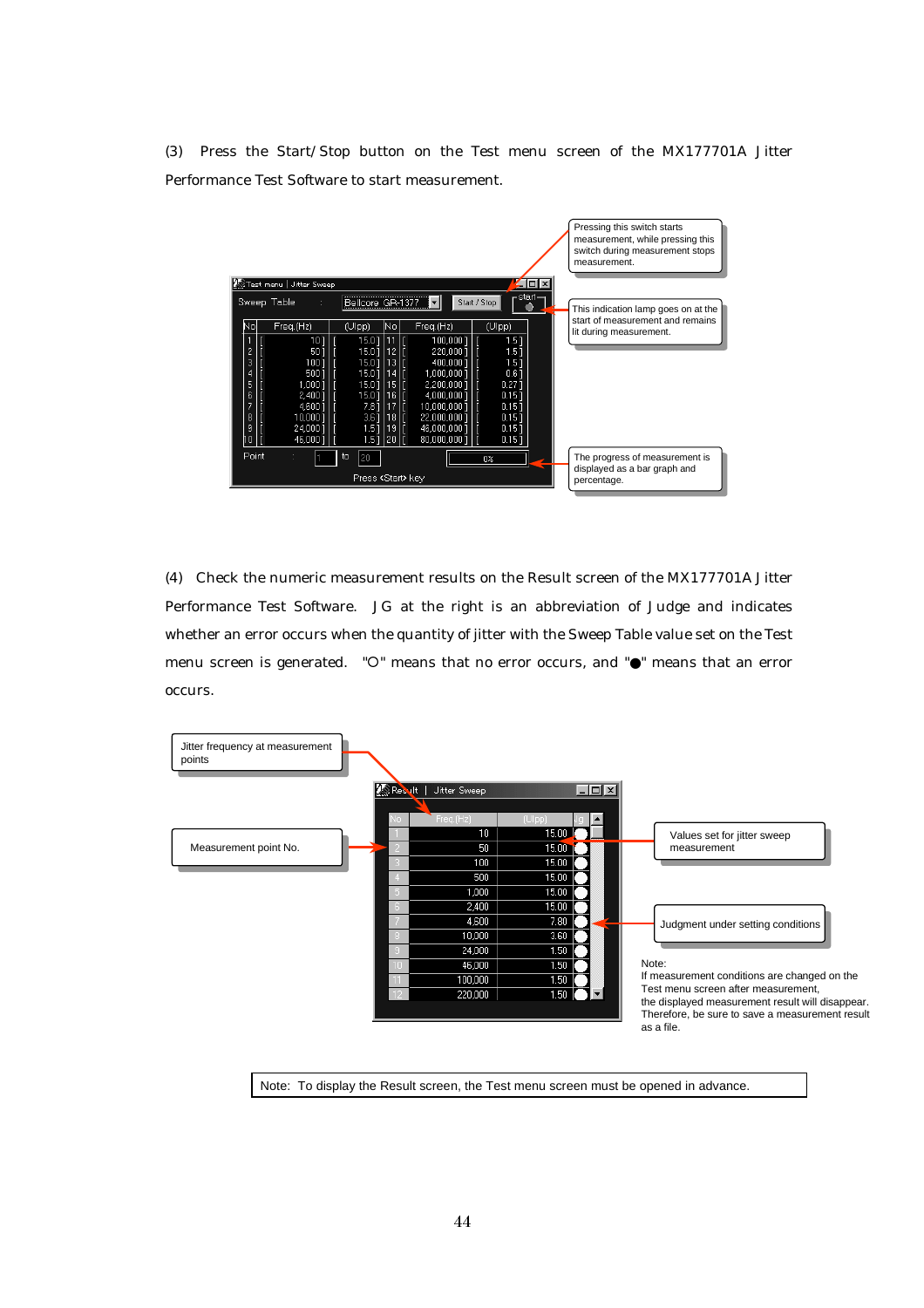(3) Press the Start/Stop button on the Test menu screen of the MX177701A Jitter Performance Test Software to start measurement.

Test menu | Jitter Sweep

Sweep Table : Bellcore GR-1377 | Start / Stop | start

| No | Freq.(Hz) | (UIpp) | No | Freq.(Hz) | (UIpp) |
|---|---|---|---|---|---|
| 1 | 10 | 15.0 | 11 | 100,000 | 1.5 |
| 2 | 50 | 15.0 | 12 | 220,000 | 1.5 |
| 3 | 100 | 15.0 | 13 | 400,000 | 1.5 |
| 4 | 500 | 15.0 | 14 | 1,000,000 | 0.6 |
| 5 | 1,000 | 15.0 | 15 | 2,200,000 | 0.27 |
| 6 | 2,400 | 15.0 | 16 | 4,000,000 | 0.15 |
| 7 | 4,600 | 7.8 | 17 | 10,000,000 | 0.15 |
| 8 | 10,000 | 3.6 | 18 | 22,000,000 | 0.15 |
| 9 | 24,000 | 1.5 | 19 | 46,000,000 | 0.15 |
| 10 | 46,000 | 1.5 | 20 | 80,000,000 | 0.15 |

Point : 1 to 20 | 0%

Press <Start> key

Pressing this switch starts measurement, while pressing this switch during measurement stops measurement.

This indication lamp goes on at the start of measurement and remains lit during measurement.

The progress of measurement is displayed as a bar graph and percentage.

(4) Check the numeric measurement results on the Result screen of the MX177701A Jitter Performance Test Software. JG at the right is an abbreviation of Judge and indicates whether an error occurs when the quantity of jitter with the Sweep Table value set on the Test menu screen is generated. "○" means that no error occurs, and "●" means that an error occurs.

Result | Jitter Sweep

| No | Freq.(Hz) | (UIpp) | JG |
|---|---|---|---|
| 1 | 10 | 15.00 | ○ |
| 2 | 50 | 15.00 | ○ |
| 3 | 100 | 15.00 | ○ |
| 4 | 500 | 15.00 | ○ |
| 5 | 1,000 | 15.00 | ○ |
| 6 | 2,400 | 15.00 | ○ |
| 7 | 4,600 | 7.80 | ○ |
| 8 | 10,000 | 3.60 | ○ |
| 9 | 24,000 | 1.50 | ○ |
| 10 | 46,000 | 1.50 | ○ |
| 11 | 100,000 | 1.50 | ○ |
| 12 | 220,000 | 1.50 | ○ |

Jitter frequency at measurement points

Measurement point No.

Values set for jitter sweep measurement

Judgment under setting conditions

Note:
If measurement conditions are changed on the Test menu screen after measurement, the displayed measurement result will disappear. Therefore, be sure to save a measurement result as a file.

Note: To display the Result screen, the Test menu screen must be opened in advance.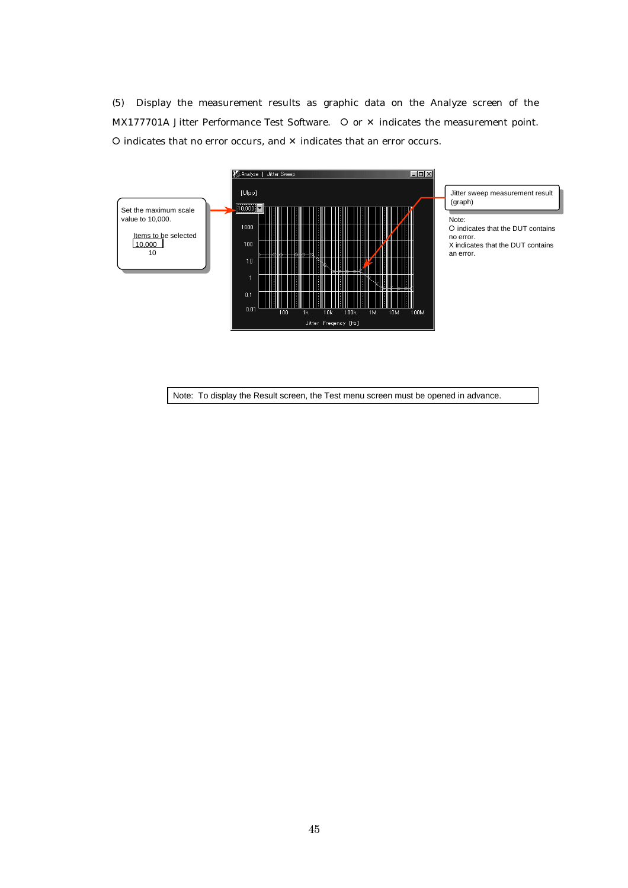(5) Display the measurement results as graphic data on the Analyze screen of the MX177701A Jitter Performance Test Software. O or × indicates the measurement point. O indicates that no error occurs, and × indicates that an error occurs.

Set the maximum scale value to 10,000.

Items to be selected
10,000
10

Jitter sweep measurement result (graph)

Note:
O indicates that the DUT contains no error.
X indicates that the DUT contains an error.

Note: To display the Result screen, the Test menu screen must be opened in advance.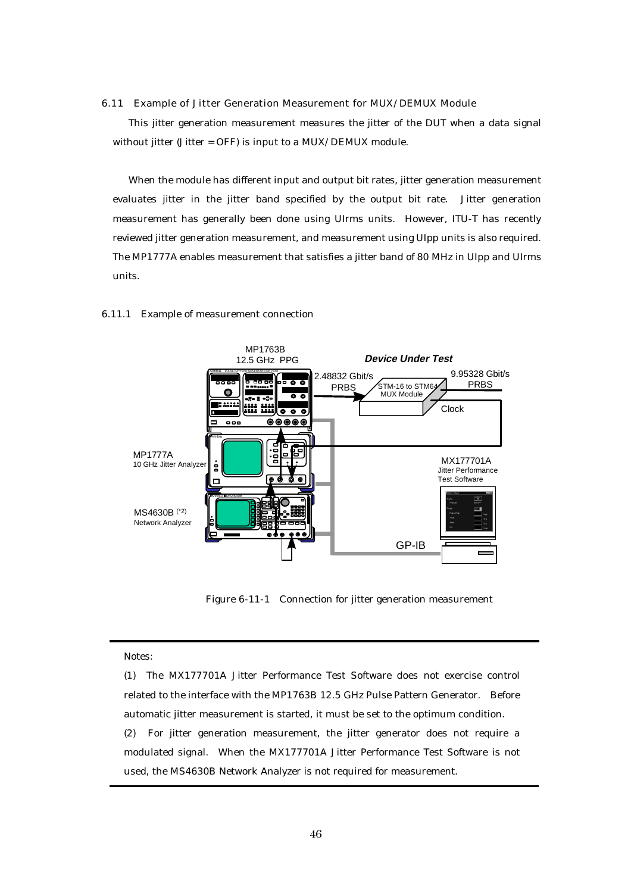## 6.11 Example of Jitter Generation Measurement for MUX/DEMUX Module

This jitter generation measurement measures the jitter of the DUT when a data signal without jitter (Jitter = OFF) is input to a MUX/DEMUX module.

When the module has different input and output bit rates, jitter generation measurement evaluates jitter in the jitter band specified by the output bit rate. Jitter generation measurement has generally been done using UIrms units. However, ITU-T has recently reviewed jitter generation measurement, and measurement using UIpp units is also required. The MP1777A enables measurement that satisfies a jitter band of 80 MHz in UIpp and UIrms units.

### 6.11.1 Example of measurement connection

Figure 6-11-1 Connection for jitter generation measurement

---

Notes:

(1) The MX177701A Jitter Performance Test Software does not exercise control related to the interface with the MP1763B 12.5 GHz Pulse Pattern Generator. Before automatic jitter measurement is started, it must be set to the optimum condition.

(2) For jitter generation measurement, the jitter generator does not require a modulated signal. When the MX177701A Jitter Performance Test Software is not used, the MS4630B Network Analyzer is not required for measurement.

---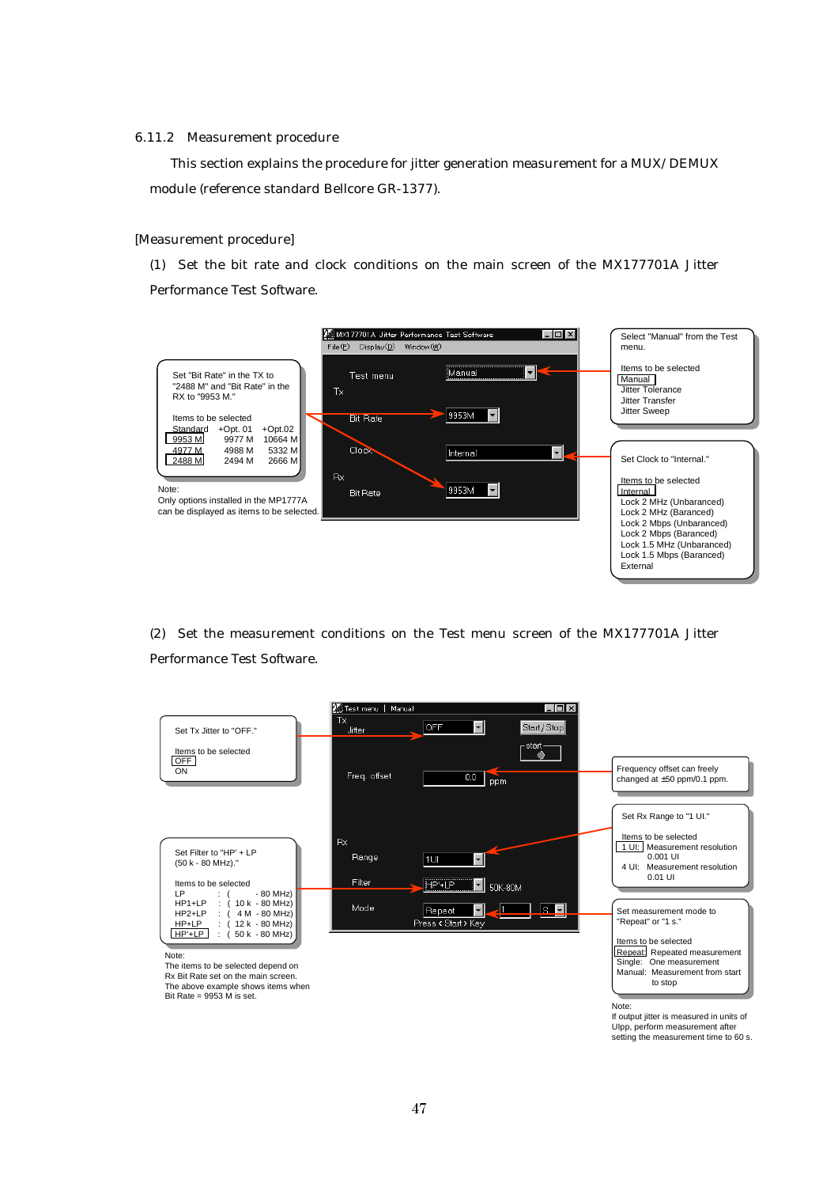### 6.11.2 Measurement procedure

This section explains the procedure for jitter generation measurement for a MUX/DEMUX module (reference standard Bellcore GR-1377).

[Measurement procedure]

(1) Set the bit rate and clock conditions on the main screen of the MX177701A Jitter Performance Test Software.

MX177701A Jitter Performance Test Software
File(F) Display(D) Window(W)

Test menu: Manual
Tx
Bit Rate: 9953M
Clock: Internal
Rx
Bit Rate: 9953M

Set "Bit Rate" in the TX to "2488 M" and "Bit Rate" in the RX to "9953 M."

Items to be selected

| Standard | +Opt. 01 | +Opt.02 |
|---|---|---|
| 9953 M | 9977 M | 10664 M |
| 4977 M | 4988 M | 5332 M |
| 2488 M | 2494 M | 2666 M |

Note:
Only options installed in the MP1777A can be displayed as items to be selected.

Select "Manual" from the Test menu.

Items to be selected
Manual
Jitter Tolerance
Jitter Transfer
Jitter Sweep

Set Clock to "Internal."

Items to be selected
Internal
Lock 2 MHz (Unbaranced)
Lock 2 MHz (Baranced)
Lock 2 Mbps (Unbaranced)
Lock 2 Mbps (Baranced)
Lock 1.5 MHz (Unbaranced)
Lock 1.5 Mbps (Baranced)
External

(2) Set the measurement conditions on the Test menu screen of the MX177701A Jitter Performance Test Software.

Test menu | Manual
Tx
Jitter: OFF
Start/Stop
start
Freq. offset: 0.0 ppm
Rx
Range: 1UI
Filter: HP'+LP 50K-80M
Mode: Repeat 1 S
Press <Start> Key

Set Tx Jitter to "OFF."

Items to be selected
OFF
ON

Set Filter to "HP' + LP (50 k - 80 MHz)."

Items to be selected

| | | |
|---|---|---|
| LP | : | ( - 80 MHz) |
| HP1+LP | : | ( 10 k - 80 MHz) |
| HP2+LP | : | ( 4 M - 80 MHz) |
| HP+LP | : | ( 12 k - 80 MHz) |
| HP'+LP | : | ( 50 k - 80 MHz) |

Note:
The items to be selected depend on Rx Bit Rate set on the main screen.
The above example shows items when Bit Rate = 9953 M is set.

Frequency offset can freely changed at ±50 ppm/0.1 ppm.

Set Rx Range to "1 UI."

Items to be selected
1 UI: Measurement resolution 0.001 UI
4 UI: Measurement resolution 0.01 UI

Set measurement mode to "Repeat" or "1 s."

Items to be selected
Repeat: Repeated measurement
Single: One measurement
Manual: Measurement from start to stop

Note:
If output jitter is measured in units of UIpp, perform measurement after setting the measurement time to 60 s.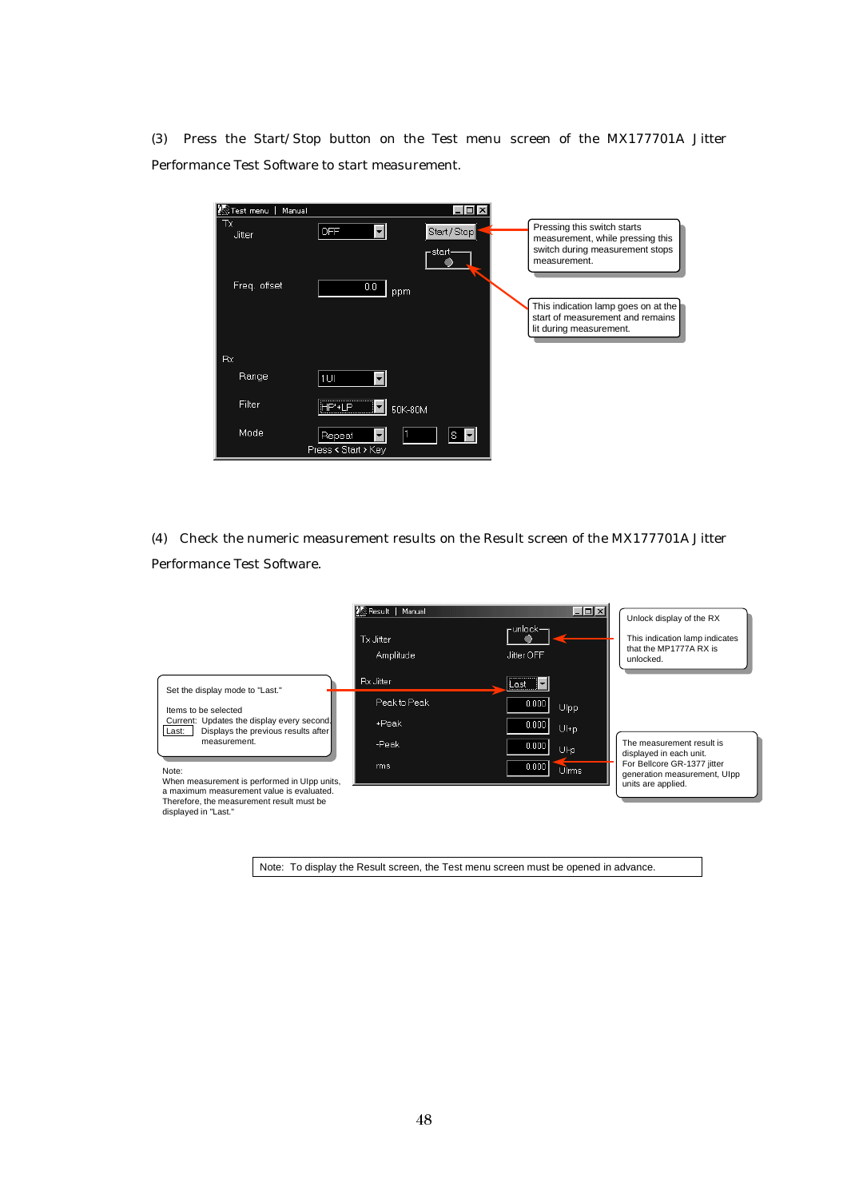(3) Press the Start/Stop button on the Test menu screen of the MX177701A Jitter Performance Test Software to start measurement.

Pressing this switch starts measurement, while pressing this switch during measurement stops measurement.

This indication lamp goes on at the start of measurement and remains lit during measurement.

(4) Check the numeric measurement results on the Result screen of the MX177701A Jitter Performance Test Software.

Set the display mode to "Last."

Items to be selected
Current: Updates the display every second.
Last: Displays the previous results after measurement.

Note:
When measurement is performed in UIpp units, a maximum measurement value is evaluated. Therefore, the measurement result must be displayed in "Last."

Unlock display of the RX

This indication lamp indicates that the MP1777A RX is unlocked.

The measurement result is displayed in each unit. For Bellcore GR-1377 jitter generation measurement, UIpp units are applied.

Note: To display the Result screen, the Test menu screen must be opened in advance.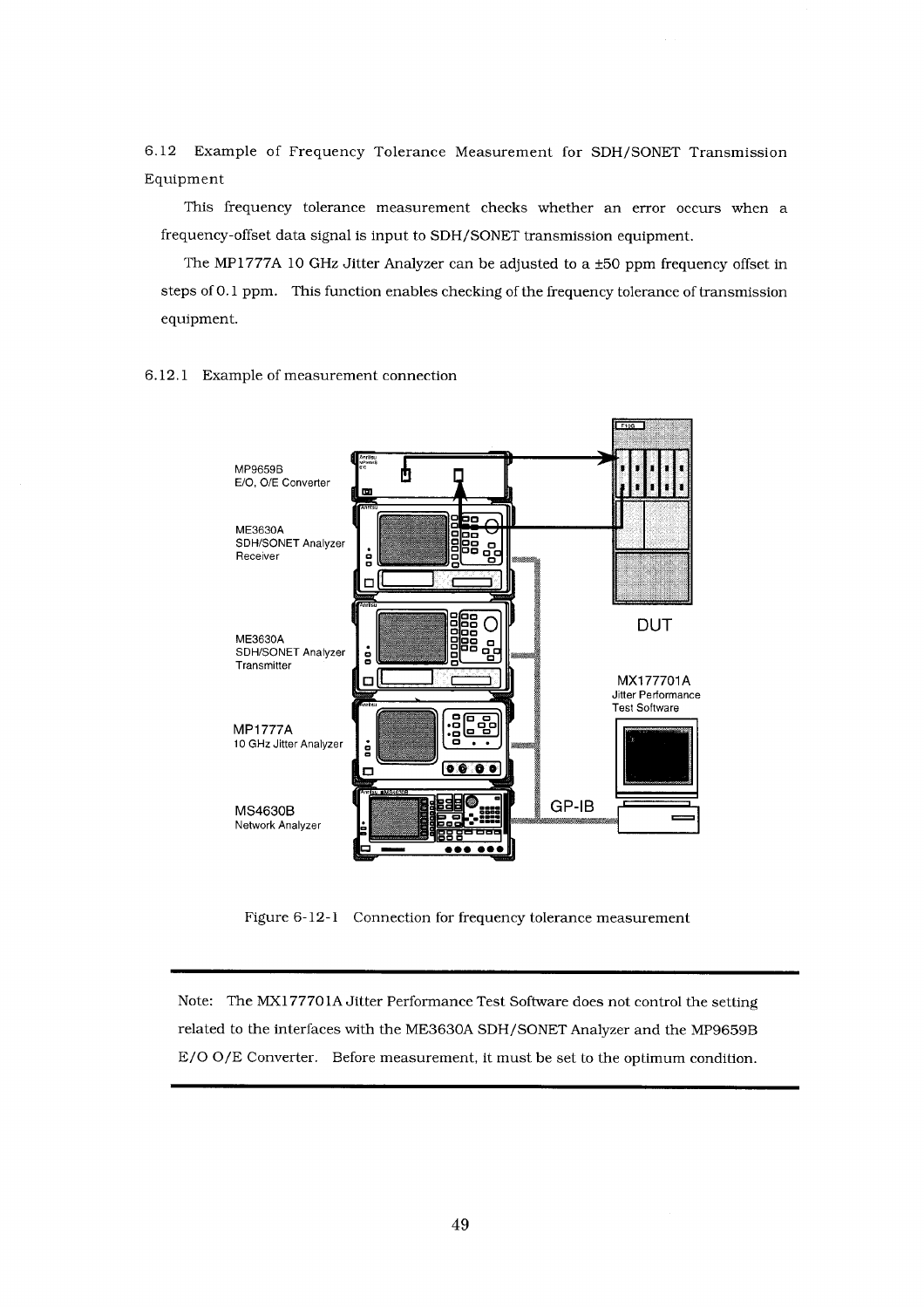## 6.12 Example of Frequency Tolerance Measurement for SDH/SONET Transmission Equipment

This frequency tolerance measurement checks whether an error occurs when a frequency-offset data signal is input to SDH/SONET transmission equipment.

The MP1777A 10 GHz Jitter Analyzer can be adjusted to a ±50 ppm frequency offset in steps of 0.1 ppm. This function enables checking of the frequency tolerance of transmission equipment.

### 6.12.1 Example of measurement connection

MP9659B E/O, O/E Converter

ME3630A SDH/SONET Analyzer Receiver

ME3630A SDH/SONET Analyzer Transmitter

MP1777A 10 GHz Jitter Analyzer

MS4630B Network Analyzer

DUT

MX177701A Jitter Performance Test Software

GP-IB

Figure 6-12-1 Connection for frequency tolerance measurement

---

Note: The MX177701A Jitter Performance Test Software does not control the setting related to the interfaces with the ME3630A SDH/SONET Analyzer and the MP9659B E/O O/E Converter. Before measurement, it must be set to the optimum condition.

---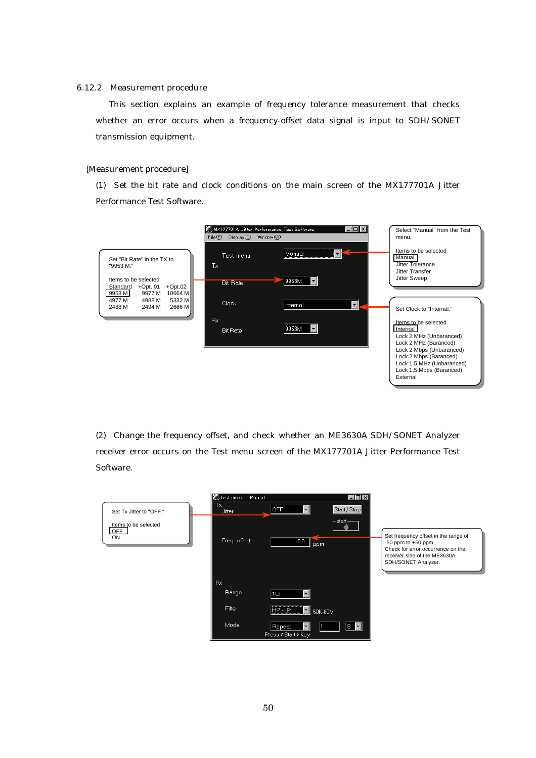### 6.12.2 Measurement procedure

This section explains an example of frequency tolerance measurement that checks whether an error occurs when a frequency-offset data signal is input to SDH/SONET transmission equipment.

[Measurement procedure]

(1) Set the bit rate and clock conditions on the main screen of the MX177701A Jitter Performance Test Software.

Set "Bit Rate" in the TX to "9953 M."

Items to be selected

| Standard | +Opt. 01 | +Opt.02 |
|---|---|---|
| 9953 M | 9977 M | 10664 M |
| 4977 M | 4988 M | 5332 M |
| 2488 M | 2494 M | 2666 M |

MX177701A Jitter Performance Test Software

File(F) Display(D) Window(W)

Test menu: Manual

Tx

Bit Rate: 9953M

Clock: Internal

Rx

Bit Rate: 9953M

Select "Manual" from the Test menu.

Items to be selected
- Manual
- Jitter Tolerance
- Jitter Transfer
- Jitter Sweep

Set Clock to "Internal."

Items to be selected
- Internal
- Lock 2 MHz (Unbaranced)
- Lock 2 MHz (Baranced)
- Lock 2 Mbps (Unbaranced)
- Lock 2 Mbps (Baranced)
- Lock 1.5 MHz (Unbaranced)
- Lock 1.5 Mbps (Baranced)
- External

(2) Change the frequency offset, and check whether an ME3630A SDH/SONET Analyzer receiver error occurs on the Test menu screen of the MX177701A Jitter Performance Test Software.

Set Tx Jitter to "OFF."

Items to be selected
- OFF
- ON

Test menu | Manual

Tx

Jitter: OFF

Start / Stop

start

Freq. offset: 0.0 ppm

Rx

Range: 1UI

Filter: HP+LP 50K-80M

Mode: Repeat 1 S

Press <Start> Key

Set frequency offset in the range of -50 ppm to +50 ppm.
Check for error occurrence on the receiver side of the ME3630A SDH/SONET Analyzer.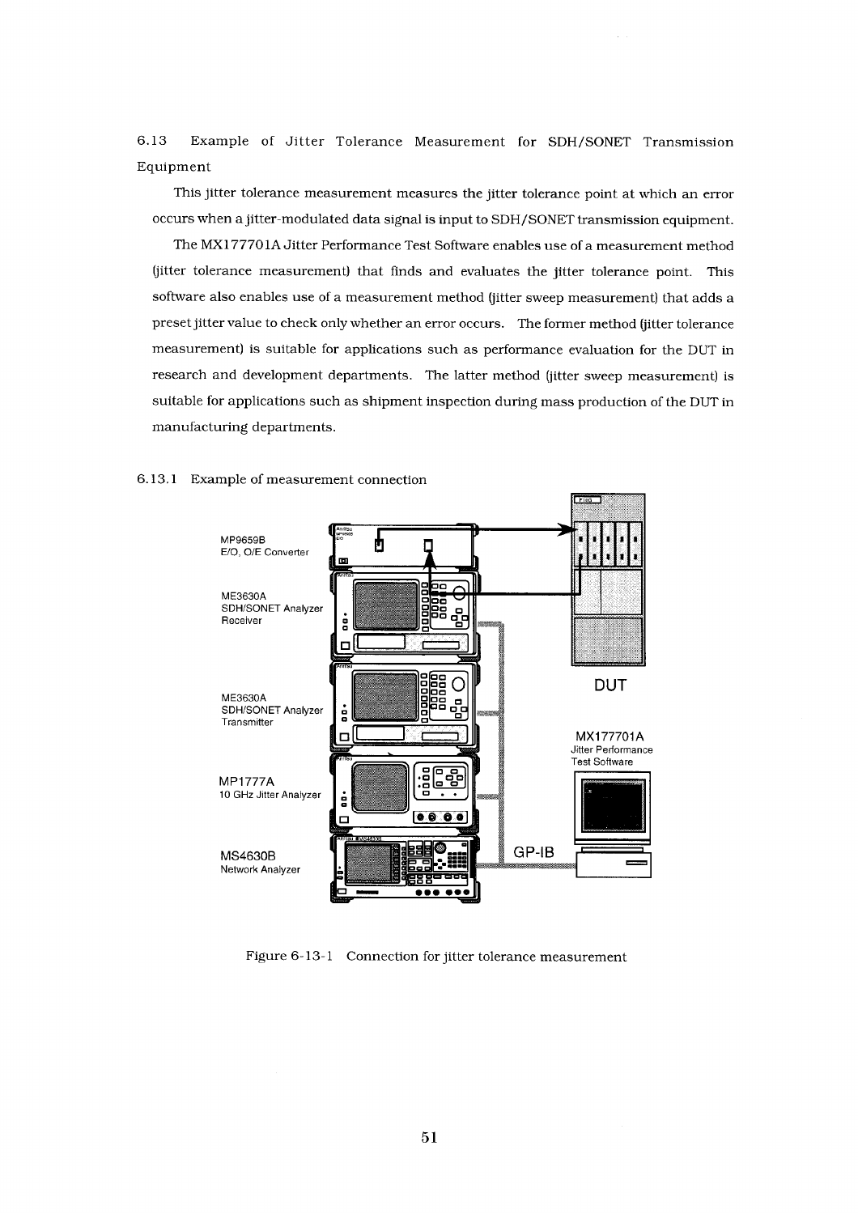## 6.13 Example of Jitter Tolerance Measurement for SDH/SONET Transmission Equipment

This jitter tolerance measurement measures the jitter tolerance point at which an error occurs when a jitter-modulated data signal is input to SDH/SONET transmission equipment.

The MX177701A Jitter Performance Test Software enables use of a measurement method (jitter tolerance measurement) that finds and evaluates the jitter tolerance point. This software also enables use of a measurement method (jitter sweep measurement) that adds a preset jitter value to check only whether an error occurs. The former method (jitter tolerance measurement) is suitable for applications such as performance evaluation for the DUT in research and development departments. The latter method (jitter sweep measurement) is suitable for applications such as shipment inspection during mass production of the DUT in manufacturing departments.

### 6.13.1 Example of measurement connection

MP9659B
E/O, O/E Converter

ME3630A
SDH/SONET Analyzer
Receiver

ME3630A
SDH/SONET Analyzer
Transmitter

MP1777A
10 GHz Jitter Analyzer

MS4630B
Network Analyzer

DUT

MX177701A
Jitter Performance
Test Software

GP-IB

Figure 6-13-1 Connection for jitter tolerance measurement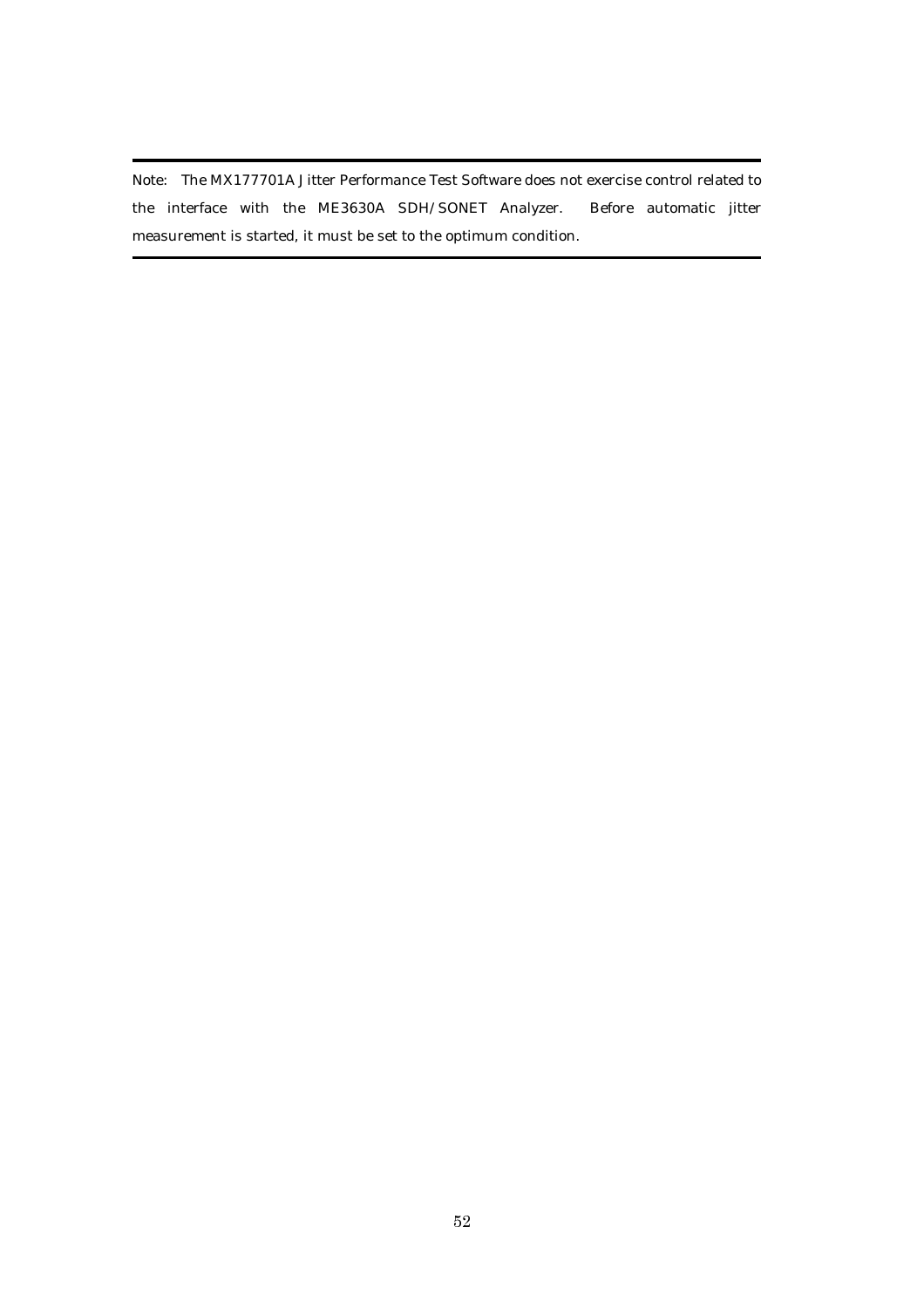---

Note: The MX177701A Jitter Performance Test Software does not exercise control related to the interface with the ME3630A SDH/SONET Analyzer. Before automatic jitter measurement is started, it must be set to the optimum condition.

---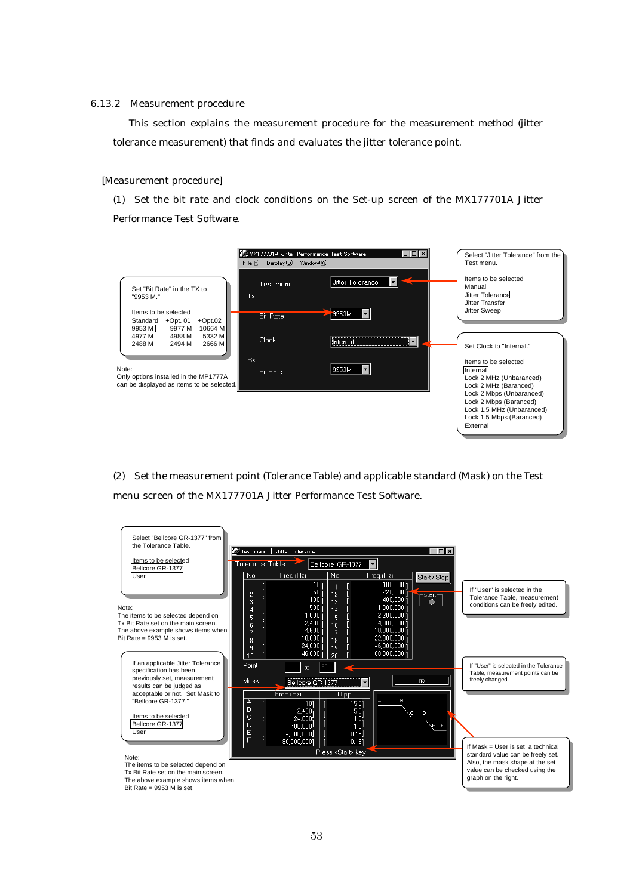### 6.13.2 Measurement procedure

This section explains the measurement procedure for the measurement method (jitter tolerance measurement) that finds and evaluates the jitter tolerance point.

[Measurement procedure]

(1) Set the bit rate and clock conditions on the Set-up screen of the MX177701A Jitter Performance Test Software.

Set "Bit Rate" in the TX to "9953 M."

Items to be selected

| Standard | +Opt. 01 | +Opt.02 |
|---|---|---|
| 9953 M | 9977 M | 10664 M |
| 4977 M | 4988 M | 5332 M |
| 2488 M | 2494 M | 2666 M |

Note:
Only options installed in the MP1777A can be displayed as items to be selected.

Select "Jitter Tolerance" from the Test menu.

Items to be selected
Manual
Jitter Tolerance
Jitter Transfer
Jitter Sweep

Set Clock to "Internal."

Items to be selected
Internal
Lock 2 MHz (Unbaranced)
Lock 2 MHz (Baranced)
Lock 2 Mbps (Unbaranced)
Lock 2 Mbps (Baranced)
Lock 1.5 MHz (Unbaranced)
Lock 1.5 Mbps (Baranced)
External

(2) Set the measurement point (Tolerance Table) and applicable standard (Mask) on the Test menu screen of the MX177701A Jitter Performance Test Software.

Select "Bellcore GR-1377" from the Tolerance Table.

Items to be selected
Bellcore GR-1377
User

Note:
The items to be selected depend on Tx Bit Rate set on the main screen.
The above example shows items when Bit Rate = 9953 M is set.

If an applicable Jitter Tolerance specification has been previously set, measurement results can be judged as acceptable or not. Set Mask to "Bellcore GR-1377."

Items to be selected
Bellcore GR-1377
User

Note:
The items to be selected depend on Tx Bit Rate set on the main screen.
The above example shows items when Bit Rate = 9953 M is set.

If "User" is selected in the Tolerance Table, measurement conditions can be freely edited.

If "User" is selected in the Tolerance Table, measurement points can be freely changed.

If Mask = User is set, a technical standard value can be freely set. Also, the mask shape at the set value can be checked using the graph on the right.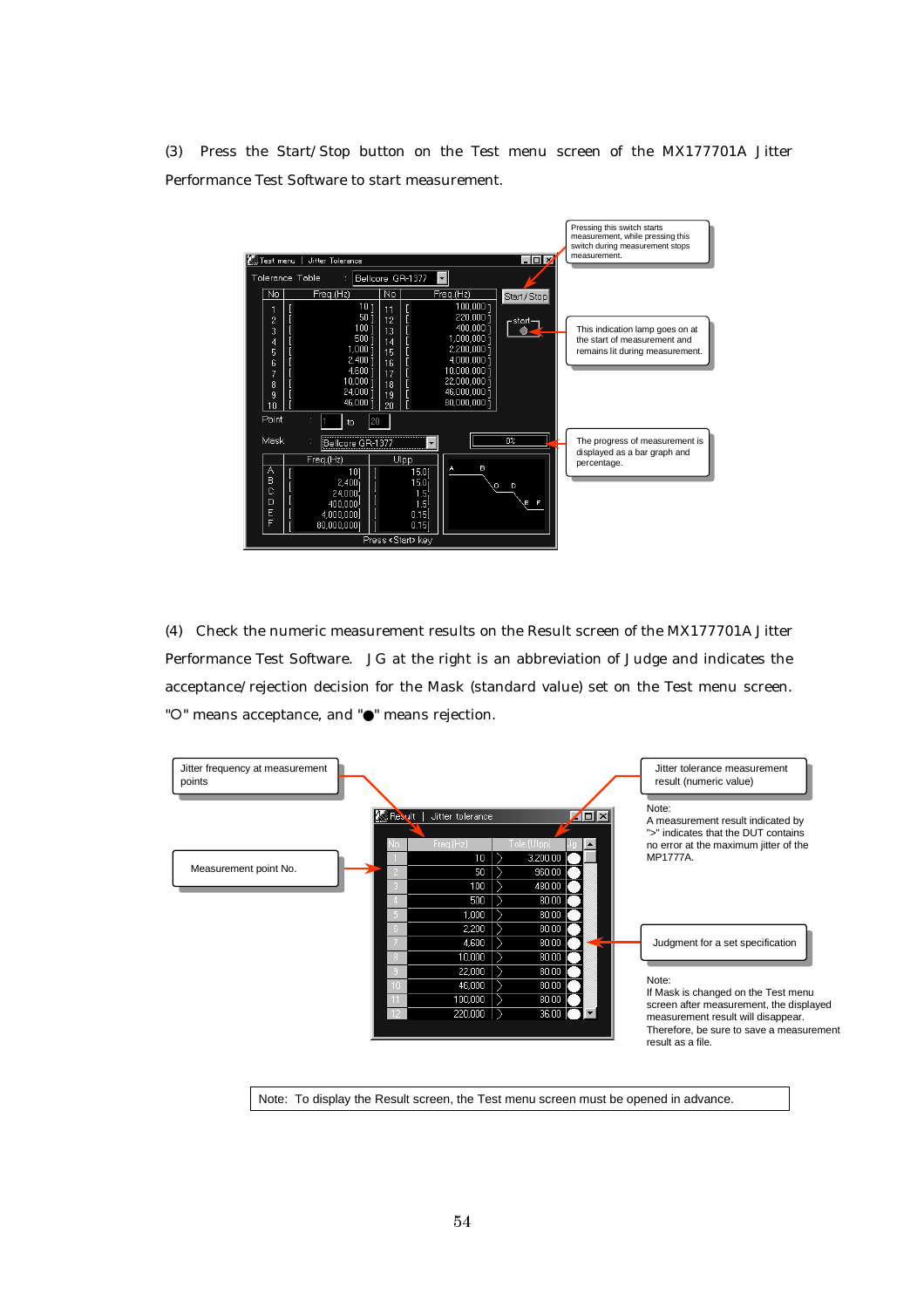(3) Press the Start/Stop button on the Test menu screen of the MX177701A Jitter Performance Test Software to start measurement.

Pressing this switch starts measurement, while pressing this switch during measurement stops measurement.

This indication lamp goes on at the start of measurement and remains lit during measurement.

The progress of measurement is displayed as a bar graph and percentage.

(4) Check the numeric measurement results on the Result screen of the MX177701A Jitter Performance Test Software. JG at the right is an abbreviation of Judge and indicates the acceptance/rejection decision for the Mask (standard value) set on the Test menu screen. "○" means acceptance, and "●" means rejection.

Jitter frequency at measurement points

Measurement point No.

Jitter tolerance measurement result (numeric value)

Note:
A measurement result indicated by ">" indicates that the DUT contains no error at the maximum jitter of the MP1777A.

Judgment for a set specification

Note:
If Mask is changed on the Test menu screen after measurement, the displayed measurement result will disappear. Therefore, be sure to save a measurement result as a file.

Note: To display the Result screen, the Test menu screen must be opened in advance.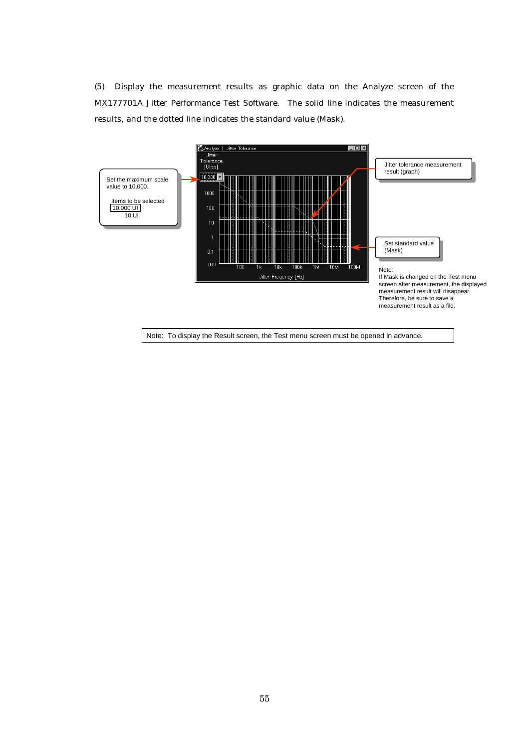(5) Display the measurement results as graphic data on the Analyze screen of the MX177701A Jitter Performance Test Software. The solid line indicates the measurement results, and the dotted line indicates the standard value (Mask).

Set the maximum scale value to 10,000.

Items to be selected
10,000 UI
10 UI

Jitter tolerance measurement result (graph)

Set standard value (Mask)

Note:
If Mask is changed on the Test menu screen after measurement, the displayed measurement result will disappear. Therefore, be sure to save a measurement result as a file.

| Note: To display the Result screen, the Test menu screen must be opened in advance. |
|---|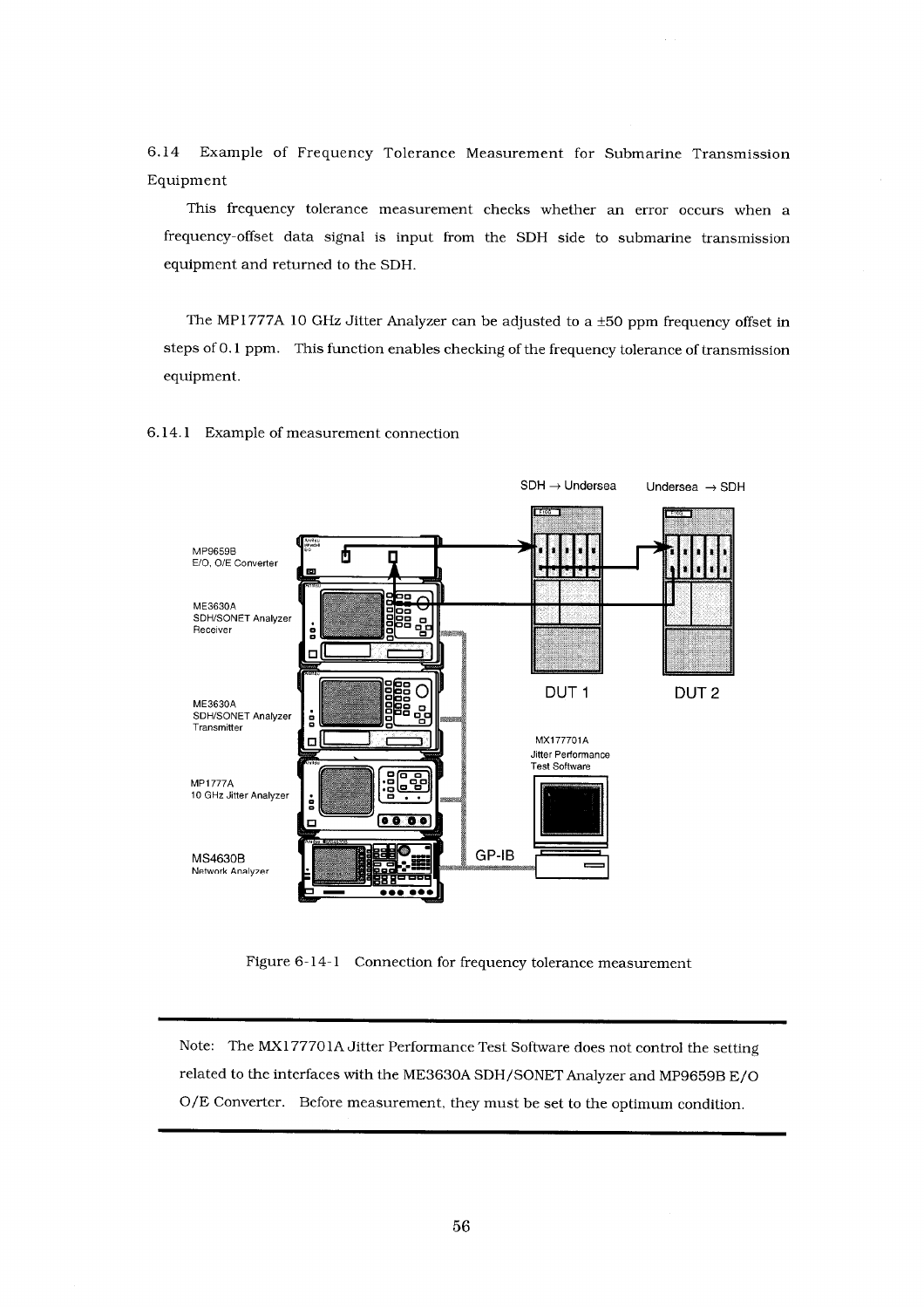## 6.14 Example of Frequency Tolerance Measurement for Submarine Transmission Equipment

This frequency tolerance measurement checks whether an error occurs when a frequency-offset data signal is input from the SDH side to submarine transmission equipment and returned to the SDH.

The MP1777A 10 GHz Jitter Analyzer can be adjusted to a ±50 ppm frequency offset in steps of 0.1 ppm. This function enables checking of the frequency tolerance of transmission equipment.

### 6.14.1 Example of measurement connection

SDH → Undersea    Undersea → SDH

MP9659B E/O, O/E Converter

ME3630A SDH/SONET Analyzer Receiver

ME3630A SDH/SONET Analyzer Transmitter

MP1777A 10 GHz Jitter Analyzer

MS4630B Network Analyzer

DUT 1    DUT 2

MX177701A Jitter Performance Test Software

GP-IB

Figure 6-14-1 Connection for frequency tolerance measurement

---

Note: The MX177701A Jitter Performance Test Software does not control the setting related to the interfaces with the ME3630A SDH/SONET Analyzer and MP9659B E/O O/E Converter. Before measurement, they must be set to the optimum condition.

---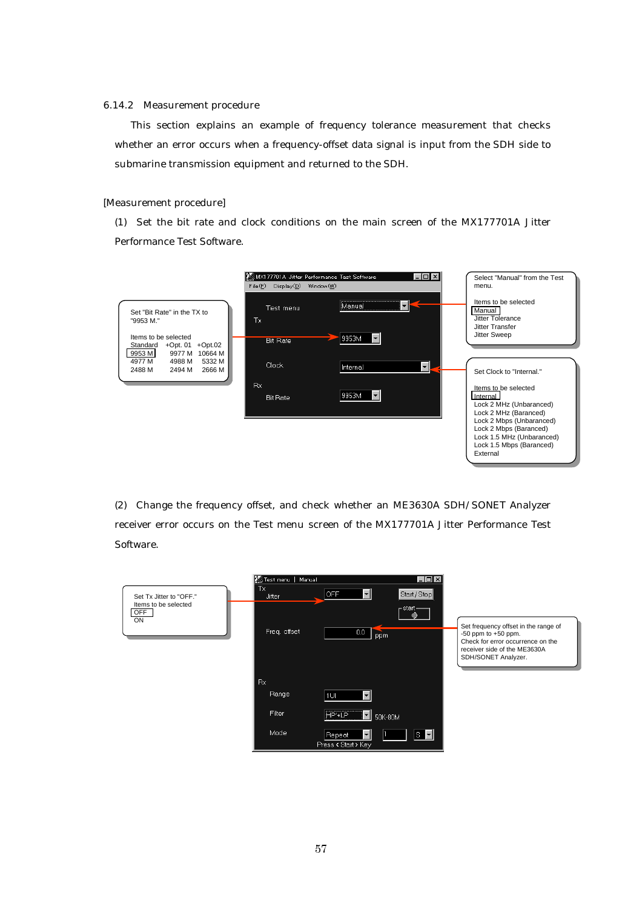### 6.14.2 Measurement procedure

This section explains an example of frequency tolerance measurement that checks whether an error occurs when a frequency-offset data signal is input from the SDH side to submarine transmission equipment and returned to the SDH.

[Measurement procedure]

(1) Set the bit rate and clock conditions on the main screen of the MX177701A Jitter Performance Test Software.

Set "Bit Rate" in the TX to "9953 M."

Items to be selected

| Standard | +Opt. 01 | +Opt.02 |
|---|---|---|
| 9953 M | 9977 M | 10664 M |
| 4977 M | 4988 M | 5332 M |
| 2488 M | 2494 M | 2666 M |

MX177701A Jitter Performance Test Software

File(F) Display(D) Window(W)

Test menu: Manual
Tx
Bit Rate: 9953M
Clock: Internal
Rx
Bit Rate: 9953M

Select "Manual" from the Test menu.

Items to be selected
- Manual
- Jitter Tolerance
- Jitter Transfer
- Jitter Sweep

Set Clock to "Internal."

Items to be selected
- Internal
- Lock 2 MHz (Unbaranced)
- Lock 2 MHz (Baranced)
- Lock 2 Mbps (Unbaranced)
- Lock 2 Mbps (Baranced)
- Lock 1.5 MHz (Unbaranced)
- Lock 1.5 Mbps (Baranced)
- External

(2) Change the frequency offset, and check whether an ME3630A SDH/SONET Analyzer receiver error occurs on the Test menu screen of the MX177701A Jitter Performance Test Software.

Set Tx Jitter to "OFF."
Items to be selected
- OFF
- ON

Test menu | Manual

Tx
Jitter: OFF  Start/Stop  start
Freq. offset: 0.0 ppm
Rx
Range: 1UI
Filter: HP+LP 50K-80M
Mode: Repeat 1 S
Press <Start> Key

Set frequency offset in the range of -50 ppm to +50 ppm.
Check for error occurrence on the receiver side of the ME3630A SDH/SONET Analyzer.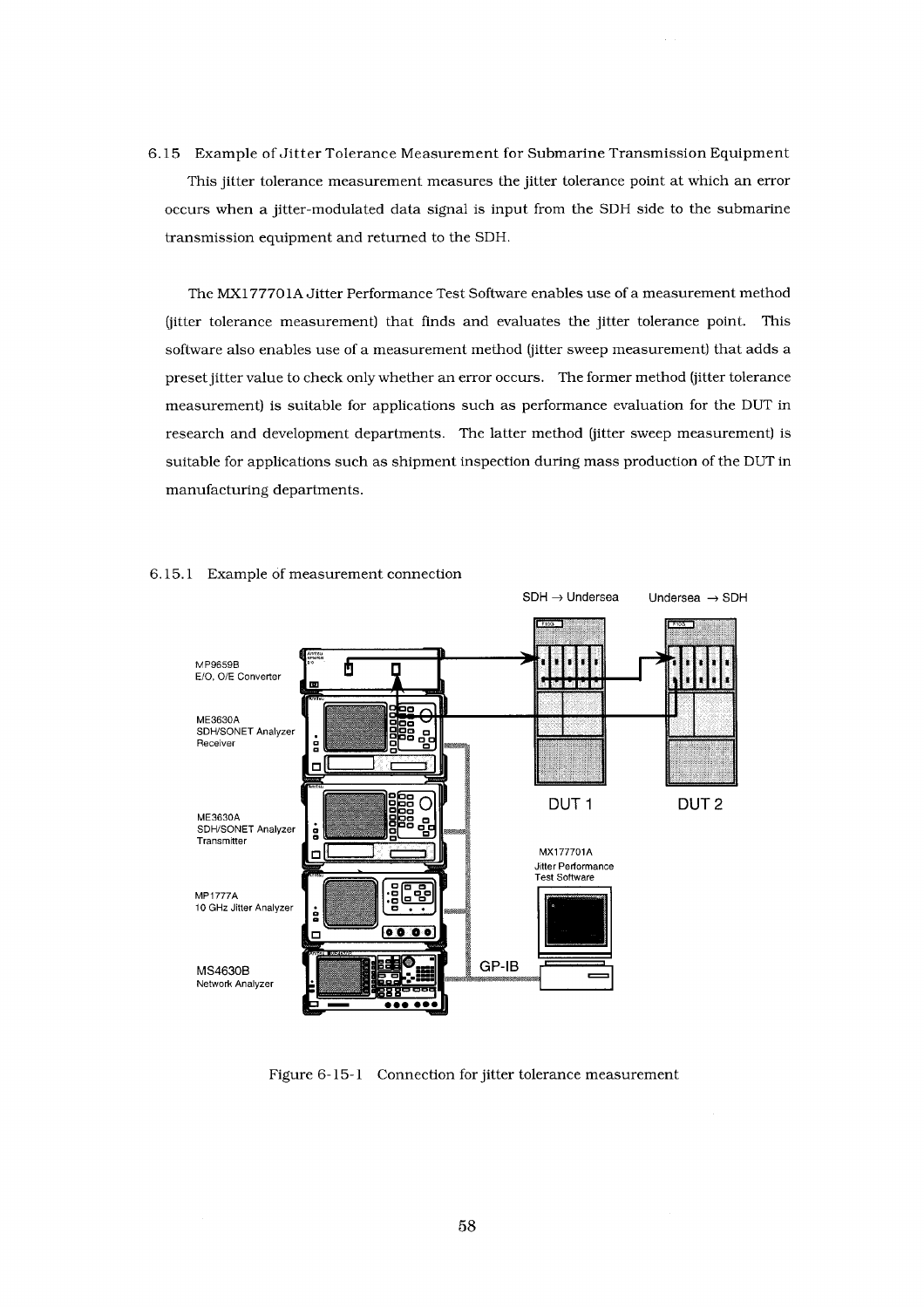## 6.15 Example of Jitter Tolerance Measurement for Submarine Transmission Equipment

This jitter tolerance measurement measures the jitter tolerance point at which an error occurs when a jitter-modulated data signal is input from the SDH side to the submarine transmission equipment and returned to the SDH.

The MX177701A Jitter Performance Test Software enables use of a measurement method (jitter tolerance measurement) that finds and evaluates the jitter tolerance point. This software also enables use of a measurement method (jitter sweep measurement) that adds a preset jitter value to check only whether an error occurs. The former method (jitter tolerance measurement) is suitable for applications such as performance evaluation for the DUT in research and development departments. The latter method (jitter sweep measurement) is suitable for applications such as shipment inspection during mass production of the DUT in manufacturing departments.

### 6.15.1 Example of measurement connection

Figure 6-15-1 Connection for jitter tolerance measurement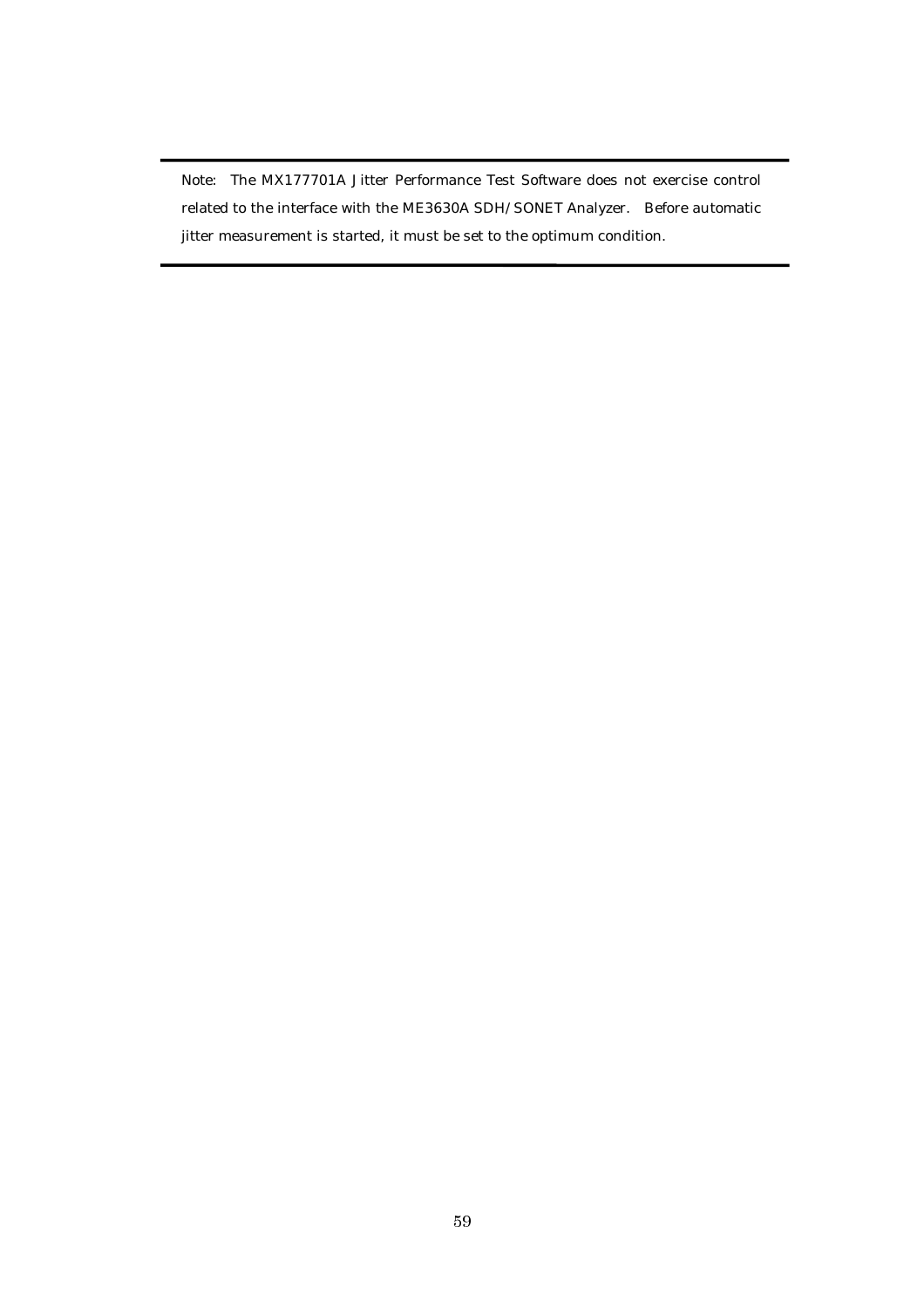Note: The MX177701A Jitter Performance Test Software does not exercise control related to the interface with the ME3630A SDH/SONET Analyzer. Before automatic jitter measurement is started, it must be set to the optimum condition.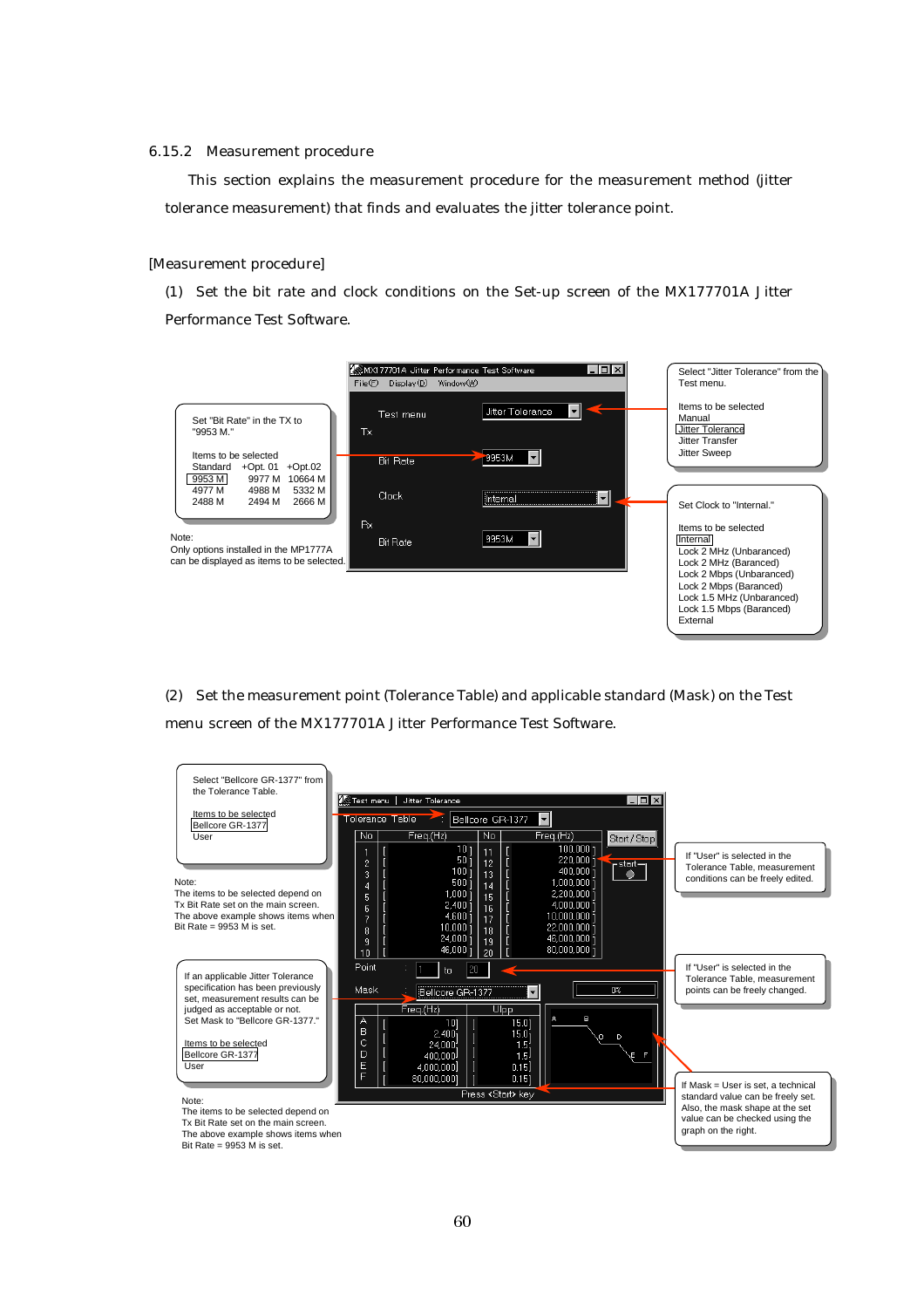### 6.15.2 Measurement procedure

This section explains the measurement procedure for the measurement method (jitter tolerance measurement) that finds and evaluates the jitter tolerance point.

[Measurement procedure]

(1) Set the bit rate and clock conditions on the Set-up screen of the MX177701A Jitter Performance Test Software.

Set "Bit Rate" in the TX to "9953 M."

Items to be selected

| Standard | +Opt. 01 | +Opt.02 |
|---|---|---|
| 9953 M | 9977 M | 10664 M |
| 4977 M | 4988 M | 5332 M |
| 2488 M | 2494 M | 2666 M |

Note:
Only options installed in the MP1777A can be displayed as items to be selected.

MX177701A Jitter Performance Test Software
File(F) Display(D) Window(W)

Test menu: Jitter Tolerance
Tx
Bit Rate: 9953M
Clock: Internal
Rx
Bit Rate: 9953M

Select "Jitter Tolerance" from the Test menu.

Items to be selected
Manual
Jitter Tolerance
Jitter Transfer
Jitter Sweep

Set Clock to "Internal."

Items to be selected
Internal
Lock 2 MHz (Unbaranced)
Lock 2 MHz (Baranced)
Lock 2 Mbps (Unbaranced)
Lock 2 Mbps (Baranced)
Lock 1.5 MHz (Unbaranced)
Lock 1.5 Mbps (Baranced)
External

(2) Set the measurement point (Tolerance Table) and applicable standard (Mask) on the Test menu screen of the MX177701A Jitter Performance Test Software.

Select "Bellcore GR-1377" from the Tolerance Table.

Items to be selected
Bellcore GR-1377
User

Note:
The items to be selected depend on the Tx Bit Rate set on the main screen.
The above example shows items when Bit Rate = 9953 M is set.

Test menu | Jitter Tolerance

Tolerance Table : Bellcore GR-1377

| No | Freq.(Hz) | No | Freq.(Hz) |
|---|---|---|---|
| 1 | 10 | 11 | 100,000 |
| 2 | 50 | 12 | 220,000 |
| 3 | 100 | 13 | 400,000 |
| 4 | 500 | 14 | 1,000,000 |
| 5 | 1,000 | 15 | 2,200,000 |
| 6 | 2,400 | 16 | 4,000,000 |
| 7 | 4,600 | 17 | 10,000,000 |
| 8 | 10,000 | 18 | 22,000,000 |
| 9 | 24,000 | 19 | 46,000,000 |
| 10 | 46,000 | 20 | 80,000,000 |

Start/Stop

Point : 1 to 20

Mask : Bellcore GR-1377

| | Freq.(Hz) | UIpp |
|---|---|---|
| A | 10 | 15.0 |
| B | 2,400 | 15.0 |
| C | 24,000 | 1.5 |
| D | 400,000 | 1.5 |
| E | 4,000,000 | 0.15 |
| F | 80,000,000 | 0.15 |

Press <Start> key

If "User" is selected in the Tolerance Table, measurement conditions can be freely edited.

If "User" is selected in the Tolerance Table, measurement points can be freely changed.

If an applicable Jitter Tolerance specification has been previously set, measurement results can be judged as acceptable or not.
Set Mask to "Bellcore GR-1377."

Items to be selected
Bellcore GR-1377
User

Note:
The items to be selected depend on Tx Bit Rate set on the main screen.
The above example shows items when Bit Rate = 9953 M is set.

If Mask = User is set, a technical standard value can be freely set.
Also, the mask shape at the set value can be checked using the graph on the right.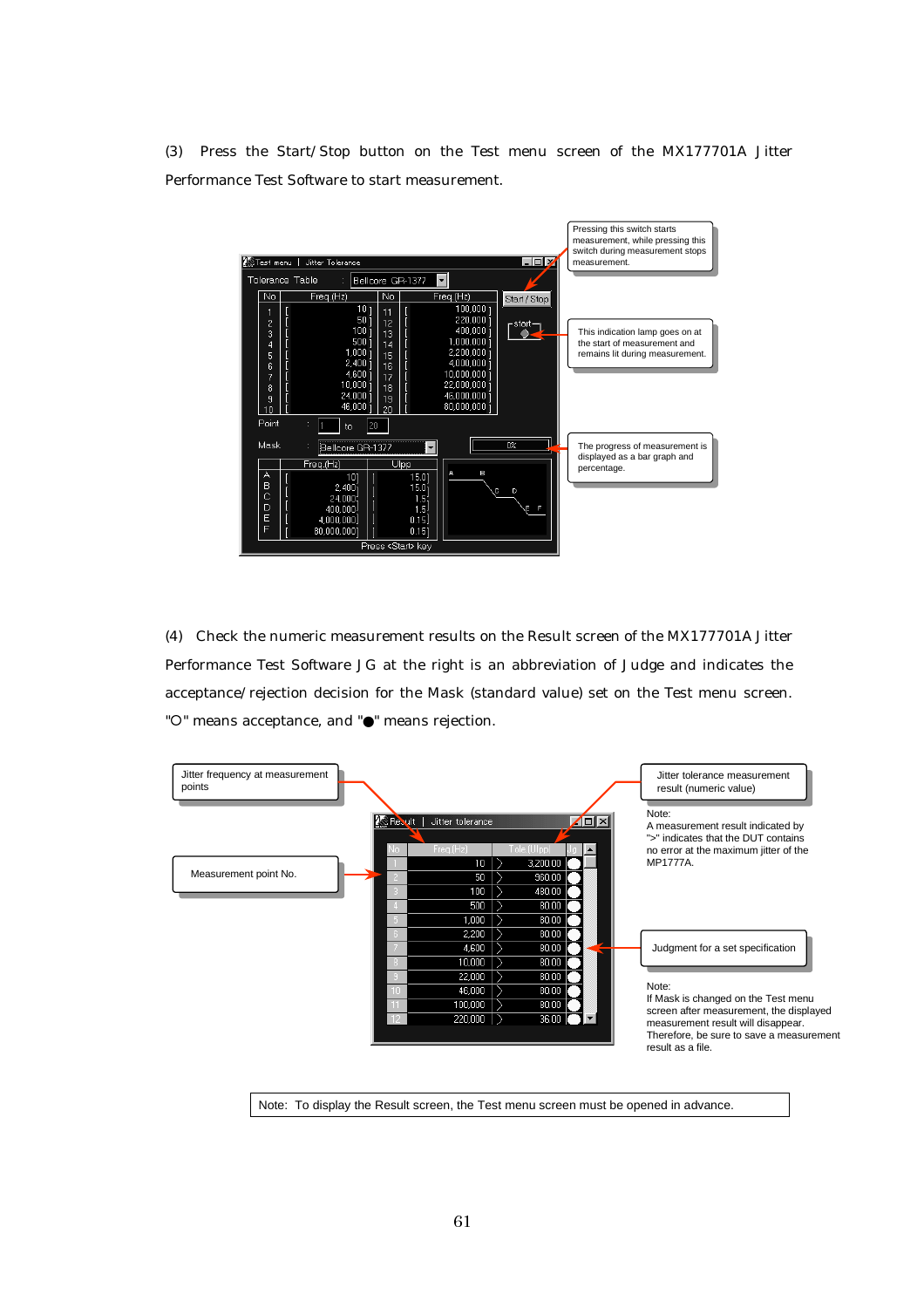(3) Press the Start/Stop button on the Test menu screen of the MX177701A Jitter Performance Test Software to start measurement.

Pressing this switch starts measurement, while pressing this switch during measurement stops measurement.

This indication lamp goes on at the start of measurement and remains lit during measurement.

The progress of measurement is displayed as a bar graph and percentage.

(4) Check the numeric measurement results on the Result screen of the MX177701A Jitter Performance Test Software JG at the right is an abbreviation of Judge and indicates the acceptance/rejection decision for the Mask (standard value) set on the Test menu screen. "○" means acceptance, and "●" means rejection.

Jitter frequency at measurement points

Measurement point No.

Jitter tolerance measurement result (numeric value)

Note:
A measurement result indicated by ">" indicates that the DUT contains no error at the maximum jitter of the MP1777A.

Judgment for a set specification

Note:
If Mask is changed on the Test menu screen after measurement, the displayed measurement result will disappear. Therefore, be sure to save a measurement result as a file.

Note: To display the Result screen, the Test menu screen must be opened in advance.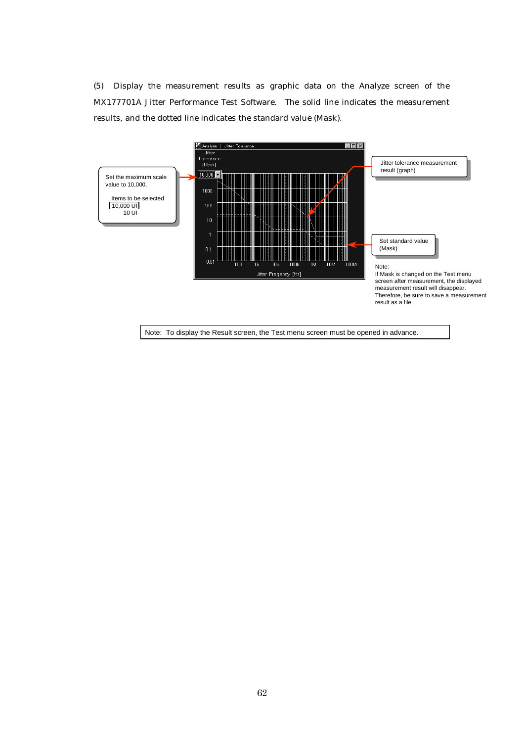(5) Display the measurement results as graphic data on the Analyze screen of the MX177701A Jitter Performance Test Software. The solid line indicates the measurement results, and the dotted line indicates the standard value (Mask).

Set the maximum scale value to 10,000.

Items to be selected
10,000 UI
10 UI

Jitter tolerance measurement result (graph)

Set standard value (Mask)

Note:
If Mask is changed on the Test menu screen after measurement, the displayed measurement result will disappear. Therefore, be sure to save a measurement result as a file.

Note: To display the Result screen, the Test menu screen must be opened in advance.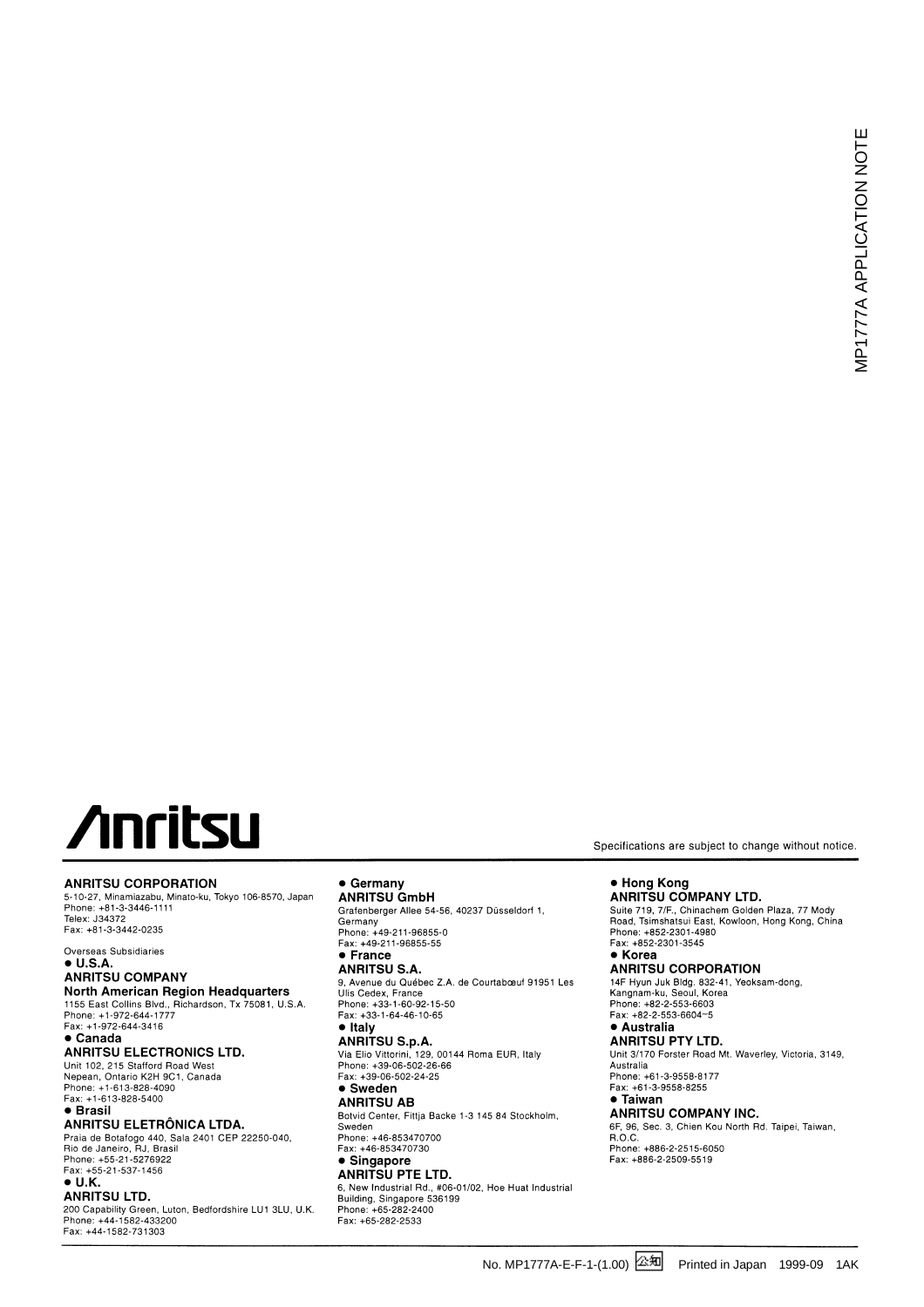MP1777A APPLICATION NOTE

# Anritsu

Specifications are subject to change without notice.

**ANRITSU CORPORATION**
5-10-27, Minamiazabu, Minato-ku, Tokyo 106-8570, Japan
Phone: +81-3-3446-1111
Telex: J34372
Fax: +81-3-3442-0235

Overseas Subsidiaries

**• U.S.A.**
**ANRITSU COMPANY**
**North American Region Headquarters**
1155 East Collins Blvd., Richardson, Tx 75081, U.S.A.
Phone: +1-972-644-1777
Fax: +1-972-644-3416

**• Canada**
**ANRITSU ELECTRONICS LTD.**
Unit 102, 215 Stafford Road West
Nepean, Ontario K2H 9C1, Canada
Phone: +1-613-828-4090
Fax: +1-613-828-5400

**• Brasil**
**ANRITSU ELETRÔNICA LTDA.**
Praia de Botafogo 440, Sala 2401 CEP 22250-040,
Rio de Janeiro, RJ, Brasil
Phone: +55-21-5276922
Fax: +55-21-537-1456

**• U.K.**
**ANRITSU LTD.**
200 Capability Green, Luton, Bedfordshire LU1 3LU, U.K.
Phone: +44-1582-433200
Fax: +44-1582-731303

**• Germany**
**ANRITSU GmbH**
Grafenberger Allee 54-56, 40237 Düsseldorf 1,
Germany
Phone: +49-211-96855-0
Fax: +49-211-96855-55

**• France**
**ANRITSU S.A.**
9, Avenue du Québec Z.A. de Courtabœuf 91951 Les
Ulis Cedex, France
Phone: +33-1-60-92-15-50
Fax: +33-1-64-46-10-65

**• Italy**
**ANRITSU S.p.A.**
Via Elio Vittorini, 129, 00144 Roma EUR, Italy
Phone: +39-06-502-26-66
Fax: +39-06-502-24-25

**• Sweden**
**ANRITSU AB**
Botvid Center, Fittja Backe 1-3 145 84 Stockholm,
Sweden
Phone: +46-853470700
Fax: +46-853470730

**• Singapore**
**ANRITSU PTE LTD.**
6, New Industrial Rd., #06-01/02, Hoe Huat Industrial
Building, Singapore 536199
Phone: +65-282-2400
Fax: +65-282-2533

**• Hong Kong**
**ANRITSU COMPANY LTD.**
Suite 719, 7/F., Chinachem Golden Plaza, 77 Mody
Road, Tsimshatsui East, Kowloon, Hong Kong, China
Phone: +852-2301-4980
Fax: +852-2301-3545

**• Korea**
**ANRITSU CORPORATION**
14F Hyun Juk Bldg. 832-41, Yeoksam-dong,
Kangnam-ku, Seoul, Korea
Phone: +82-2-553-6603
Fax: +82-2-553-6604~5

**• Australia**
**ANRITSU PTY LTD.**
Unit 3/170 Forster Road Mt. Waverley, Victoria, 3149,
Australia
Phone: +61-3-9558-8177
Fax: +61-3-9558-8255

**• Taiwan**
**ANRITSU COMPANY INC.**
6F, 96, Sec. 3, Chien Kou North Rd. Taipei, Taiwan,
R.O.C.
Phone: +886-2-2515-6050
Fax: +886-2-2509-5519

No. MP1777A-E-F-1-(1.00) 公知 Printed in Japan 1999-09 1AK